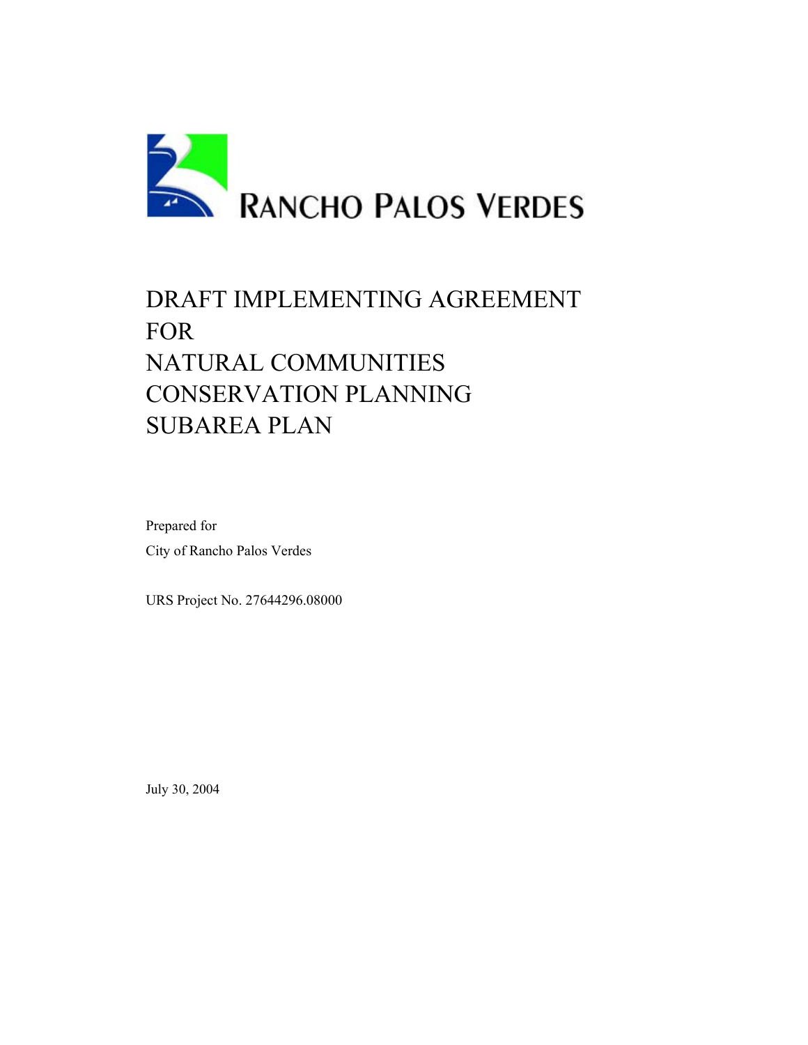RANCHO PALOS VERDES

# DRAFT IMPLEMENTING AGREEMENT FOR NATURAL COMMUNITIES CONSERVATION PLANNING SUBAREA PLAN

Prepared for

City of Rancho Palos Verdes

URS Project No. 27644296.08000

July 30, 2004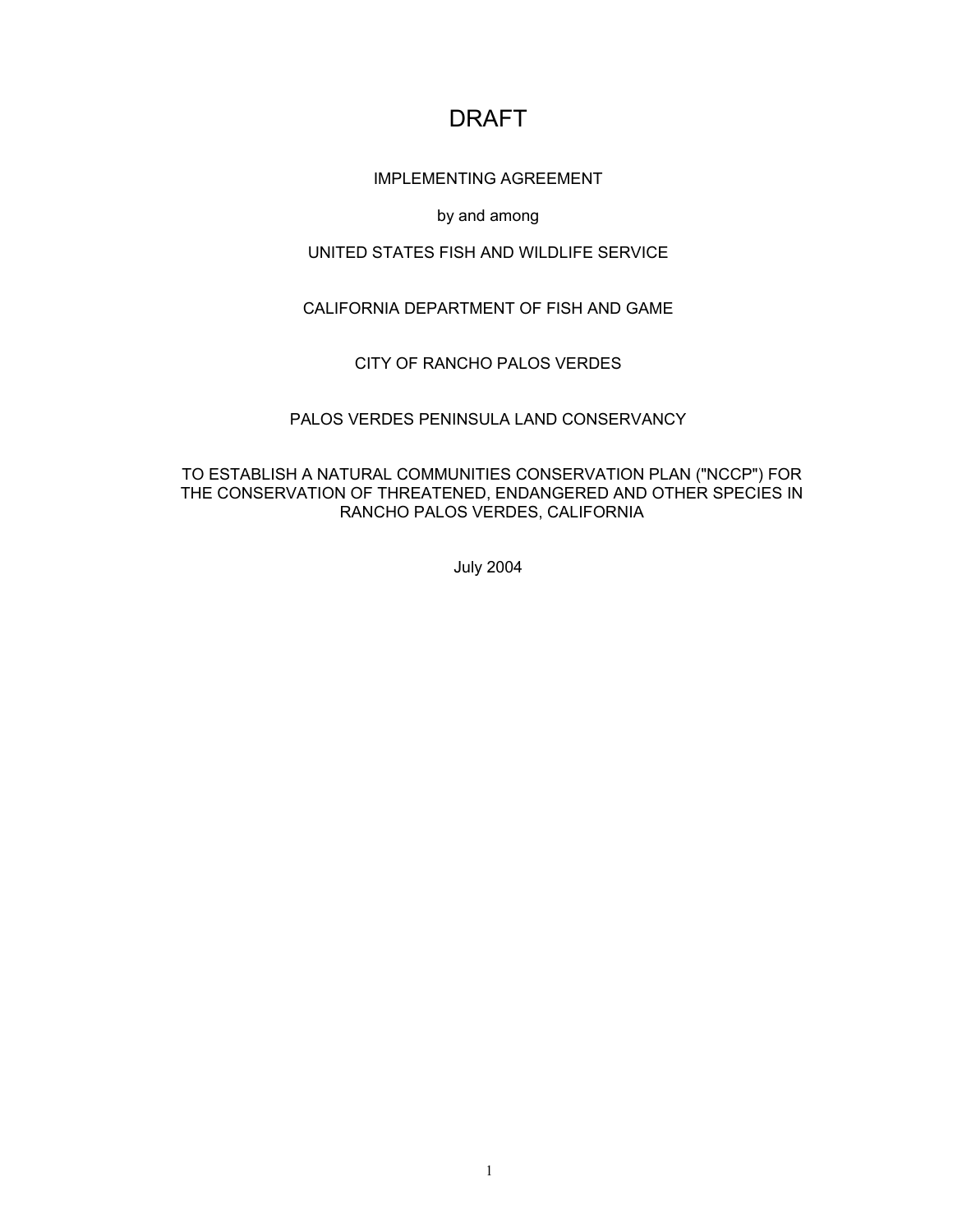# DRAFT

IMPLEMENTING AGREEMENT

by and among

UNITED STATES FISH AND WILDLIFE SERVICE

CALIFORNIA DEPARTMENT OF FISH AND GAME

CITY OF RANCHO PALOS VERDES

PALOS VERDES PENINSULA LAND CONSERVANCY

TO ESTABLISH A NATURAL COMMUNITIES CONSERVATION PLAN ("NCCP") FOR THE CONSERVATION OF THREATENED, ENDANGERED AND OTHER SPECIES IN RANCHO PALOS VERDES, CALIFORNIA

July 2004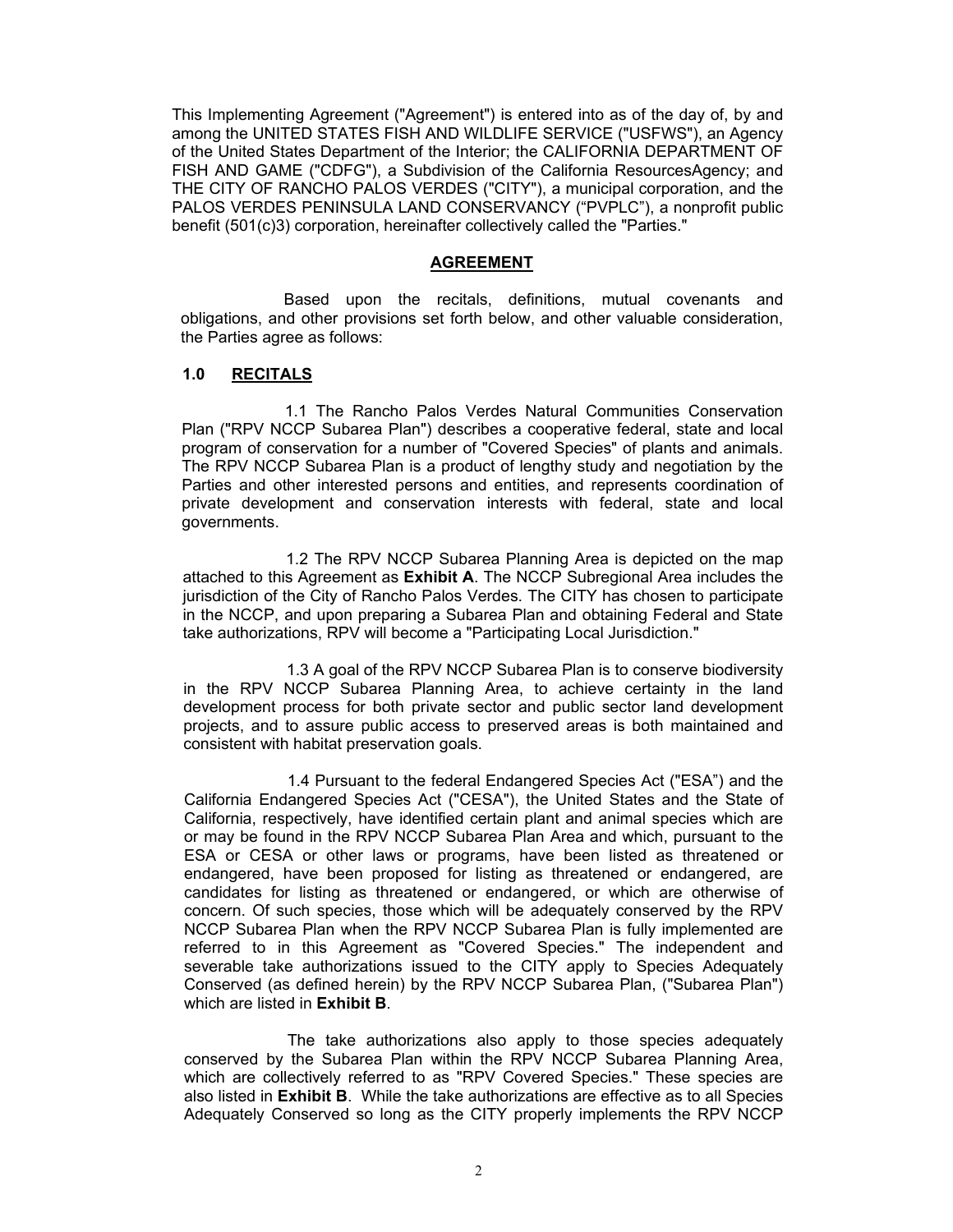This Implementing Agreement ("Agreement") is entered into as of the day of, by and among the UNITED STATES FISH AND WILDLIFE SERVICE ("USFWS"), an Agency of the United States Department of the Interior; the CALIFORNIA DEPARTMENT OF FISH AND GAME ("CDFG"), a Subdivision of the California ResourcesAgency; and THE CITY OF RANCHO PALOS VERDES ("CITY"), a municipal corporation, and the PALOS VERDES PENINSULA LAND CONSERVANCY ("PVPLC"), a nonprofit public benefit (501(c)3) corporation, hereinafter collectively called the "Parties."

## AGREEMENT

Based upon the recitals, definitions, mutual covenants and obligations, and other provisions set forth below, and other valuable consideration, the Parties agree as follows:

### 1.0 RECITALS

1.1 The Rancho Palos Verdes Natural Communities Conservation Plan ("RPV NCCP Subarea Plan") describes a cooperative federal, state and local program of conservation for a number of "Covered Species" of plants and animals. The RPV NCCP Subarea Plan is a product of lengthy study and negotiation by the Parties and other interested persons and entities, and represents coordination of private development and conservation interests with federal, state and local governments.

1.2 The RPV NCCP Subarea Planning Area is depicted on the map attached to this Agreement as **Exhibit A**. The NCCP Subregional Area includes the jurisdiction of the City of Rancho Palos Verdes. The CITY has chosen to participate in the NCCP, and upon preparing a Subarea Plan and obtaining Federal and State take authorizations, RPV will become a "Participating Local Jurisdiction."

1.3 A goal of the RPV NCCP Subarea Plan is to conserve biodiversity in the RPV NCCP Subarea Planning Area, to achieve certainty in the land development process for both private sector and public sector land development projects, and to assure public access to preserved areas is both maintained and consistent with habitat preservation goals.

1.4 Pursuant to the federal Endangered Species Act ("ESA") and the California Endangered Species Act ("CESA"), the United States and the State of California, respectively, have identified certain plant and animal species which are or may be found in the RPV NCCP Subarea Plan Area and which, pursuant to the ESA or CESA or other laws or programs, have been listed as threatened or endangered, have been proposed for listing as threatened or endangered, are candidates for listing as threatened or endangered, or which are otherwise of concern. Of such species, those which will be adequately conserved by the RPV NCCP Subarea Plan when the RPV NCCP Subarea Plan is fully implemented are referred to in this Agreement as "Covered Species." The independent and severable take authorizations issued to the CITY apply to Species Adequately Conserved (as defined herein) by the RPV NCCP Subarea Plan, ("Subarea Plan") which are listed in **Exhibit B**.

The take authorizations also apply to those species adequately conserved by the Subarea Plan within the RPV NCCP Subarea Planning Area, which are collectively referred to as "RPV Covered Species." These species are also listed in **Exhibit B**. While the take authorizations are effective as to all Species Adequately Conserved so long as the CITY properly implements the RPV NCCP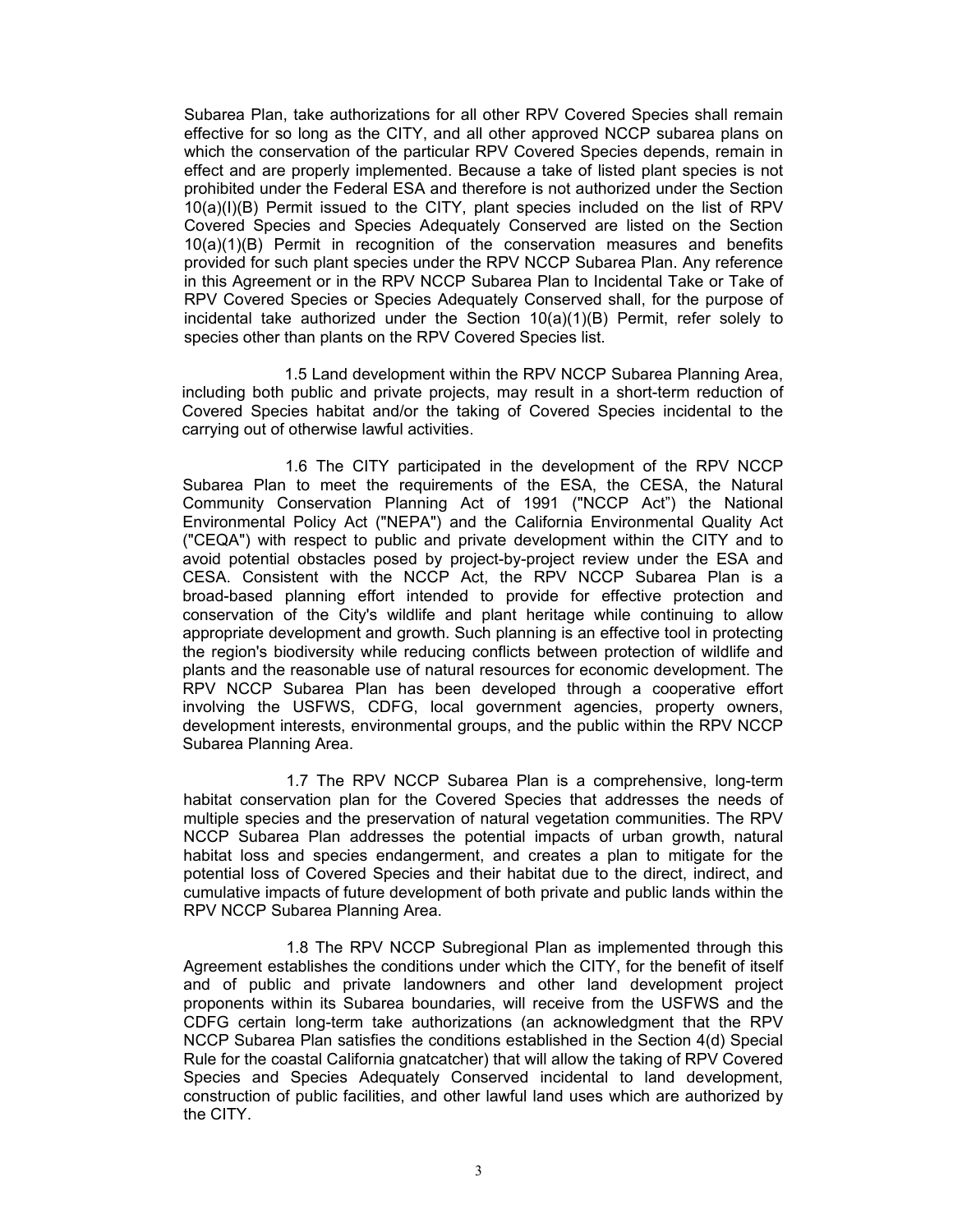Subarea Plan, take authorizations for all other RPV Covered Species shall remain effective for so long as the CITY, and all other approved NCCP subarea plans on which the conservation of the particular RPV Covered Species depends, remain in effect and are properly implemented. Because a take of listed plant species is not prohibited under the Federal ESA and therefore is not authorized under the Section 10(a)(I)(B) Permit issued to the CITY, plant species included on the list of RPV Covered Species and Species Adequately Conserved are listed on the Section 10(a)(1)(B) Permit in recognition of the conservation measures and benefits provided for such plant species under the RPV NCCP Subarea Plan. Any reference in this Agreement or in the RPV NCCP Subarea Plan to Incidental Take or Take of RPV Covered Species or Species Adequately Conserved shall, for the purpose of incidental take authorized under the Section 10(a)(1)(B) Permit, refer solely to species other than plants on the RPV Covered Species list.

1.5 Land development within the RPV NCCP Subarea Planning Area, including both public and private projects, may result in a short-term reduction of Covered Species habitat and/or the taking of Covered Species incidental to the carrying out of otherwise lawful activities.

1.6 The CITY participated in the development of the RPV NCCP Subarea Plan to meet the requirements of the ESA, the CESA, the Natural Community Conservation Planning Act of 1991 ("NCCP Act") the National Environmental Policy Act ("NEPA") and the California Environmental Quality Act ("CEQA") with respect to public and private development within the CITY and to avoid potential obstacles posed by project-by-project review under the ESA and CESA. Consistent with the NCCP Act, the RPV NCCP Subarea Plan is a broad-based planning effort intended to provide for effective protection and conservation of the City's wildlife and plant heritage while continuing to allow appropriate development and growth. Such planning is an effective tool in protecting the region's biodiversity while reducing conflicts between protection of wildlife and plants and the reasonable use of natural resources for economic development. The RPV NCCP Subarea Plan has been developed through a cooperative effort involving the USFWS, CDFG, local government agencies, property owners, development interests, environmental groups, and the public within the RPV NCCP Subarea Planning Area.

1.7 The RPV NCCP Subarea Plan is a comprehensive, long-term habitat conservation plan for the Covered Species that addresses the needs of multiple species and the preservation of natural vegetation communities. The RPV NCCP Subarea Plan addresses the potential impacts of urban growth, natural habitat loss and species endangerment, and creates a plan to mitigate for the potential loss of Covered Species and their habitat due to the direct, indirect, and cumulative impacts of future development of both private and public lands within the RPV NCCP Subarea Planning Area.

1.8 The RPV NCCP Subregional Plan as implemented through this Agreement establishes the conditions under which the CITY, for the benefit of itself and of public and private landowners and other land development project proponents within its Subarea boundaries, will receive from the USFWS and the CDFG certain long-term take authorizations (an acknowledgment that the RPV NCCP Subarea Plan satisfies the conditions established in the Section 4(d) Special Rule for the coastal California gnatcatcher) that will allow the taking of RPV Covered Species and Species Adequately Conserved incidental to land development, construction of public facilities, and other lawful land uses which are authorized by the CITY.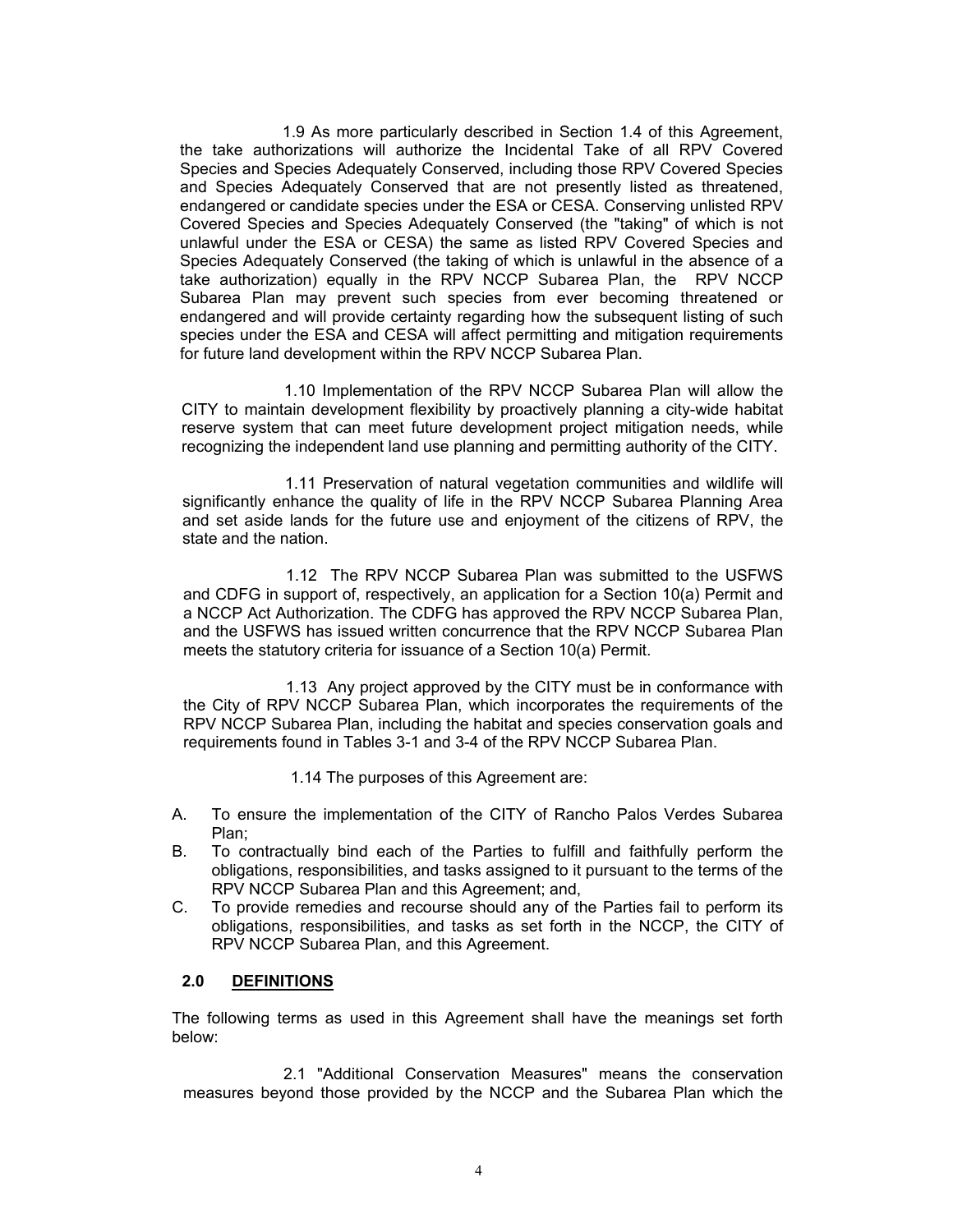1.9 As more particularly described in Section 1.4 of this Agreement, the take authorizations will authorize the Incidental Take of all RPV Covered Species and Species Adequately Conserved, including those RPV Covered Species and Species Adequately Conserved that are not presently listed as threatened, endangered or candidate species under the ESA or CESA. Conserving unlisted RPV Covered Species and Species Adequately Conserved (the "taking" of which is not unlawful under the ESA or CESA) the same as listed RPV Covered Species and Species Adequately Conserved (the taking of which is unlawful in the absence of a take authorization) equally in the RPV NCCP Subarea Plan, the RPV NCCP Subarea Plan may prevent such species from ever becoming threatened or endangered and will provide certainty regarding how the subsequent listing of such species under the ESA and CESA will affect permitting and mitigation requirements for future land development within the RPV NCCP Subarea Plan.

1.10 Implementation of the RPV NCCP Subarea Plan will allow the CITY to maintain development flexibility by proactively planning a city-wide habitat reserve system that can meet future development project mitigation needs, while recognizing the independent land use planning and permitting authority of the CITY.

1.11 Preservation of natural vegetation communities and wildlife will significantly enhance the quality of life in the RPV NCCP Subarea Planning Area and set aside lands for the future use and enjoyment of the citizens of RPV, the state and the nation.

1.12 The RPV NCCP Subarea Plan was submitted to the USFWS and CDFG in support of, respectively, an application for a Section 10(a) Permit and a NCCP Act Authorization. The CDFG has approved the RPV NCCP Subarea Plan, and the USFWS has issued written concurrence that the RPV NCCP Subarea Plan meets the statutory criteria for issuance of a Section 10(a) Permit.

1.13 Any project approved by the CITY must be in conformance with the City of RPV NCCP Subarea Plan, which incorporates the requirements of the RPV NCCP Subarea Plan, including the habitat and species conservation goals and requirements found in Tables 3-1 and 3-4 of the RPV NCCP Subarea Plan.

1.14 The purposes of this Agreement are:

A. To ensure the implementation of the CITY of Rancho Palos Verdes Subarea Plan;
B. To contractually bind each of the Parties to fulfill and faithfully perform the obligations, responsibilities, and tasks assigned to it pursuant to the terms of the RPV NCCP Subarea Plan and this Agreement; and,
C. To provide remedies and recourse should any of the Parties fail to perform its obligations, responsibilities, and tasks as set forth in the NCCP, the CITY of RPV NCCP Subarea Plan, and this Agreement.

## 2.0 DEFINITIONS

The following terms as used in this Agreement shall have the meanings set forth below:

2.1 "Additional Conservation Measures" means the conservation measures beyond those provided by the NCCP and the Subarea Plan which the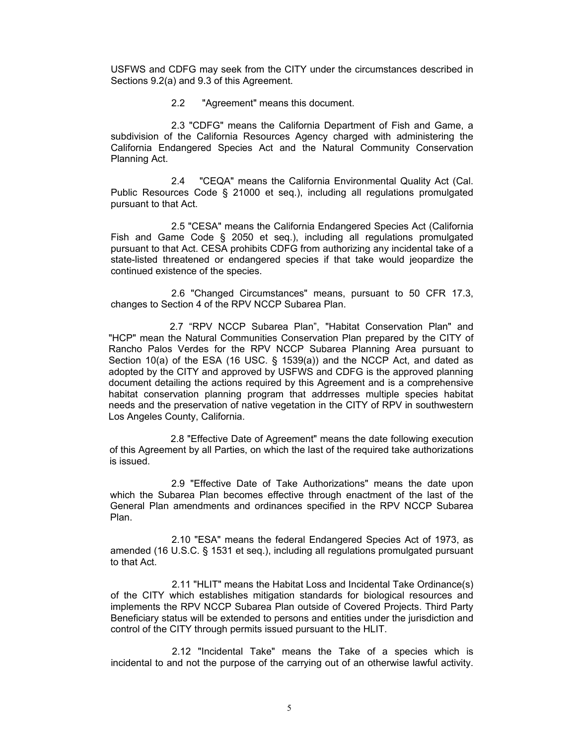USFWS and CDFG may seek from the CITY under the circumstances described in Sections 9.2(a) and 9.3 of this Agreement.

2.2 "Agreement" means this document.

2.3 "CDFG" means the California Department of Fish and Game, a subdivision of the California Resources Agency charged with administering the California Endangered Species Act and the Natural Community Conservation Planning Act.

2.4 "CEQA" means the California Environmental Quality Act (Cal. Public Resources Code § 21000 et seq.), including all regulations promulgated pursuant to that Act.

2.5 "CESA" means the California Endangered Species Act (California Fish and Game Code § 2050 et seq.), including all regulations promulgated pursuant to that Act. CESA prohibits CDFG from authorizing any incidental take of a state-listed threatened or endangered species if that take would jeopardize the continued existence of the species.

2.6 "Changed Circumstances" means, pursuant to 50 CFR 17.3, changes to Section 4 of the RPV NCCP Subarea Plan.

2.7 "RPV NCCP Subarea Plan", "Habitat Conservation Plan" and "HCP" mean the Natural Communities Conservation Plan prepared by the CITY of Rancho Palos Verdes for the RPV NCCP Subarea Planning Area pursuant to Section 10(a) of the ESA (16 USC. § 1539(a)) and the NCCP Act, and dated as adopted by the CITY and approved by USFWS and CDFG is the approved planning document detailing the actions required by this Agreement and is a comprehensive habitat conservation planning program that addrresses multiple species habitat needs and the preservation of native vegetation in the CITY of RPV in southwestern Los Angeles County, California.

2.8 "Effective Date of Agreement" means the date following execution of this Agreement by all Parties, on which the last of the required take authorizations is issued.

2.9 "Effective Date of Take Authorizations" means the date upon which the Subarea Plan becomes effective through enactment of the last of the General Plan amendments and ordinances specified in the RPV NCCP Subarea Plan.

2.10 "ESA" means the federal Endangered Species Act of 1973, as amended (16 U.S.C. § 1531 et seq.), including all regulations promulgated pursuant to that Act.

2.11 "HLIT" means the Habitat Loss and Incidental Take Ordinance(s) of the CITY which establishes mitigation standards for biological resources and implements the RPV NCCP Subarea Plan outside of Covered Projects. Third Party Beneficiary status will be extended to persons and entities under the jurisdiction and control of the CITY through permits issued pursuant to the HLIT.

2.12 "Incidental Take" means the Take of a species which is incidental to and not the purpose of the carrying out of an otherwise lawful activity.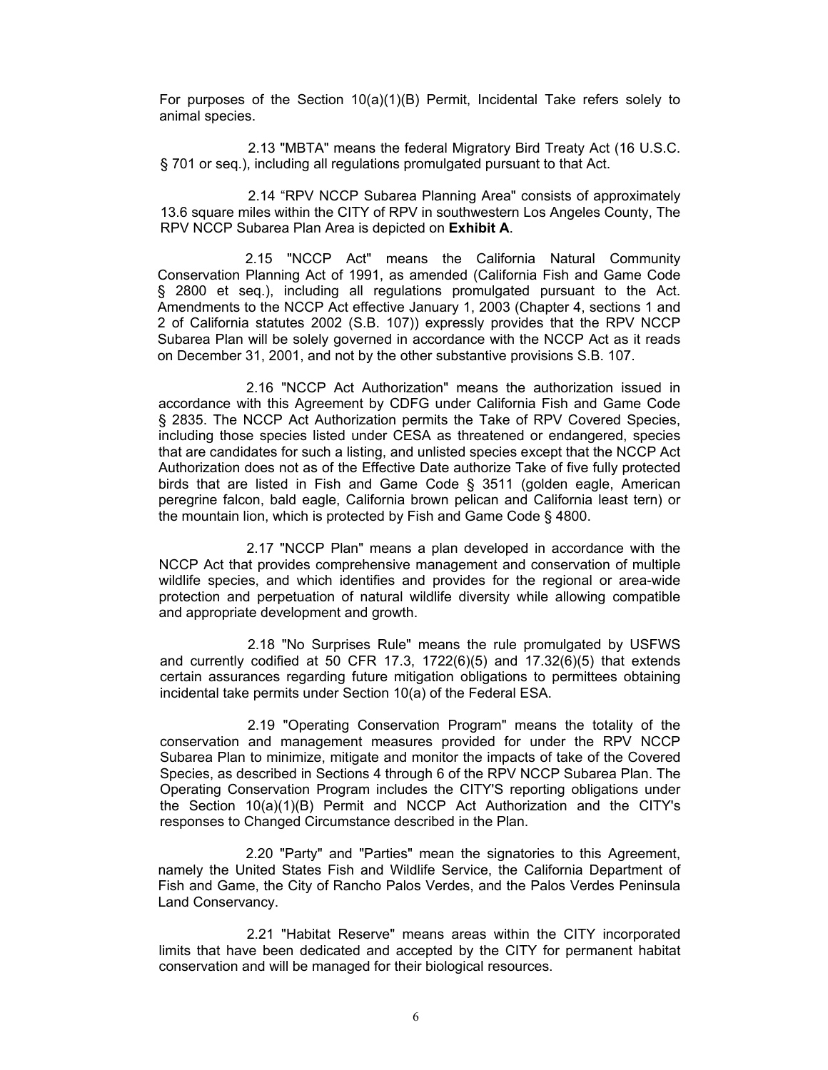For purposes of the Section 10(a)(1)(B) Permit, Incidental Take refers solely to animal species.

2.13 "MBTA" means the federal Migratory Bird Treaty Act (16 U.S.C. § 701 or seq.), including all regulations promulgated pursuant to that Act.

2.14 "RPV NCCP Subarea Planning Area" consists of approximately 13.6 square miles within the CITY of RPV in southwestern Los Angeles County, The RPV NCCP Subarea Plan Area is depicted on **Exhibit A**.

2.15 "NCCP Act" means the California Natural Community Conservation Planning Act of 1991, as amended (California Fish and Game Code § 2800 et seq.), including all regulations promulgated pursuant to the Act. Amendments to the NCCP Act effective January 1, 2003 (Chapter 4, sections 1 and 2 of California statutes 2002 (S.B. 107)) expressly provides that the RPV NCCP Subarea Plan will be solely governed in accordance with the NCCP Act as it reads on December 31, 2001, and not by the other substantive provisions S.B. 107.

2.16 "NCCP Act Authorization" means the authorization issued in accordance with this Agreement by CDFG under California Fish and Game Code § 2835. The NCCP Act Authorization permits the Take of RPV Covered Species, including those species listed under CESA as threatened or endangered, species that are candidates for such a listing, and unlisted species except that the NCCP Act Authorization does not as of the Effective Date authorize Take of five fully protected birds that are listed in Fish and Game Code § 3511 (golden eagle, American peregrine falcon, bald eagle, California brown pelican and California least tern) or the mountain lion, which is protected by Fish and Game Code § 4800.

2.17 "NCCP Plan" means a plan developed in accordance with the NCCP Act that provides comprehensive management and conservation of multiple wildlife species, and which identifies and provides for the regional or area-wide protection and perpetuation of natural wildlife diversity while allowing compatible and appropriate development and growth.

2.18 "No Surprises Rule" means the rule promulgated by USFWS and currently codified at 50 CFR 17.3, 1722(6)(5) and 17.32(6)(5) that extends certain assurances regarding future mitigation obligations to permittees obtaining incidental take permits under Section 10(a) of the Federal ESA.

2.19 "Operating Conservation Program" means the totality of the conservation and management measures provided for under the RPV NCCP Subarea Plan to minimize, mitigate and monitor the impacts of take of the Covered Species, as described in Sections 4 through 6 of the RPV NCCP Subarea Plan. The Operating Conservation Program includes the CITY'S reporting obligations under the Section 10(a)(1)(B) Permit and NCCP Act Authorization and the CITY's responses to Changed Circumstance described in the Plan.

2.20 "Party" and "Parties" mean the signatories to this Agreement, namely the United States Fish and Wildlife Service, the California Department of Fish and Game, the City of Rancho Palos Verdes, and the Palos Verdes Peninsula Land Conservancy.

2.21 "Habitat Reserve" means areas within the CITY incorporated limits that have been dedicated and accepted by the CITY for permanent habitat conservation and will be managed for their biological resources.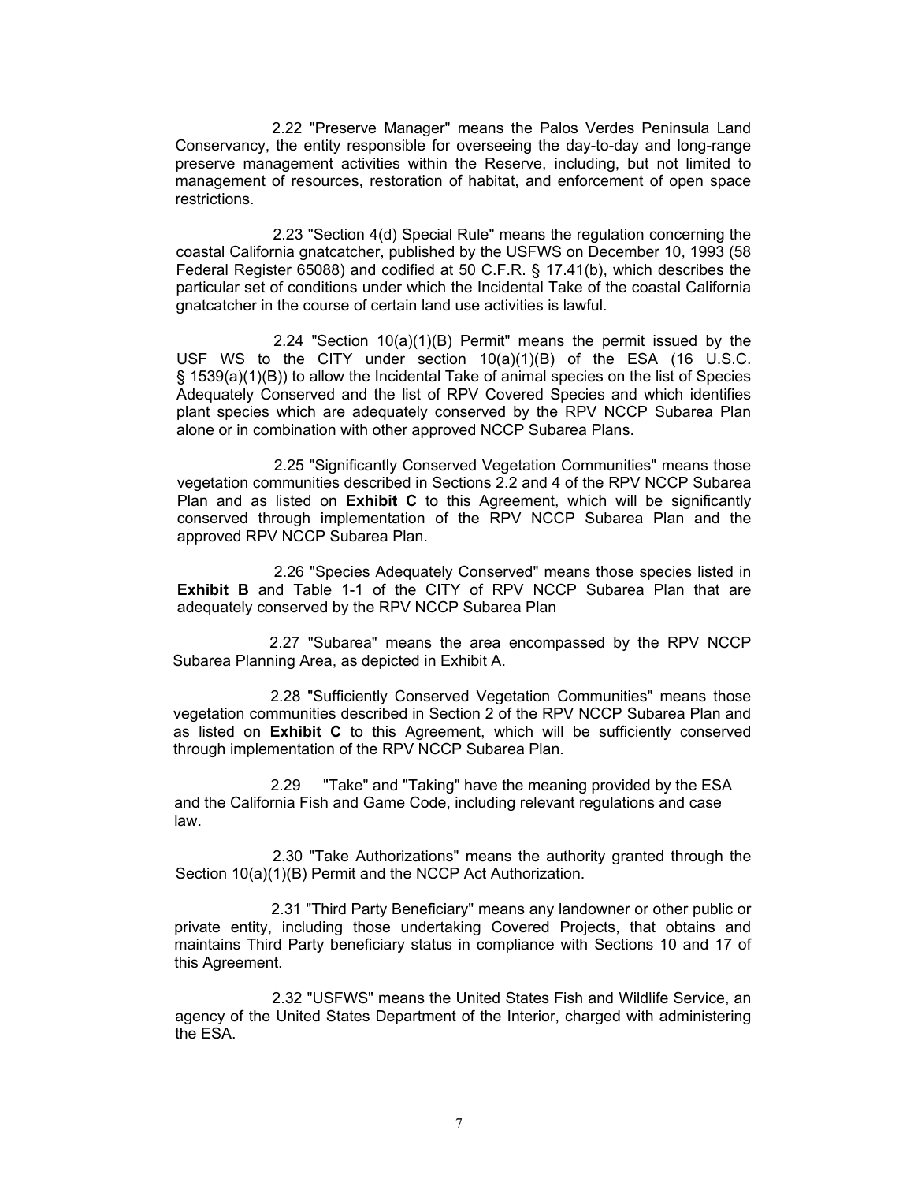2.22 "Preserve Manager" means the Palos Verdes Peninsula Land Conservancy, the entity responsible for overseeing the day-to-day and long-range preserve management activities within the Reserve, including, but not limited to management of resources, restoration of habitat, and enforcement of open space restrictions.

2.23 "Section 4(d) Special Rule" means the regulation concerning the coastal California gnatcatcher, published by the USFWS on December 10, 1993 (58 Federal Register 65088) and codified at 50 C.F.R. § 17.41(b), which describes the particular set of conditions under which the Incidental Take of the coastal California gnatcatcher in the course of certain land use activities is lawful.

2.24 "Section 10(a)(1)(B) Permit" means the permit issued by the USF WS to the CITY under section 10(a)(1)(B) of the ESA (16 U.S.C. § 1539(a)(1)(B)) to allow the Incidental Take of animal species on the list of Species Adequately Conserved and the list of RPV Covered Species and which identifies plant species which are adequately conserved by the RPV NCCP Subarea Plan alone or in combination with other approved NCCP Subarea Plans.

2.25 "Significantly Conserved Vegetation Communities" means those vegetation communities described in Sections 2.2 and 4 of the RPV NCCP Subarea Plan and as listed on **Exhibit C** to this Agreement, which will be significantly conserved through implementation of the RPV NCCP Subarea Plan and the approved RPV NCCP Subarea Plan.

2.26 "Species Adequately Conserved" means those species listed in **Exhibit B** and Table 1-1 of the CITY of RPV NCCP Subarea Plan that are adequately conserved by the RPV NCCP Subarea Plan

2.27 "Subarea" means the area encompassed by the RPV NCCP Subarea Planning Area, as depicted in Exhibit A.

2.28 "Sufficiently Conserved Vegetation Communities" means those vegetation communities described in Section 2 of the RPV NCCP Subarea Plan and as listed on **Exhibit C** to this Agreement, which will be sufficiently conserved through implementation of the RPV NCCP Subarea Plan.

2.29 "Take" and "Taking" have the meaning provided by the ESA and the California Fish and Game Code, including relevant regulations and case law.

2.30 "Take Authorizations" means the authority granted through the Section 10(a)(1)(B) Permit and the NCCP Act Authorization.

2.31 "Third Party Beneficiary" means any landowner or other public or private entity, including those undertaking Covered Projects, that obtains and maintains Third Party beneficiary status in compliance with Sections 10 and 17 of this Agreement.

2.32 "USFWS" means the United States Fish and Wildlife Service, an agency of the United States Department of the Interior, charged with administering the ESA.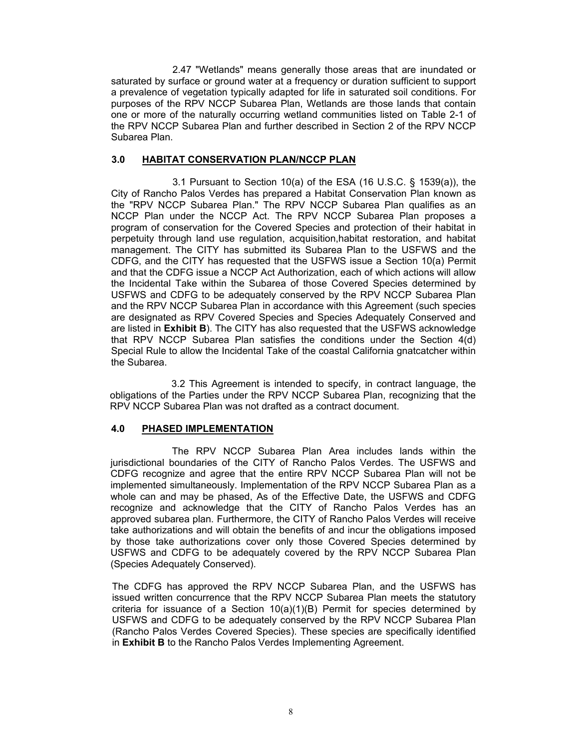2.47 "Wetlands" means generally those areas that are inundated or saturated by surface or ground water at a frequency or duration sufficient to support a prevalence of vegetation typically adapted for life in saturated soil conditions. For purposes of the RPV NCCP Subarea Plan, Wetlands are those lands that contain one or more of the naturally occurring wetland communities listed on Table 2-1 of the RPV NCCP Subarea Plan and further described in Section 2 of the RPV NCCP Subarea Plan.

## 3.0 HABITAT CONSERVATION PLAN/NCCP PLAN

3.1 Pursuant to Section 10(a) of the ESA (16 U.S.C. § 1539(a)), the City of Rancho Palos Verdes has prepared a Habitat Conservation Plan known as the "RPV NCCP Subarea Plan." The RPV NCCP Subarea Plan qualifies as an NCCP Plan under the NCCP Act. The RPV NCCP Subarea Plan proposes a program of conservation for the Covered Species and protection of their habitat in perpetuity through land use regulation, acquisition,habitat restoration, and habitat management. The CITY has submitted its Subarea Plan to the USFWS and the CDFG, and the CITY has requested that the USFWS issue a Section 10(a) Permit and that the CDFG issue a NCCP Act Authorization, each of which actions will allow the Incidental Take within the Subarea of those Covered Species determined by USFWS and CDFG to be adequately conserved by the RPV NCCP Subarea Plan and the RPV NCCP Subarea Plan in accordance with this Agreement (such species are designated as RPV Covered Species and Species Adequately Conserved and are listed in **Exhibit B**). The CITY has also requested that the USFWS acknowledge that RPV NCCP Subarea Plan satisfies the conditions under the Section 4(d) Special Rule to allow the Incidental Take of the coastal California gnatcatcher within the Subarea.

3.2 This Agreement is intended to specify, in contract language, the obligations of the Parties under the RPV NCCP Subarea Plan, recognizing that the RPV NCCP Subarea Plan was not drafted as a contract document.

## 4.0 PHASED IMPLEMENTATION

The RPV NCCP Subarea Plan Area includes lands within the jurisdictional boundaries of the CITY of Rancho Palos Verdes. The USFWS and CDFG recognize and agree that the entire RPV NCCP Subarea Plan will not be implemented simultaneously. Implementation of the RPV NCCP Subarea Plan as a whole can and may be phased, As of the Effective Date, the USFWS and CDFG recognize and acknowledge that the CITY of Rancho Palos Verdes has an approved subarea plan. Furthermore, the CITY of Rancho Palos Verdes will receive take authorizations and will obtain the benefits of and incur the obligations imposed by those take authorizations cover only those Covered Species determined by USFWS and CDFG to be adequately covered by the RPV NCCP Subarea Plan (Species Adequately Conserved).

The CDFG has approved the RPV NCCP Subarea Plan, and the USFWS has issued written concurrence that the RPV NCCP Subarea Plan meets the statutory criteria for issuance of a Section 10(a)(1)(B) Permit for species determined by USFWS and CDFG to be adequately conserved by the RPV NCCP Subarea Plan (Rancho Palos Verdes Covered Species). These species are specifically identified in **Exhibit B** to the Rancho Palos Verdes Implementing Agreement.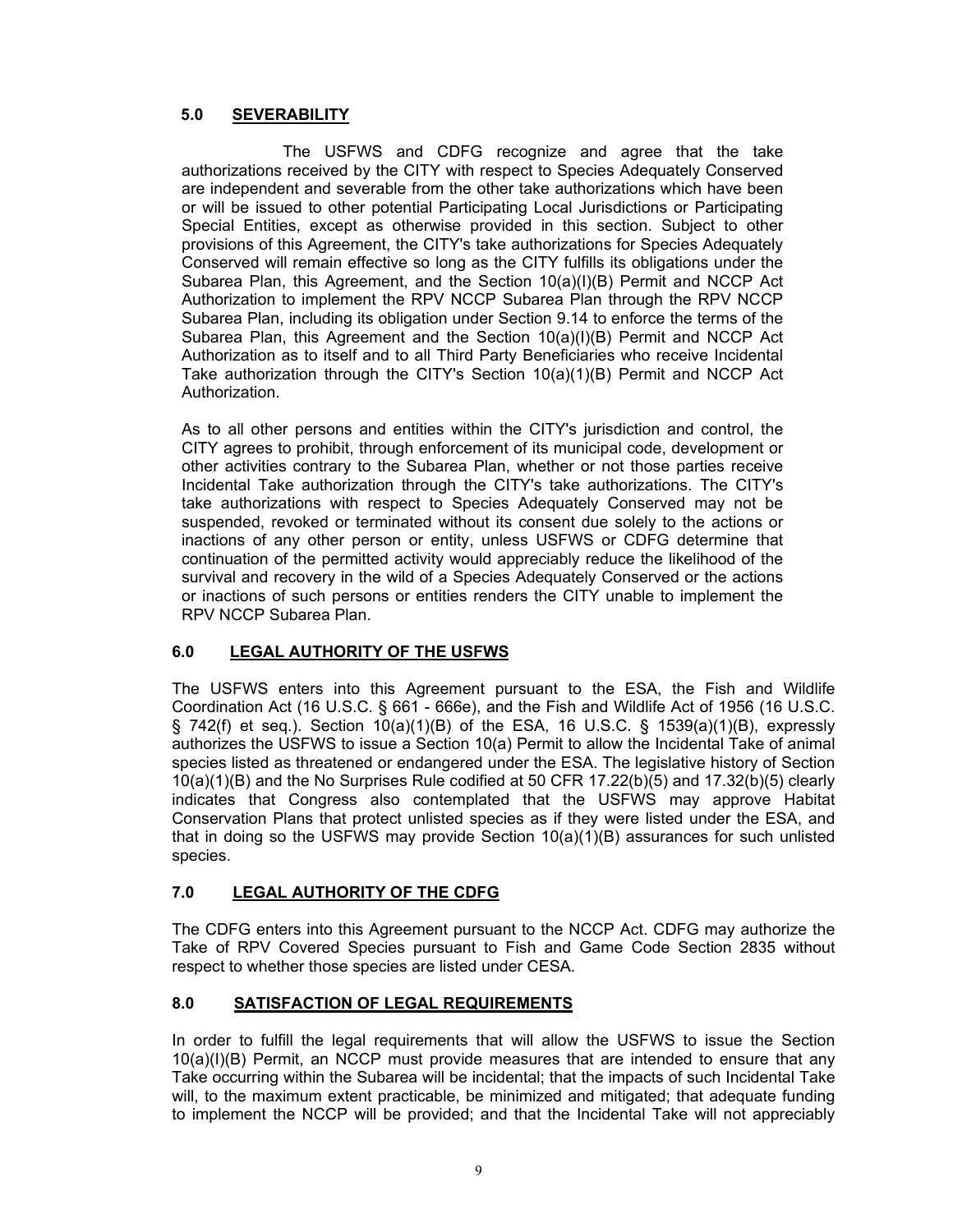## 5.0 SEVERABILITY

The USFWS and CDFG recognize and agree that the take authorizations received by the CITY with respect to Species Adequately Conserved are independent and severable from the other take authorizations which have been or will be issued to other potential Participating Local Jurisdictions or Participating Special Entities, except as otherwise provided in this section. Subject to other provisions of this Agreement, the CITY's take authorizations for Species Adequately Conserved will remain effective so long as the CITY fulfills its obligations under the Subarea Plan, this Agreement, and the Section 10(a)(I)(B) Permit and NCCP Act Authorization to implement the RPV NCCP Subarea Plan through the RPV NCCP Subarea Plan, including its obligation under Section 9.14 to enforce the terms of the Subarea Plan, this Agreement and the Section 10(a)(I)(B) Permit and NCCP Act Authorization as to itself and to all Third Party Beneficiaries who receive Incidental Take authorization through the CITY's Section 10(a)(1)(B) Permit and NCCP Act Authorization.

As to all other persons and entities within the CITY's jurisdiction and control, the CITY agrees to prohibit, through enforcement of its municipal code, development or other activities contrary to the Subarea Plan, whether or not those parties receive Incidental Take authorization through the CITY's take authorizations. The CITY's take authorizations with respect to Species Adequately Conserved may not be suspended, revoked or terminated without its consent due solely to the actions or inactions of any other person or entity, unless USFWS or CDFG determine that continuation of the permitted activity would appreciably reduce the likelihood of the survival and recovery in the wild of a Species Adequately Conserved or the actions or inactions of such persons or entities renders the CITY unable to implement the RPV NCCP Subarea Plan.

## 6.0 LEGAL AUTHORITY OF THE USFWS

The USFWS enters into this Agreement pursuant to the ESA, the Fish and Wildlife Coordination Act (16 U.S.C. § 661 - 666e), and the Fish and Wildlife Act of 1956 (16 U.S.C. § 742(f) et seq.). Section 10(a)(1)(B) of the ESA, 16 U.S.C. § 1539(a)(1)(B), expressly authorizes the USFWS to issue a Section 10(a) Permit to allow the Incidental Take of animal species listed as threatened or endangered under the ESA. The legislative history of Section 10(a)(1)(B) and the No Surprises Rule codified at 50 CFR 17.22(b)(5) and 17.32(b)(5) clearly indicates that Congress also contemplated that the USFWS may approve Habitat Conservation Plans that protect unlisted species as if they were listed under the ESA, and that in doing so the USFWS may provide Section 10(a)(1)(B) assurances for such unlisted species.

## 7.0 LEGAL AUTHORITY OF THE CDFG

The CDFG enters into this Agreement pursuant to the NCCP Act. CDFG may authorize the Take of RPV Covered Species pursuant to Fish and Game Code Section 2835 without respect to whether those species are listed under CESA.

## 8.0 SATISFACTION OF LEGAL REQUIREMENTS

In order to fulfill the legal requirements that will allow the USFWS to issue the Section 10(a)(I)(B) Permit, an NCCP must provide measures that are intended to ensure that any Take occurring within the Subarea will be incidental; that the impacts of such Incidental Take will, to the maximum extent practicable, be minimized and mitigated; that adequate funding to implement the NCCP will be provided; and that the Incidental Take will not appreciably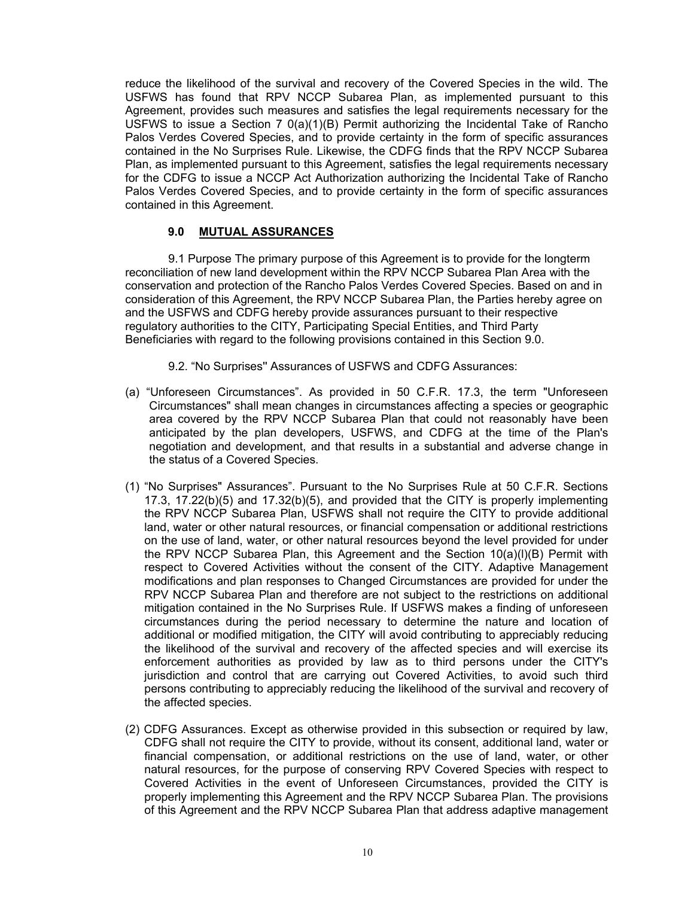reduce the likelihood of the survival and recovery of the Covered Species in the wild. The USFWS has found that RPV NCCP Subarea Plan, as implemented pursuant to this Agreement, provides such measures and satisfies the legal requirements necessary for the USFWS to issue a Section 7 0(a)(1)(B) Permit authorizing the Incidental Take of Rancho Palos Verdes Covered Species, and to provide certainty in the form of specific assurances contained in the No Surprises Rule. Likewise, the CDFG finds that the RPV NCCP Subarea Plan, as implemented pursuant to this Agreement, satisfies the legal requirements necessary for the CDFG to issue a NCCP Act Authorization authorizing the Incidental Take of Rancho Palos Verdes Covered Species, and to provide certainty in the form of specific assurances contained in this Agreement.

## 9.0 MUTUAL ASSURANCES

9.1 Purpose The primary purpose of this Agreement is to provide for the longterm reconciliation of new land development within the RPV NCCP Subarea Plan Area with the conservation and protection of the Rancho Palos Verdes Covered Species. Based on and in consideration of this Agreement, the RPV NCCP Subarea Plan, the Parties hereby agree on and the USFWS and CDFG hereby provide assurances pursuant to their respective regulatory authorities to the CITY, Participating Special Entities, and Third Party Beneficiaries with regard to the following provisions contained in this Section 9.0.

9.2. "No Surprises" Assurances of USFWS and CDFG Assurances:

(a) "Unforeseen Circumstances". As provided in 50 C.F.R. 17.3, the term "Unforeseen Circumstances" shall mean changes in circumstances affecting a species or geographic area covered by the RPV NCCP Subarea Plan that could not reasonably have been anticipated by the plan developers, USFWS, and CDFG at the time of the Plan's negotiation and development, and that results in a substantial and adverse change in the status of a Covered Species.

(1) "No Surprises" Assurances". Pursuant to the No Surprises Rule at 50 C.F.R. Sections 17.3, 17.22(b)(5) and 17.32(b)(5), and provided that the CITY is properly implementing the RPV NCCP Subarea Plan, USFWS shall not require the CITY to provide additional land, water or other natural resources, or financial compensation or additional restrictions on the use of land, water, or other natural resources beyond the level provided for under the RPV NCCP Subarea Plan, this Agreement and the Section 10(a)(l)(B) Permit with respect to Covered Activities without the consent of the CITY. Adaptive Management modifications and plan responses to Changed Circumstances are provided for under the RPV NCCP Subarea Plan and therefore are not subject to the restrictions on additional mitigation contained in the No Surprises Rule. If USFWS makes a finding of unforeseen circumstances during the period necessary to determine the nature and location of additional or modified mitigation, the CITY will avoid contributing to appreciably reducing the likelihood of the survival and recovery of the affected species and will exercise its enforcement authorities as provided by law as to third persons under the CITY's jurisdiction and control that are carrying out Covered Activities, to avoid such third persons contributing to appreciably reducing the likelihood of the survival and recovery of the affected species.

(2) CDFG Assurances. Except as otherwise provided in this subsection or required by law, CDFG shall not require the CITY to provide, without its consent, additional land, water or financial compensation, or additional restrictions on the use of land, water, or other natural resources, for the purpose of conserving RPV Covered Species with respect to Covered Activities in the event of Unforeseen Circumstances, provided the CITY is properly implementing this Agreement and the RPV NCCP Subarea Plan. The provisions of this Agreement and the RPV NCCP Subarea Plan that address adaptive management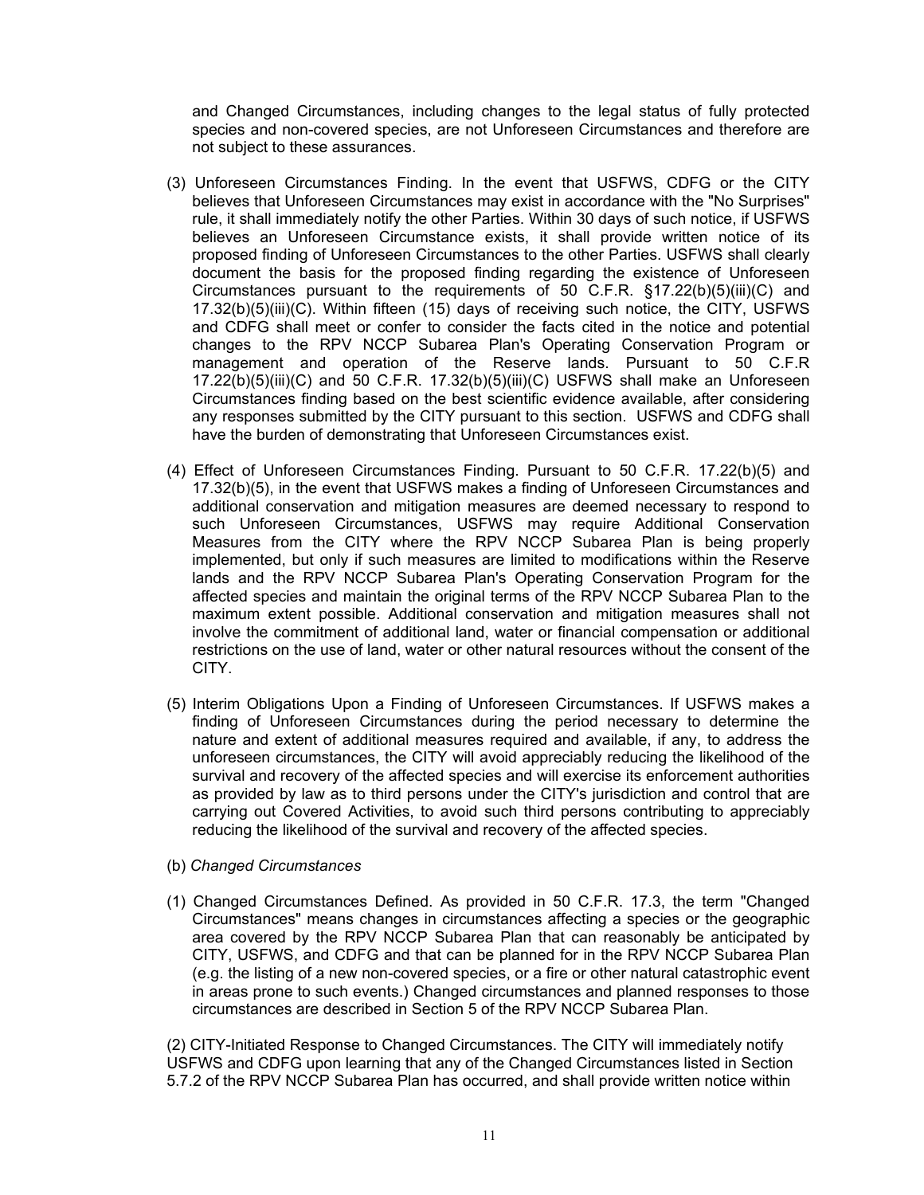and Changed Circumstances, including changes to the legal status of fully protected species and non-covered species, are not Unforeseen Circumstances and therefore are not subject to these assurances.

(3) Unforeseen Circumstances Finding. In the event that USFWS, CDFG or the CITY believes that Unforeseen Circumstances may exist in accordance with the "No Surprises" rule, it shall immediately notify the other Parties. Within 30 days of such notice, if USFWS believes an Unforeseen Circumstance exists, it shall provide written notice of its proposed finding of Unforeseen Circumstances to the other Parties. USFWS shall clearly document the basis for the proposed finding regarding the existence of Unforeseen Circumstances pursuant to the requirements of 50 C.F.R. §17.22(b)(5)(iii)(C) and 17.32(b)(5)(iii)(C). Within fifteen (15) days of receiving such notice, the CITY, USFWS and CDFG shall meet or confer to consider the facts cited in the notice and potential changes to the RPV NCCP Subarea Plan's Operating Conservation Program or management and operation of the Reserve lands. Pursuant to 50 C.F.R 17.22(b)(5)(iii)(C) and 50 C.F.R. 17.32(b)(5)(iii)(C) USFWS shall make an Unforeseen Circumstances finding based on the best scientific evidence available, after considering any responses submitted by the CITY pursuant to this section. USFWS and CDFG shall have the burden of demonstrating that Unforeseen Circumstances exist.

(4) Effect of Unforeseen Circumstances Finding. Pursuant to 50 C.F.R. 17.22(b)(5) and 17.32(b)(5), in the event that USFWS makes a finding of Unforeseen Circumstances and additional conservation and mitigation measures are deemed necessary to respond to such Unforeseen Circumstances, USFWS may require Additional Conservation Measures from the CITY where the RPV NCCP Subarea Plan is being properly implemented, but only if such measures are limited to modifications within the Reserve lands and the RPV NCCP Subarea Plan's Operating Conservation Program for the affected species and maintain the original terms of the RPV NCCP Subarea Plan to the maximum extent possible. Additional conservation and mitigation measures shall not involve the commitment of additional land, water or financial compensation or additional restrictions on the use of land, water or other natural resources without the consent of the CITY.

(5) Interim Obligations Upon a Finding of Unforeseen Circumstances. If USFWS makes a finding of Unforeseen Circumstances during the period necessary to determine the nature and extent of additional measures required and available, if any, to address the unforeseen circumstances, the CITY will avoid appreciably reducing the likelihood of the survival and recovery of the affected species and will exercise its enforcement authorities as provided by law as to third persons under the CITY's jurisdiction and control that are carrying out Covered Activities, to avoid such third persons contributing to appreciably reducing the likelihood of the survival and recovery of the affected species.

(b) *Changed Circumstances*

(1) Changed Circumstances Defined. As provided in 50 C.F.R. 17.3, the term "Changed Circumstances" means changes in circumstances affecting a species or the geographic area covered by the RPV NCCP Subarea Plan that can reasonably be anticipated by CITY, USFWS, and CDFG and that can be planned for in the RPV NCCP Subarea Plan (e.g. the listing of a new non-covered species, or a fire or other natural catastrophic event in areas prone to such events.) Changed circumstances and planned responses to those circumstances are described in Section 5 of the RPV NCCP Subarea Plan.

(2) CITY-Initiated Response to Changed Circumstances. The CITY will immediately notify USFWS and CDFG upon learning that any of the Changed Circumstances listed in Section 5.7.2 of the RPV NCCP Subarea Plan has occurred, and shall provide written notice within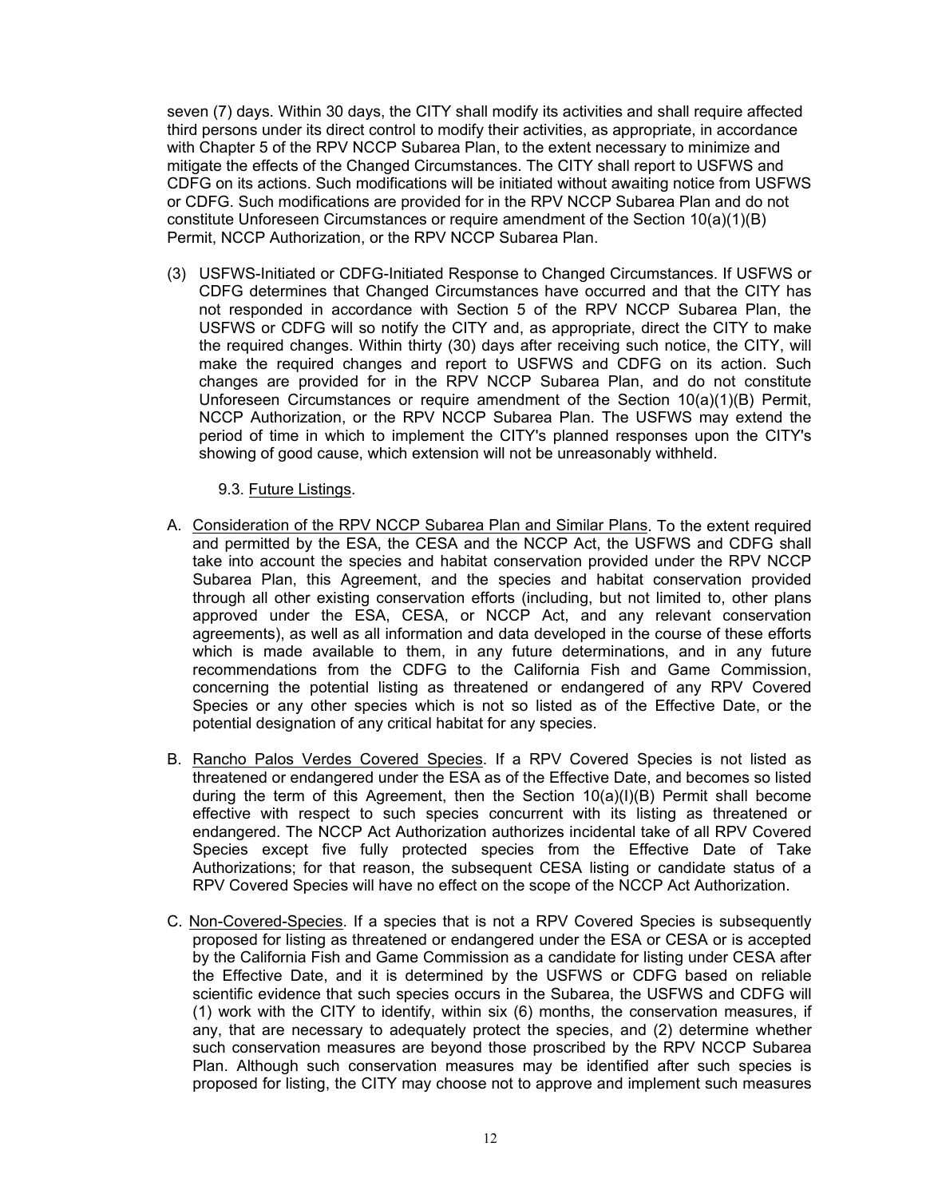seven (7) days. Within 30 days, the CITY shall modify its activities and shall require affected third persons under its direct control to modify their activities, as appropriate, in accordance with Chapter 5 of the RPV NCCP Subarea Plan, to the extent necessary to minimize and mitigate the effects of the Changed Circumstances. The CITY shall report to USFWS and CDFG on its actions. Such modifications will be initiated without awaiting notice from USFWS or CDFG. Such modifications are provided for in the RPV NCCP Subarea Plan and do not constitute Unforeseen Circumstances or require amendment of the Section 10(a)(1)(B) Permit, NCCP Authorization, or the RPV NCCP Subarea Plan.

(3) USFWS-Initiated or CDFG-Initiated Response to Changed Circumstances. If USFWS or CDFG determines that Changed Circumstances have occurred and that the CITY has not responded in accordance with Section 5 of the RPV NCCP Subarea Plan, the USFWS or CDFG will so notify the CITY and, as appropriate, direct the CITY to make the required changes. Within thirty (30) days after receiving such notice, the CITY, will make the required changes and report to USFWS and CDFG on its action. Such changes are provided for in the RPV NCCP Subarea Plan, and do not constitute Unforeseen Circumstances or require amendment of the Section 10(a)(1)(B) Permit, NCCP Authorization, or the RPV NCCP Subarea Plan. The USFWS may extend the period of time in which to implement the CITY's planned responses upon the CITY's showing of good cause, which extension will not be unreasonably withheld.

9.3. Future Listings.

A. Consideration of the RPV NCCP Subarea Plan and Similar Plans. To the extent required and permitted by the ESA, the CESA and the NCCP Act, the USFWS and CDFG shall take into account the species and habitat conservation provided under the RPV NCCP Subarea Plan, this Agreement, and the species and habitat conservation provided through all other existing conservation efforts (including, but not limited to, other plans approved under the ESA, CESA, or NCCP Act, and any relevant conservation agreements), as well as all information and data developed in the course of these efforts which is made available to them, in any future determinations, and in any future recommendations from the CDFG to the California Fish and Game Commission, concerning the potential listing as threatened or endangered of any RPV Covered Species or any other species which is not so listed as of the Effective Date, or the potential designation of any critical habitat for any species.

B. Rancho Palos Verdes Covered Species. If a RPV Covered Species is not listed as threatened or endangered under the ESA as of the Effective Date, and becomes so listed during the term of this Agreement, then the Section 10(a)(I)(B) Permit shall become effective with respect to such species concurrent with its listing as threatened or endangered. The NCCP Act Authorization authorizes incidental take of all RPV Covered Species except five fully protected species from the Effective Date of Take Authorizations; for that reason, the subsequent CESA listing or candidate status of a RPV Covered Species will have no effect on the scope of the NCCP Act Authorization.

C. Non-Covered-Species. If a species that is not a RPV Covered Species is subsequently proposed for listing as threatened or endangered under the ESA or CESA or is accepted by the California Fish and Game Commission as a candidate for listing under CESA after the Effective Date, and it is determined by the USFWS or CDFG based on reliable scientific evidence that such species occurs in the Subarea, the USFWS and CDFG will (1) work with the CITY to identify, within six (6) months, the conservation measures, if any, that are necessary to adequately protect the species, and (2) determine whether such conservation measures are beyond those proscribed by the RPV NCCP Subarea Plan. Although such conservation measures may be identified after such species is proposed for listing, the CITY may choose not to approve and implement such measures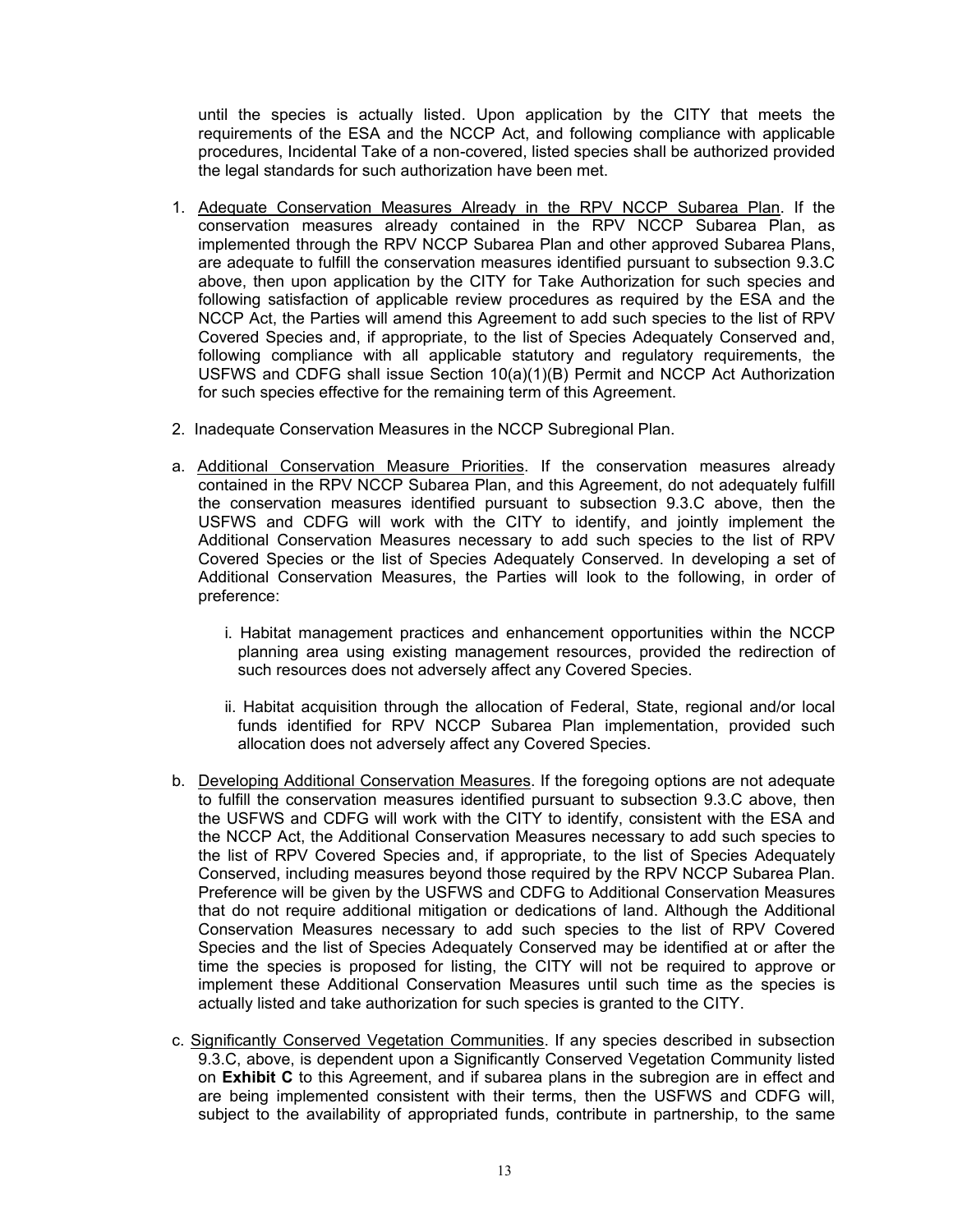until the species is actually listed. Upon application by the CITY that meets the requirements of the ESA and the NCCP Act, and following compliance with applicable procedures, Incidental Take of a non-covered, listed species shall be authorized provided the legal standards for such authorization have been met.

1. Adequate Conservation Measures Already in the RPV NCCP Subarea Plan. If the conservation measures already contained in the RPV NCCP Subarea Plan, as implemented through the RPV NCCP Subarea Plan and other approved Subarea Plans, are adequate to fulfill the conservation measures identified pursuant to subsection 9.3.C above, then upon application by the CITY for Take Authorization for such species and following satisfaction of applicable review procedures as required by the ESA and the NCCP Act, the Parties will amend this Agreement to add such species to the list of RPV Covered Species and, if appropriate, to the list of Species Adequately Conserved and, following compliance with all applicable statutory and regulatory requirements, the USFWS and CDFG shall issue Section 10(a)(1)(B) Permit and NCCP Act Authorization for such species effective for the remaining term of this Agreement.

2. Inadequate Conservation Measures in the NCCP Subregional Plan.

a. Additional Conservation Measure Priorities. If the conservation measures already contained in the RPV NCCP Subarea Plan, and this Agreement, do not adequately fulfill the conservation measures identified pursuant to subsection 9.3.C above, then the USFWS and CDFG will work with the CITY to identify, and jointly implement the Additional Conservation Measures necessary to add such species to the list of RPV Covered Species or the list of Species Adequately Conserved. In developing a set of Additional Conservation Measures, the Parties will look to the following, in order of preference:

   i. Habitat management practices and enhancement opportunities within the NCCP planning area using existing management resources, provided the redirection of such resources does not adversely affect any Covered Species.

   ii. Habitat acquisition through the allocation of Federal, State, regional and/or local funds identified for RPV NCCP Subarea Plan implementation, provided such allocation does not adversely affect any Covered Species.

b. Developing Additional Conservation Measures. If the foregoing options are not adequate to fulfill the conservation measures identified pursuant to subsection 9.3.C above, then the USFWS and CDFG will work with the CITY to identify, consistent with the ESA and the NCCP Act, the Additional Conservation Measures necessary to add such species to the list of RPV Covered Species and, if appropriate, to the list of Species Adequately Conserved, including measures beyond those required by the RPV NCCP Subarea Plan. Preference will be given by the USFWS and CDFG to Additional Conservation Measures that do not require additional mitigation or dedications of land. Although the Additional Conservation Measures necessary to add such species to the list of RPV Covered Species and the list of Species Adequately Conserved may be identified at or after the time the species is proposed for listing, the CITY will not be required to approve or implement these Additional Conservation Measures until such time as the species is actually listed and take authorization for such species is granted to the CITY.

c. Significantly Conserved Vegetation Communities. If any species described in subsection 9.3.C, above, is dependent upon a Significantly Conserved Vegetation Community listed on **Exhibit C** to this Agreement, and if subarea plans in the subregion are in effect and are being implemented consistent with their terms, then the USFWS and CDFG will, subject to the availability of appropriated funds, contribute in partnership, to the same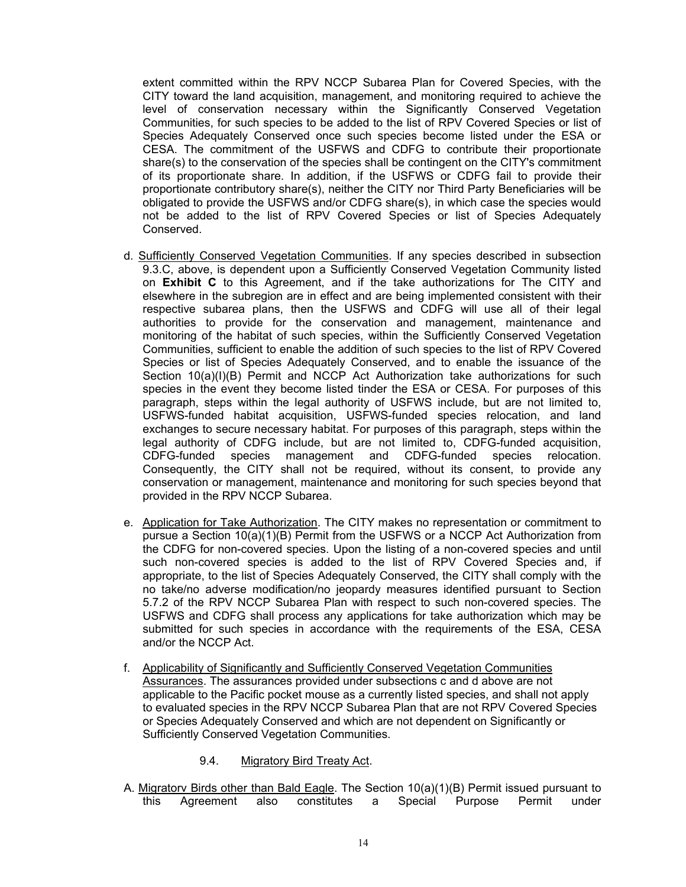extent committed within the RPV NCCP Subarea Plan for Covered Species, with the CITY toward the land acquisition, management, and monitoring required to achieve the level of conservation necessary within the Significantly Conserved Vegetation Communities, for such species to be added to the list of RPV Covered Species or list of Species Adequately Conserved once such species become listed under the ESA or CESA. The commitment of the USFWS and CDFG to contribute their proportionate share(s) to the conservation of the species shall be contingent on the CITY's commitment of its proportionate share. In addition, if the USFWS or CDFG fail to provide their proportionate contributory share(s), neither the CITY nor Third Party Beneficiaries will be obligated to provide the USFWS and/or CDFG share(s), in which case the species would not be added to the list of RPV Covered Species or list of Species Adequately Conserved.

d. Sufficiently Conserved Vegetation Communities. If any species described in subsection 9.3.C, above, is dependent upon a Sufficiently Conserved Vegetation Community listed on **Exhibit C** to this Agreement, and if the take authorizations for The CITY and elsewhere in the subregion are in effect and are being implemented consistent with their respective subarea plans, then the USFWS and CDFG will use all of their legal authorities to provide for the conservation and management, maintenance and monitoring of the habitat of such species, within the Sufficiently Conserved Vegetation Communities, sufficient to enable the addition of such species to the list of RPV Covered Species or list of Species Adequately Conserved, and to enable the issuance of the Section 10(a)(I)(B) Permit and NCCP Act Authorization take authorizations for such species in the event they become listed tinder the ESA or CESA. For purposes of this paragraph, steps within the legal authority of USFWS include, but are not limited to, USFWS-funded habitat acquisition, USFWS-funded species relocation, and land exchanges to secure necessary habitat. For purposes of this paragraph, steps within the legal authority of CDFG include, but are not limited to, CDFG-funded acquisition, CDFG-funded species management and CDFG-funded species relocation. Consequently, the CITY shall not be required, without its consent, to provide any conservation or management, maintenance and monitoring for such species beyond that provided in the RPV NCCP Subarea.

e. Application for Take Authorization. The CITY makes no representation or commitment to pursue a Section 10(a)(1)(B) Permit from the USFWS or a NCCP Act Authorization from the CDFG for non-covered species. Upon the listing of a non-covered species and until such non-covered species is added to the list of RPV Covered Species and, if appropriate, to the list of Species Adequately Conserved, the CITY shall comply with the no take/no adverse modification/no jeopardy measures identified pursuant to Section 5.7.2 of the RPV NCCP Subarea Plan with respect to such non-covered species. The USFWS and CDFG shall process any applications for take authorization which may be submitted for such species in accordance with the requirements of the ESA, CESA and/or the NCCP Act.

f. Applicability of Significantly and Sufficiently Conserved Vegetation Communities Assurances. The assurances provided under subsections c and d above are not applicable to the Pacific pocket mouse as a currently listed species, and shall not apply to evaluated species in the RPV NCCP Subarea Plan that are not RPV Covered Species or Species Adequately Conserved and which are not dependent on Significantly or Sufficiently Conserved Vegetation Communities.

9.4. Migratory Bird Treaty Act.

A. Migratorv Birds other than Bald Eagle. The Section 10(a)(1)(B) Permit issued pursuant to this Agreement also constitutes a Special Purpose Permit under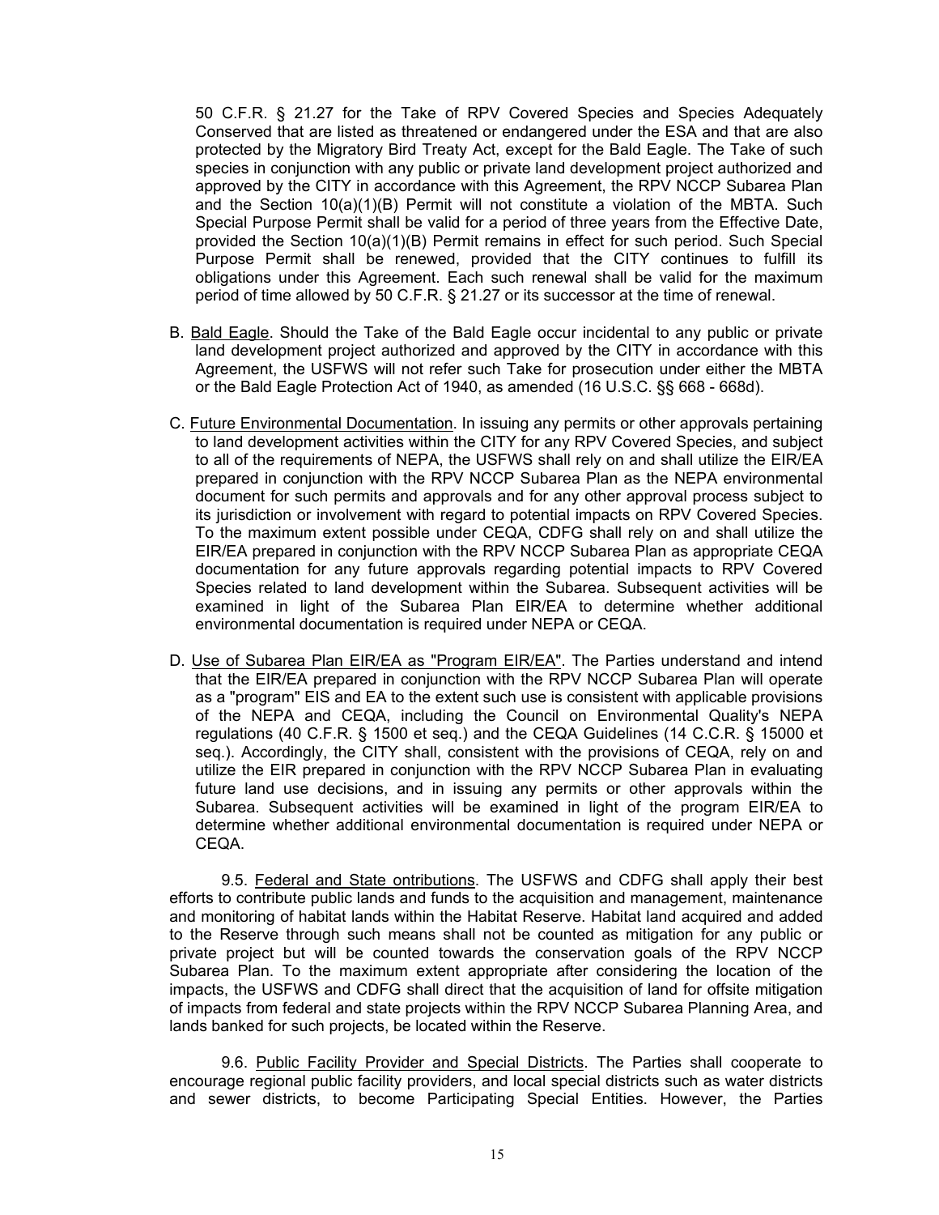50 C.F.R. § 21.27 for the Take of RPV Covered Species and Species Adequately Conserved that are listed as threatened or endangered under the ESA and that are also protected by the Migratory Bird Treaty Act, except for the Bald Eagle. The Take of such species in conjunction with any public or private land development project authorized and approved by the CITY in accordance with this Agreement, the RPV NCCP Subarea Plan and the Section 10(a)(1)(B) Permit will not constitute a violation of the MBTA. Such Special Purpose Permit shall be valid for a period of three years from the Effective Date, provided the Section 10(a)(1)(B) Permit remains in effect for such period. Such Special Purpose Permit shall be renewed, provided that the CITY continues to fulfill its obligations under this Agreement. Each such renewal shall be valid for the maximum period of time allowed by 50 C.F.R. § 21.27 or its successor at the time of renewal.

B. Bald Eagle. Should the Take of the Bald Eagle occur incidental to any public or private land development project authorized and approved by the CITY in accordance with this Agreement, the USFWS will not refer such Take for prosecution under either the MBTA or the Bald Eagle Protection Act of 1940, as amended (16 U.S.C. §§ 668 - 668d).

C. Future Environmental Documentation. In issuing any permits or other approvals pertaining to land development activities within the CITY for any RPV Covered Species, and subject to all of the requirements of NEPA, the USFWS shall rely on and shall utilize the EIR/EA prepared in conjunction with the RPV NCCP Subarea Plan as the NEPA environmental document for such permits and approvals and for any other approval process subject to its jurisdiction or involvement with regard to potential impacts on RPV Covered Species. To the maximum extent possible under CEQA, CDFG shall rely on and shall utilize the EIR/EA prepared in conjunction with the RPV NCCP Subarea Plan as appropriate CEQA documentation for any future approvals regarding potential impacts to RPV Covered Species related to land development within the Subarea. Subsequent activities will be examined in light of the Subarea Plan EIR/EA to determine whether additional environmental documentation is required under NEPA or CEQA.

D. Use of Subarea Plan EIR/EA as "Program EIR/EA". The Parties understand and intend that the EIR/EA prepared in conjunction with the RPV NCCP Subarea Plan will operate as a "program" EIS and EA to the extent such use is consistent with applicable provisions of the NEPA and CEQA, including the Council on Environmental Quality's NEPA regulations (40 C.F.R. § 1500 et seq.) and the CEQA Guidelines (14 C.C.R. § 15000 et seq.). Accordingly, the CITY shall, consistent with the provisions of CEQA, rely on and utilize the EIR prepared in conjunction with the RPV NCCP Subarea Plan in evaluating future land use decisions, and in issuing any permits or other approvals within the Subarea. Subsequent activities will be examined in light of the program EIR/EA to determine whether additional environmental documentation is required under NEPA or CEQA.

9.5. Federal and State ontributions. The USFWS and CDFG shall apply their best efforts to contribute public lands and funds to the acquisition and management, maintenance and monitoring of habitat lands within the Habitat Reserve. Habitat land acquired and added to the Reserve through such means shall not be counted as mitigation for any public or private project but will be counted towards the conservation goals of the RPV NCCP Subarea Plan. To the maximum extent appropriate after considering the location of the impacts, the USFWS and CDFG shall direct that the acquisition of land for offsite mitigation of impacts from federal and state projects within the RPV NCCP Subarea Planning Area, and lands banked for such projects, be located within the Reserve.

9.6. Public Facility Provider and Special Districts. The Parties shall cooperate to encourage regional public facility providers, and local special districts such as water districts and sewer districts, to become Participating Special Entities. However, the Parties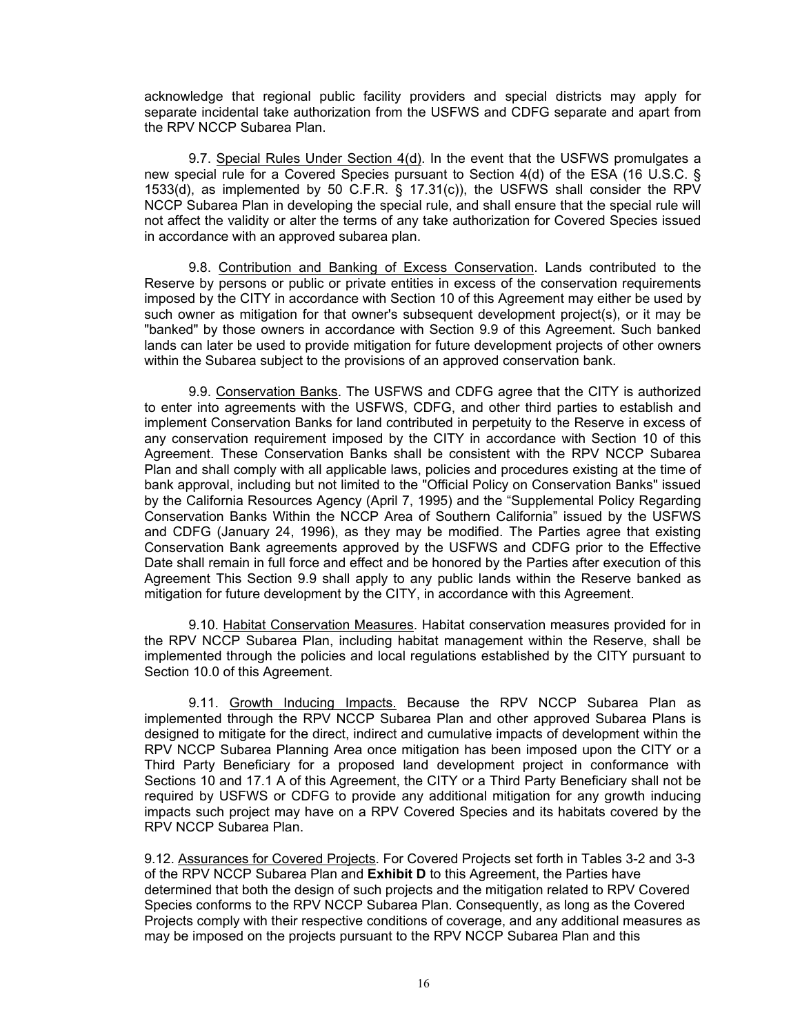acknowledge that regional public facility providers and special districts may apply for separate incidental take authorization from the USFWS and CDFG separate and apart from the RPV NCCP Subarea Plan.

9.7. Special Rules Under Section 4(d). In the event that the USFWS promulgates a new special rule for a Covered Species pursuant to Section 4(d) of the ESA (16 U.S.C. § 1533(d), as implemented by 50 C.F.R. § 17.31(c)), the USFWS shall consider the RPV NCCP Subarea Plan in developing the special rule, and shall ensure that the special rule will not affect the validity or alter the terms of any take authorization for Covered Species issued in accordance with an approved subarea plan.

9.8. Contribution and Banking of Excess Conservation. Lands contributed to the Reserve by persons or public or private entities in excess of the conservation requirements imposed by the CITY in accordance with Section 10 of this Agreement may either be used by such owner as mitigation for that owner's subsequent development project(s), or it may be "banked" by those owners in accordance with Section 9.9 of this Agreement. Such banked lands can later be used to provide mitigation for future development projects of other owners within the Subarea subject to the provisions of an approved conservation bank.

9.9. Conservation Banks. The USFWS and CDFG agree that the CITY is authorized to enter into agreements with the USFWS, CDFG, and other third parties to establish and implement Conservation Banks for land contributed in perpetuity to the Reserve in excess of any conservation requirement imposed by the CITY in accordance with Section 10 of this Agreement. These Conservation Banks shall be consistent with the RPV NCCP Subarea Plan and shall comply with all applicable laws, policies and procedures existing at the time of bank approval, including but not limited to the "Official Policy on Conservation Banks" issued by the California Resources Agency (April 7, 1995) and the "Supplemental Policy Regarding Conservation Banks Within the NCCP Area of Southern California" issued by the USFWS and CDFG (January 24, 1996), as they may be modified. The Parties agree that existing Conservation Bank agreements approved by the USFWS and CDFG prior to the Effective Date shall remain in full force and effect and be honored by the Parties after execution of this Agreement This Section 9.9 shall apply to any public lands within the Reserve banked as mitigation for future development by the CITY, in accordance with this Agreement.

9.10. Habitat Conservation Measures. Habitat conservation measures provided for in the RPV NCCP Subarea Plan, including habitat management within the Reserve, shall be implemented through the policies and local regulations established by the CITY pursuant to Section 10.0 of this Agreement.

9.11. Growth Inducing Impacts. Because the RPV NCCP Subarea Plan as implemented through the RPV NCCP Subarea Plan and other approved Subarea Plans is designed to mitigate for the direct, indirect and cumulative impacts of development within the RPV NCCP Subarea Planning Area once mitigation has been imposed upon the CITY or a Third Party Beneficiary for a proposed land development project in conformance with Sections 10 and 17.1 A of this Agreement, the CITY or a Third Party Beneficiary shall not be required by USFWS or CDFG to provide any additional mitigation for any growth inducing impacts such project may have on a RPV Covered Species and its habitats covered by the RPV NCCP Subarea Plan.

9.12. Assurances for Covered Projects. For Covered Projects set forth in Tables 3-2 and 3-3 of the RPV NCCP Subarea Plan and **Exhibit D** to this Agreement, the Parties have determined that both the design of such projects and the mitigation related to RPV Covered Species conforms to the RPV NCCP Subarea Plan. Consequently, as long as the Covered Projects comply with their respective conditions of coverage, and any additional measures as may be imposed on the projects pursuant to the RPV NCCP Subarea Plan and this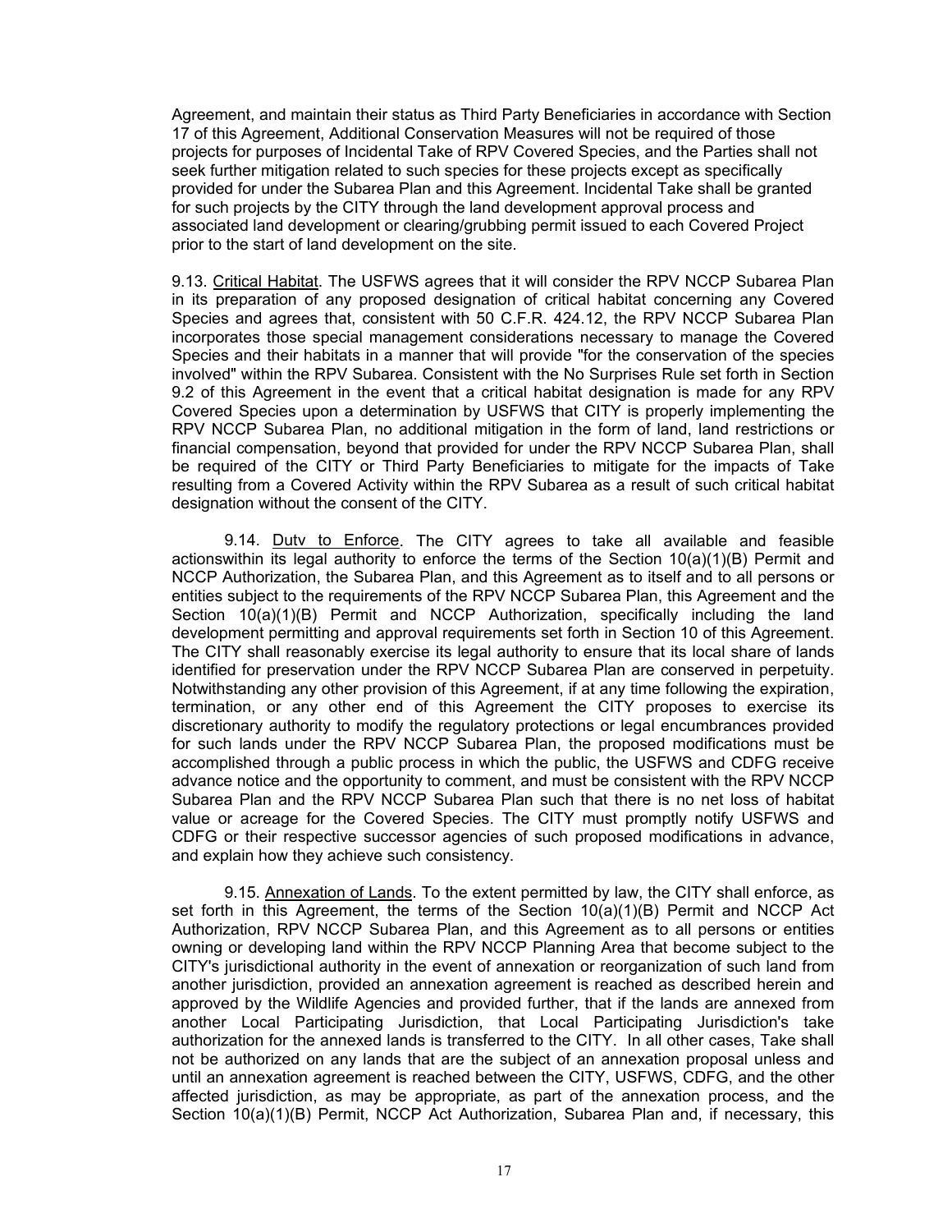Agreement, and maintain their status as Third Party Beneficiaries in accordance with Section 17 of this Agreement, Additional Conservation Measures will not be required of those projects for purposes of Incidental Take of RPV Covered Species, and the Parties shall not seek further mitigation related to such species for these projects except as specifically provided for under the Subarea Plan and this Agreement. Incidental Take shall be granted for such projects by the CITY through the land development approval process and associated land development or clearing/grubbing permit issued to each Covered Project prior to the start of land development on the site.

9.13. Critical Habitat. The USFWS agrees that it will consider the RPV NCCP Subarea Plan in its preparation of any proposed designation of critical habitat concerning any Covered Species and agrees that, consistent with 50 C.F.R. 424.12, the RPV NCCP Subarea Plan incorporates those special management considerations necessary to manage the Covered Species and their habitats in a manner that will provide "for the conservation of the species involved" within the RPV Subarea. Consistent with the No Surprises Rule set forth in Section 9.2 of this Agreement in the event that a critical habitat designation is made for any RPV Covered Species upon a determination by USFWS that CITY is properly implementing the RPV NCCP Subarea Plan, no additional mitigation in the form of land, land restrictions or financial compensation, beyond that provided for under the RPV NCCP Subarea Plan, shall be required of the CITY or Third Party Beneficiaries to mitigate for the impacts of Take resulting from a Covered Activity within the RPV Subarea as a result of such critical habitat designation without the consent of the CITY.

9.14. Dutv to Enforce. The CITY agrees to take all available and feasible actionswithin its legal authority to enforce the terms of the Section 10(a)(1)(B) Permit and NCCP Authorization, the Subarea Plan, and this Agreement as to itself and to all persons or entities subject to the requirements of the RPV NCCP Subarea Plan, this Agreement and the Section 10(a)(1)(B) Permit and NCCP Authorization, specifically including the land development permitting and approval requirements set forth in Section 10 of this Agreement. The CITY shall reasonably exercise its legal authority to ensure that its local share of lands identified for preservation under the RPV NCCP Subarea Plan are conserved in perpetuity. Notwithstanding any other provision of this Agreement, if at any time following the expiration, termination, or any other end of this Agreement the CITY proposes to exercise its discretionary authority to modify the regulatory protections or legal encumbrances provided for such lands under the RPV NCCP Subarea Plan, the proposed modifications must be accomplished through a public process in which the public, the USFWS and CDFG receive advance notice and the opportunity to comment, and must be consistent with the RPV NCCP Subarea Plan and the RPV NCCP Subarea Plan such that there is no net loss of habitat value or acreage for the Covered Species. The CITY must promptly notify USFWS and CDFG or their respective successor agencies of such proposed modifications in advance, and explain how they achieve such consistency.

9.15. Annexation of Lands. To the extent permitted by law, the CITY shall enforce, as set forth in this Agreement, the terms of the Section 10(a)(1)(B) Permit and NCCP Act Authorization, RPV NCCP Subarea Plan, and this Agreement as to all persons or entities owning or developing land within the RPV NCCP Planning Area that become subject to the CITY's jurisdictional authority in the event of annexation or reorganization of such land from another jurisdiction, provided an annexation agreement is reached as described herein and approved by the Wildlife Agencies and provided further, that if the lands are annexed from another Local Participating Jurisdiction, that Local Participating Jurisdiction's take authorization for the annexed lands is transferred to the CITY. In all other cases, Take shall not be authorized on any lands that are the subject of an annexation proposal unless and until an annexation agreement is reached between the CITY, USFWS, CDFG, and the other affected jurisdiction, as may be appropriate, as part of the annexation process, and the Section 10(a)(1)(B) Permit, NCCP Act Authorization, Subarea Plan and, if necessary, this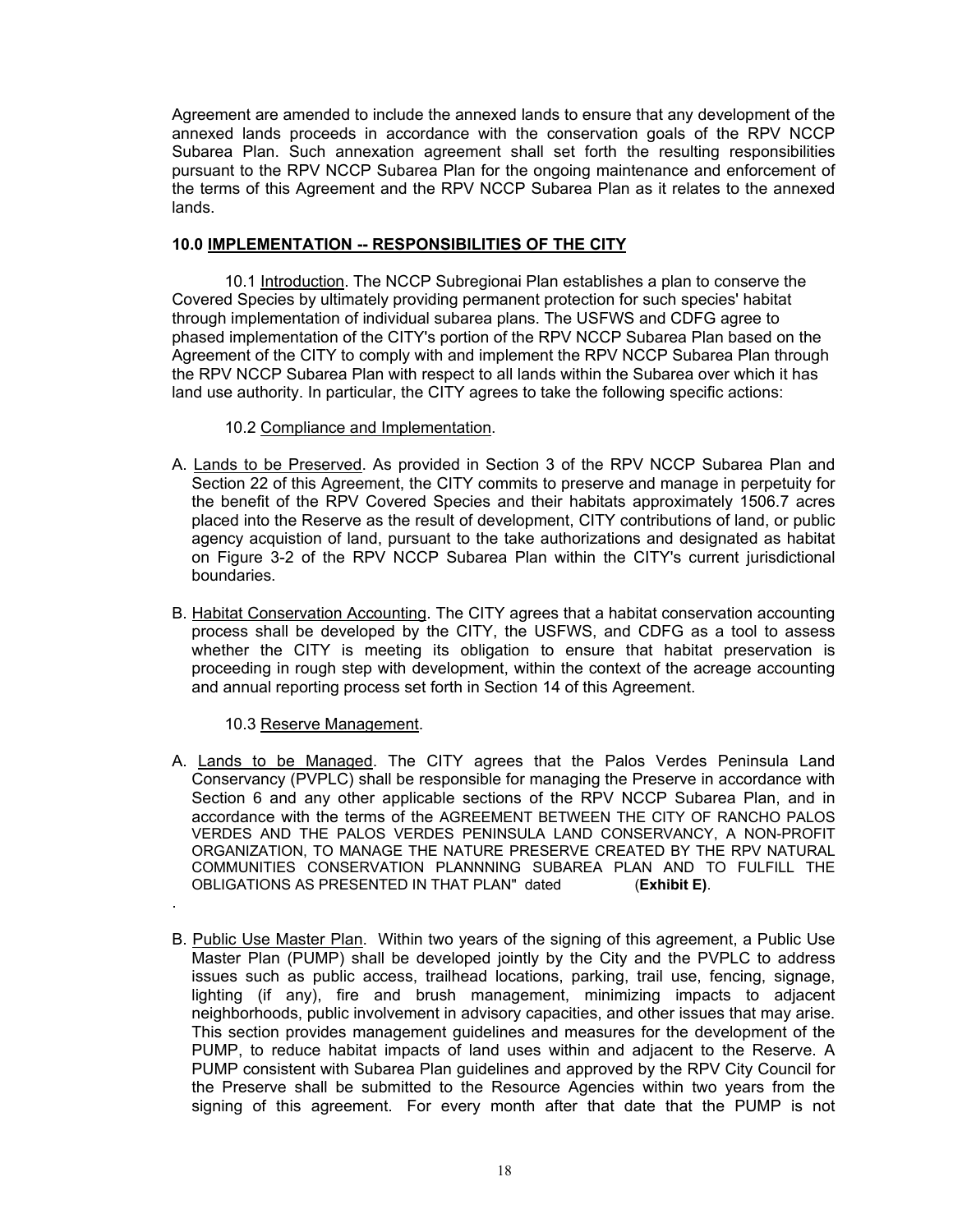Agreement are amended to include the annexed lands to ensure that any development of the annexed lands proceeds in accordance with the conservation goals of the RPV NCCP Subarea Plan. Such annexation agreement shall set forth the resulting responsibilities pursuant to the RPV NCCP Subarea Plan for the ongoing maintenance and enforcement of the terms of this Agreement and the RPV NCCP Subarea Plan as it relates to the annexed lands.

**10.0 IMPLEMENTATION -- RESPONSIBILITIES OF THE CITY**

10.1 Introduction. The NCCP Subregionai Plan establishes a plan to conserve the Covered Species by ultimately providing permanent protection for such species' habitat through implementation of individual subarea plans. The USFWS and CDFG agree to phased implementation of the CITY's portion of the RPV NCCP Subarea Plan based on the Agreement of the CITY to comply with and implement the RPV NCCP Subarea Plan through the RPV NCCP Subarea Plan with respect to all lands within the Subarea over which it has land use authority. In particular, the CITY agrees to take the following specific actions:

10.2 Compliance and Implementation.

A. Lands to be Preserved. As provided in Section 3 of the RPV NCCP Subarea Plan and Section 22 of this Agreement, the CITY commits to preserve and manage in perpetuity for the benefit of the RPV Covered Species and their habitats approximately 1506.7 acres placed into the Reserve as the result of development, CITY contributions of land, or public agency acquistion of land, pursuant to the take authorizations and designated as habitat on Figure 3-2 of the RPV NCCP Subarea Plan within the CITY's current jurisdictional boundaries.

B. Habitat Conservation Accounting. The CITY agrees that a habitat conservation accounting process shall be developed by the CITY, the USFWS, and CDFG as a tool to assess whether the CITY is meeting its obligation to ensure that habitat preservation is proceeding in rough step with development, within the context of the acreage accounting and annual reporting process set forth in Section 14 of this Agreement.

10.3 Reserve Management.

A. Lands to be Managed. The CITY agrees that the Palos Verdes Peninsula Land Conservancy (PVPLC) shall be responsible for managing the Preserve in accordance with Section 6 and any other applicable sections of the RPV NCCP Subarea Plan, and in accordance with the terms of the AGREEMENT BETWEEN THE CITY OF RANCHO PALOS VERDES AND THE PALOS VERDES PENINSULA LAND CONSERVANCY, A NON-PROFIT ORGANIZATION, TO MANAGE THE NATURE PRESERVE CREATED BY THE RPV NATURAL COMMUNITIES CONSERVATION PLANNNING SUBAREA PLAN AND TO FULFILL THE OBLIGATIONS AS PRESENTED IN THAT PLAN" dated (**Exhibit E)**.

.

B. Public Use Master Plan. Within two years of the signing of this agreement, a Public Use Master Plan (PUMP) shall be developed jointly by the City and the PVPLC to address issues such as public access, trailhead locations, parking, trail use, fencing, signage, lighting (if any), fire and brush management, minimizing impacts to adjacent neighborhoods, public involvement in advisory capacities, and other issues that may arise. This section provides management guidelines and measures for the development of the PUMP, to reduce habitat impacts of land uses within and adjacent to the Reserve. A PUMP consistent with Subarea Plan guidelines and approved by the RPV City Council for the Preserve shall be submitted to the Resource Agencies within two years from the signing of this agreement. For every month after that date that the PUMP is not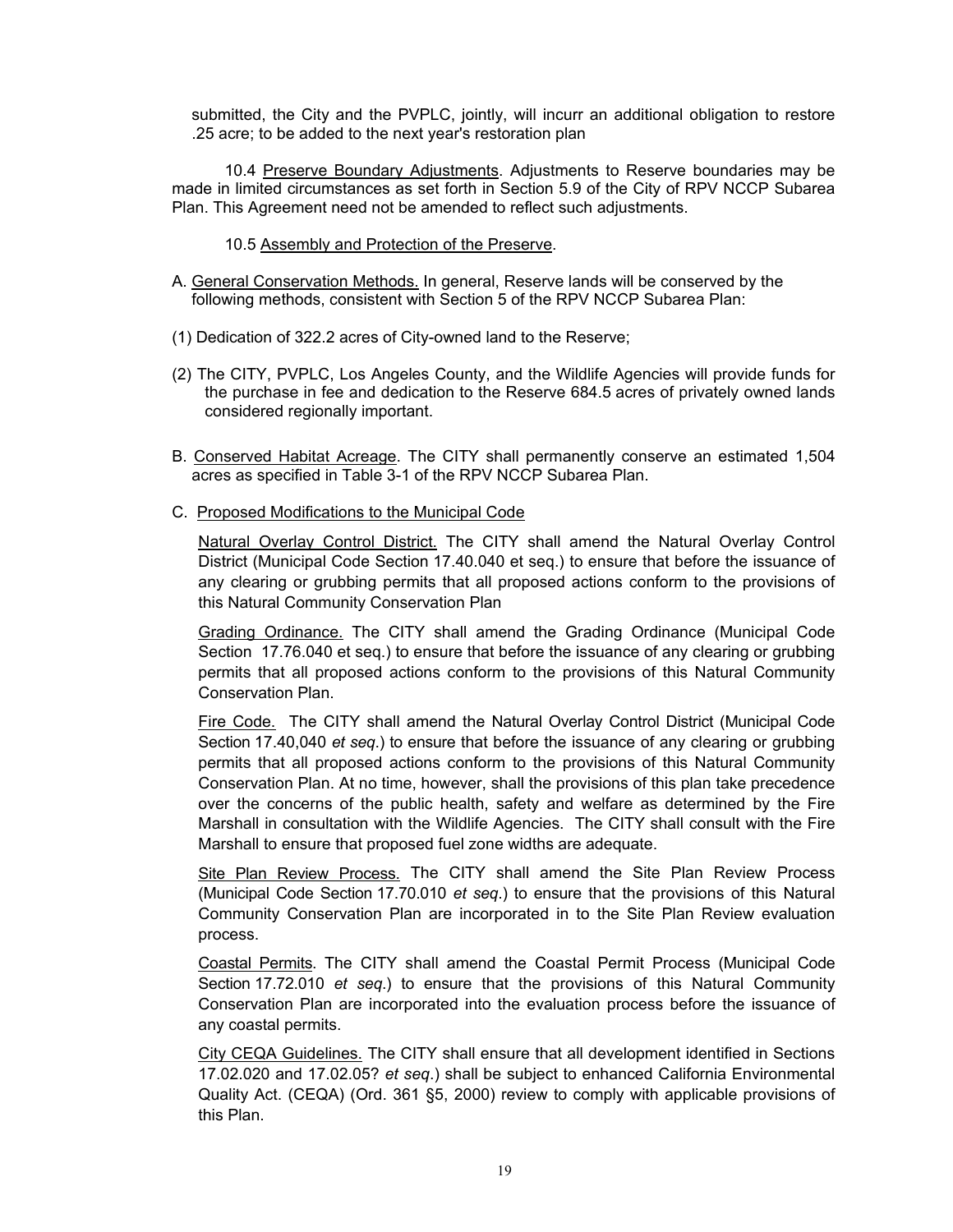submitted, the City and the PVPLC, jointly, will incurr an additional obligation to restore .25 acre; to be added to the next year's restoration plan

10.4 Preserve Boundary Adjustments. Adjustments to Reserve boundaries may be made in limited circumstances as set forth in Section 5.9 of the City of RPV NCCP Subarea Plan. This Agreement need not be amended to reflect such adjustments.

10.5 Assembly and Protection of the Preserve.

A. General Conservation Methods. In general, Reserve lands will be conserved by the following methods, consistent with Section 5 of the RPV NCCP Subarea Plan:

(1) Dedication of 322.2 acres of City-owned land to the Reserve;

(2) The CITY, PVPLC, Los Angeles County, and the Wildlife Agencies will provide funds for the purchase in fee and dedication to the Reserve 684.5 acres of privately owned lands considered regionally important.

B. Conserved Habitat Acreage. The CITY shall permanently conserve an estimated 1,504 acres as specified in Table 3-1 of the RPV NCCP Subarea Plan.

C. Proposed Modifications to the Municipal Code

Natural Overlay Control District. The CITY shall amend the Natural Overlay Control District (Municipal Code Section 17.40.040 et seq.) to ensure that before the issuance of any clearing or grubbing permits that all proposed actions conform to the provisions of this Natural Community Conservation Plan

Grading Ordinance. The CITY shall amend the Grading Ordinance (Municipal Code Section 17.76.040 et seq.) to ensure that before the issuance of any clearing or grubbing permits that all proposed actions conform to the provisions of this Natural Community Conservation Plan.

Fire Code. The CITY shall amend the Natural Overlay Control District (Municipal Code Section 17.40,040 *et seq*.) to ensure that before the issuance of any clearing or grubbing permits that all proposed actions conform to the provisions of this Natural Community Conservation Plan. At no time, however, shall the provisions of this plan take precedence over the concerns of the public health, safety and welfare as determined by the Fire Marshall in consultation with the Wildlife Agencies. The CITY shall consult with the Fire Marshall to ensure that proposed fuel zone widths are adequate.

Site Plan Review Process. The CITY shall amend the Site Plan Review Process (Municipal Code Section 17.70.010 *et seq*.) to ensure that the provisions of this Natural Community Conservation Plan are incorporated in to the Site Plan Review evaluation process.

Coastal Permits. The CITY shall amend the Coastal Permit Process (Municipal Code Section 17.72.010 *et seq*.) to ensure that the provisions of this Natural Community Conservation Plan are incorporated into the evaluation process before the issuance of any coastal permits.

City CEQA Guidelines. The CITY shall ensure that all development identified in Sections 17.02.020 and 17.02.05? *et seq*.) shall be subject to enhanced California Environmental Quality Act. (CEQA) (Ord. 361 §5, 2000) review to comply with applicable provisions of this Plan.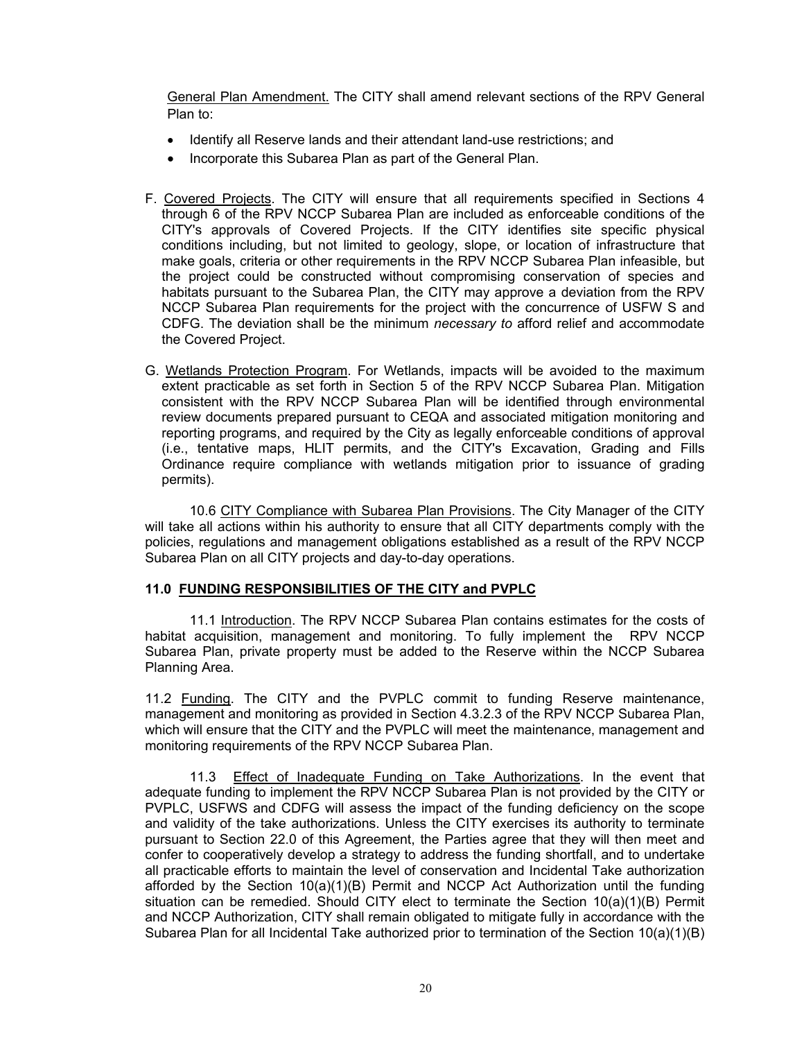General Plan Amendment. The CITY shall amend relevant sections of the RPV General Plan to:

- Identify all Reserve lands and their attendant land-use restrictions; and
- Incorporate this Subarea Plan as part of the General Plan.

F. Covered Projects. The CITY will ensure that all requirements specified in Sections 4 through 6 of the RPV NCCP Subarea Plan are included as enforceable conditions of the CITY's approvals of Covered Projects. If the CITY identifies site specific physical conditions including, but not limited to geology, slope, or location of infrastructure that make goals, criteria or other requirements in the RPV NCCP Subarea Plan infeasible, but the project could be constructed without compromising conservation of species and habitats pursuant to the Subarea Plan, the CITY may approve a deviation from the RPV NCCP Subarea Plan requirements for the project with the concurrence of USFW S and CDFG. The deviation shall be the minimum *necessary to* afford relief and accommodate the Covered Project.

G. Wetlands Protection Program. For Wetlands, impacts will be avoided to the maximum extent practicable as set forth in Section 5 of the RPV NCCP Subarea Plan. Mitigation consistent with the RPV NCCP Subarea Plan will be identified through environmental review documents prepared pursuant to CEQA and associated mitigation monitoring and reporting programs, and required by the City as legally enforceable conditions of approval (i.e., tentative maps, HLIT permits, and the CITY's Excavation, Grading and Fills Ordinance require compliance with wetlands mitigation prior to issuance of grading permits).

10.6 CITY Compliance with Subarea Plan Provisions. The City Manager of the CITY will take all actions within his authority to ensure that all CITY departments comply with the policies, regulations and management obligations established as a result of the RPV NCCP Subarea Plan on all CITY projects and day-to-day operations.

## 11.0 FUNDING RESPONSIBILITIES OF THE CITY and PVPLC

11.1 Introduction. The RPV NCCP Subarea Plan contains estimates for the costs of habitat acquisition, management and monitoring. To fully implement the RPV NCCP Subarea Plan, private property must be added to the Reserve within the NCCP Subarea Planning Area.

11.2 Funding. The CITY and the PVPLC commit to funding Reserve maintenance, management and monitoring as provided in Section 4.3.2.3 of the RPV NCCP Subarea Plan, which will ensure that the CITY and the PVPLC will meet the maintenance, management and monitoring requirements of the RPV NCCP Subarea Plan.

11.3 Effect of Inadequate Funding on Take Authorizations. In the event that adequate funding to implement the RPV NCCP Subarea Plan is not provided by the CITY or PVPLC, USFWS and CDFG will assess the impact of the funding deficiency on the scope and validity of the take authorizations. Unless the CITY exercises its authority to terminate pursuant to Section 22.0 of this Agreement, the Parties agree that they will then meet and confer to cooperatively develop a strategy to address the funding shortfall, and to undertake all practicable efforts to maintain the level of conservation and Incidental Take authorization afforded by the Section 10(a)(1)(B) Permit and NCCP Act Authorization until the funding situation can be remedied. Should CITY elect to terminate the Section 10(a)(1)(B) Permit and NCCP Authorization, CITY shall remain obligated to mitigate fully in accordance with the Subarea Plan for all Incidental Take authorized prior to termination of the Section 10(a)(1)(B)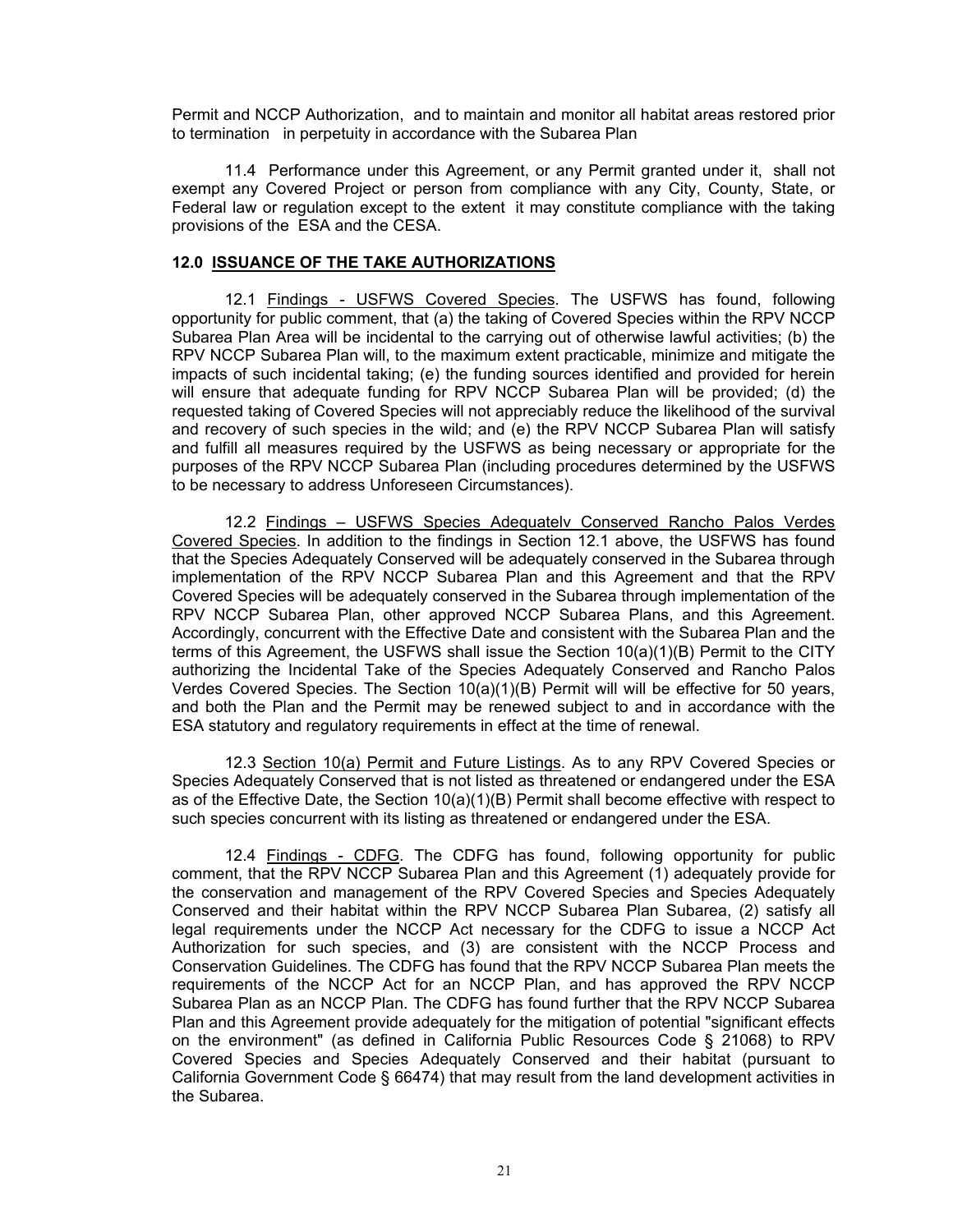Permit and NCCP Authorization, and to maintain and monitor all habitat areas restored prior to termination in perpetuity in accordance with the Subarea Plan

11.4 Performance under this Agreement, or any Permit granted under it, shall not exempt any Covered Project or person from compliance with any City, County, State, or Federal law or regulation except to the extent it may constitute compliance with the taking provisions of the ESA and the CESA.

## 12.0 ISSUANCE OF THE TAKE AUTHORIZATIONS

12.1 Findings - USFWS Covered Species. The USFWS has found, following opportunity for public comment, that (a) the taking of Covered Species within the RPV NCCP Subarea Plan Area will be incidental to the carrying out of otherwise lawful activities; (b) the RPV NCCP Subarea Plan will, to the maximum extent practicable, minimize and mitigate the impacts of such incidental taking; (e) the funding sources identified and provided for herein will ensure that adequate funding for RPV NCCP Subarea Plan will be provided; (d) the requested taking of Covered Species will not appreciably reduce the likelihood of the survival and recovery of such species in the wild; and (e) the RPV NCCP Subarea Plan will satisfy and fulfill all measures required by the USFWS as being necessary or appropriate for the purposes of the RPV NCCP Subarea Plan (including procedures determined by the USFWS to be necessary to address Unforeseen Circumstances).

12.2 Findings – USFWS Species Adequatelv Conserved Rancho Palos Verdes Covered Species. In addition to the findings in Section 12.1 above, the USFWS has found that the Species Adequately Conserved will be adequately conserved in the Subarea through implementation of the RPV NCCP Subarea Plan and this Agreement and that the RPV Covered Species will be adequately conserved in the Subarea through implementation of the RPV NCCP Subarea Plan, other approved NCCP Subarea Plans, and this Agreement. Accordingly, concurrent with the Effective Date and consistent with the Subarea Plan and the terms of this Agreement, the USFWS shall issue the Section 10(a)(1)(B) Permit to the CITY authorizing the Incidental Take of the Species Adequately Conserved and Rancho Palos Verdes Covered Species. The Section 10(a)(1)(B) Permit will will be effective for 50 years, and both the Plan and the Permit may be renewed subject to and in accordance with the ESA statutory and regulatory requirements in effect at the time of renewal.

12.3 Section 10(a) Permit and Future Listings. As to any RPV Covered Species or Species Adequately Conserved that is not listed as threatened or endangered under the ESA as of the Effective Date, the Section 10(a)(1)(B) Permit shall become effective with respect to such species concurrent with its listing as threatened or endangered under the ESA.

12.4 Findings - CDFG. The CDFG has found, following opportunity for public comment, that the RPV NCCP Subarea Plan and this Agreement (1) adequately provide for the conservation and management of the RPV Covered Species and Species Adequately Conserved and their habitat within the RPV NCCP Subarea Plan Subarea, (2) satisfy all legal requirements under the NCCP Act necessary for the CDFG to issue a NCCP Act Authorization for such species, and (3) are consistent with the NCCP Process and Conservation Guidelines. The CDFG has found that the RPV NCCP Subarea Plan meets the requirements of the NCCP Act for an NCCP Plan, and has approved the RPV NCCP Subarea Plan as an NCCP Plan. The CDFG has found further that the RPV NCCP Subarea Plan and this Agreement provide adequately for the mitigation of potential "significant effects on the environment" (as defined in California Public Resources Code § 21068) to RPV Covered Species and Species Adequately Conserved and their habitat (pursuant to California Government Code § 66474) that may result from the land development activities in the Subarea.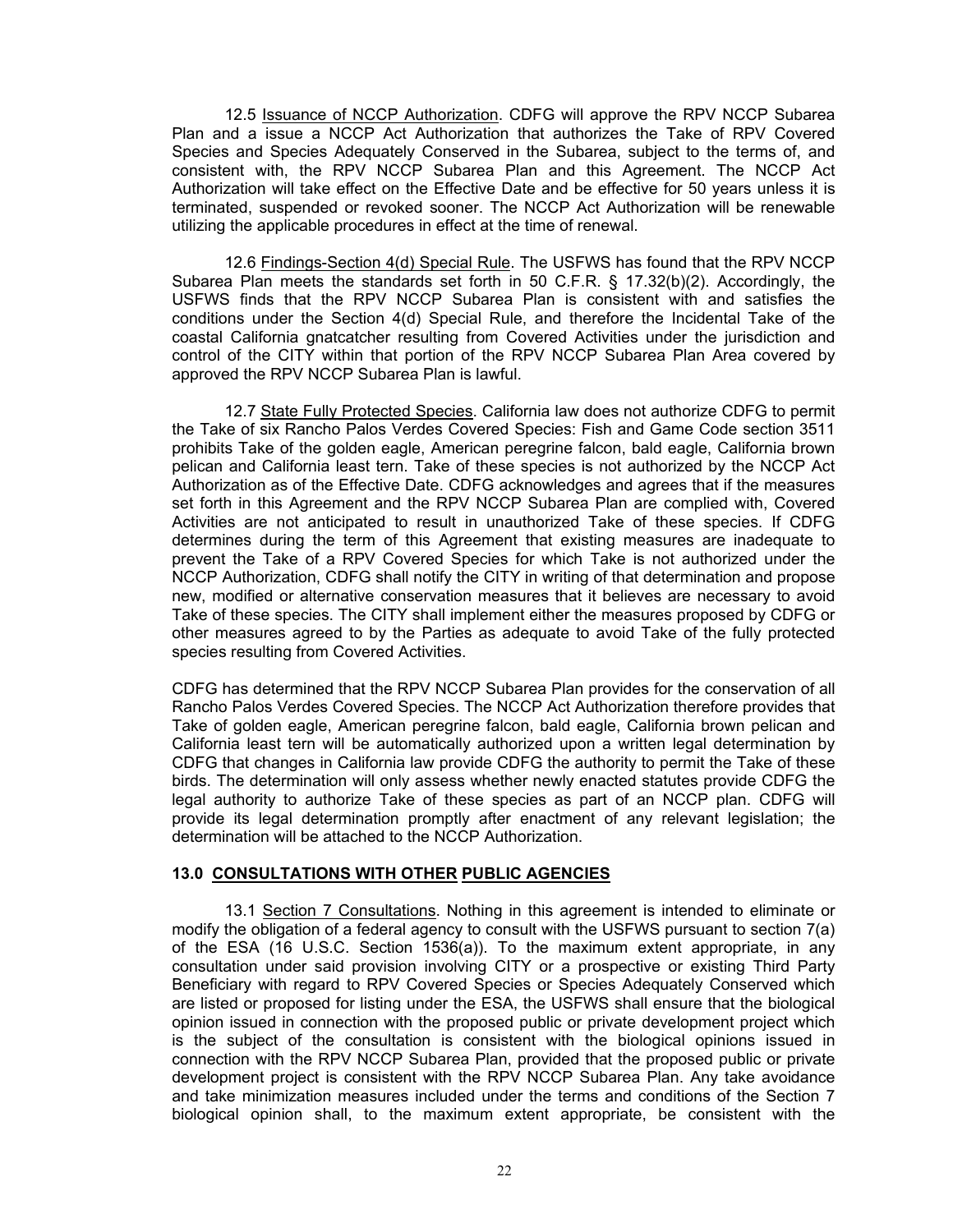12.5 Issuance of NCCP Authorization. CDFG will approve the RPV NCCP Subarea Plan and a issue a NCCP Act Authorization that authorizes the Take of RPV Covered Species and Species Adequately Conserved in the Subarea, subject to the terms of, and consistent with, the RPV NCCP Subarea Plan and this Agreement. The NCCP Act Authorization will take effect on the Effective Date and be effective for 50 years unless it is terminated, suspended or revoked sooner. The NCCP Act Authorization will be renewable utilizing the applicable procedures in effect at the time of renewal.

12.6 Findings-Section 4(d) Special Rule. The USFWS has found that the RPV NCCP Subarea Plan meets the standards set forth in 50 C.F.R. § 17.32(b)(2). Accordingly, the USFWS finds that the RPV NCCP Subarea Plan is consistent with and satisfies the conditions under the Section 4(d) Special Rule, and therefore the Incidental Take of the coastal California gnatcatcher resulting from Covered Activities under the jurisdiction and control of the CITY within that portion of the RPV NCCP Subarea Plan Area covered by approved the RPV NCCP Subarea Plan is lawful.

12.7 State Fully Protected Species. California law does not authorize CDFG to permit the Take of six Rancho Palos Verdes Covered Species: Fish and Game Code section 3511 prohibits Take of the golden eagle, American peregrine falcon, bald eagle, California brown pelican and California least tern. Take of these species is not authorized by the NCCP Act Authorization as of the Effective Date. CDFG acknowledges and agrees that if the measures set forth in this Agreement and the RPV NCCP Subarea Plan are complied with, Covered Activities are not anticipated to result in unauthorized Take of these species. If CDFG determines during the term of this Agreement that existing measures are inadequate to prevent the Take of a RPV Covered Species for which Take is not authorized under the NCCP Authorization, CDFG shall notify the CITY in writing of that determination and propose new, modified or alternative conservation measures that it believes are necessary to avoid Take of these species. The CITY shall implement either the measures proposed by CDFG or other measures agreed to by the Parties as adequate to avoid Take of the fully protected species resulting from Covered Activities.

CDFG has determined that the RPV NCCP Subarea Plan provides for the conservation of all Rancho Palos Verdes Covered Species. The NCCP Act Authorization therefore provides that Take of golden eagle, American peregrine falcon, bald eagle, California brown pelican and California least tern will be automatically authorized upon a written legal determination by CDFG that changes in California law provide CDFG the authority to permit the Take of these birds. The determination will only assess whether newly enacted statutes provide CDFG the legal authority to authorize Take of these species as part of an NCCP plan. CDFG will provide its legal determination promptly after enactment of any relevant legislation; the determination will be attached to the NCCP Authorization.

## 13.0 CONSULTATIONS WITH OTHER PUBLIC AGENCIES

13.1 Section 7 Consultations. Nothing in this agreement is intended to eliminate or modify the obligation of a federal agency to consult with the USFWS pursuant to section 7(a) of the ESA (16 U.S.C. Section 1536(a)). To the maximum extent appropriate, in any consultation under said provision involving CITY or a prospective or existing Third Party Beneficiary with regard to RPV Covered Species or Species Adequately Conserved which are listed or proposed for listing under the ESA, the USFWS shall ensure that the biological opinion issued in connection with the proposed public or private development project which is the subject of the consultation is consistent with the biological opinions issued in connection with the RPV NCCP Subarea Plan, provided that the proposed public or private development project is consistent with the RPV NCCP Subarea Plan. Any take avoidance and take minimization measures included under the terms and conditions of the Section 7 biological opinion shall, to the maximum extent appropriate, be consistent with the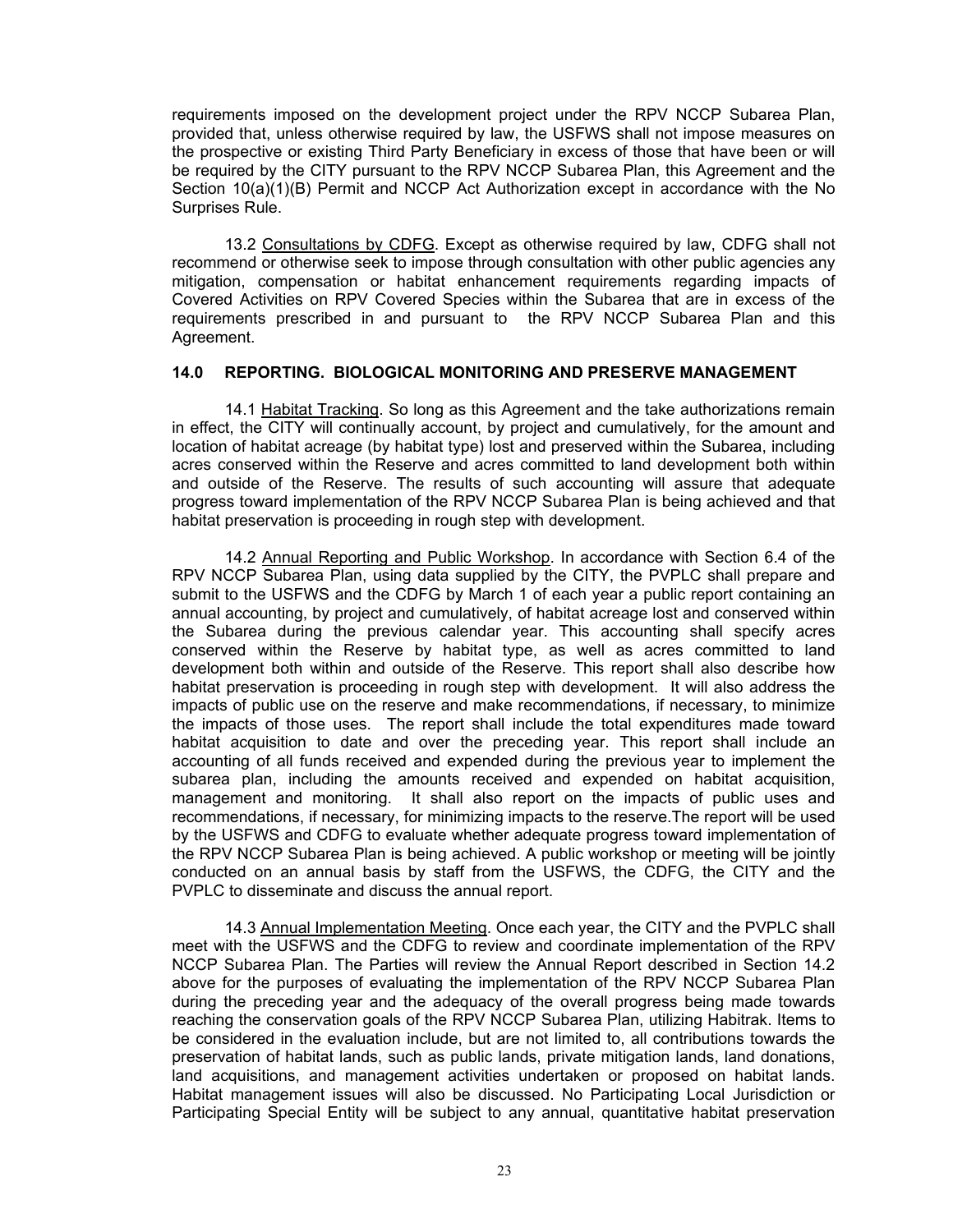requirements imposed on the development project under the RPV NCCP Subarea Plan, provided that, unless otherwise required by law, the USFWS shall not impose measures on the prospective or existing Third Party Beneficiary in excess of those that have been or will be required by the CITY pursuant to the RPV NCCP Subarea Plan, this Agreement and the Section 10(a)(1)(B) Permit and NCCP Act Authorization except in accordance with the No Surprises Rule.

13.2 Consultations by CDFG. Except as otherwise required by law, CDFG shall not recommend or otherwise seek to impose through consultation with other public agencies any mitigation, compensation or habitat enhancement requirements regarding impacts of Covered Activities on RPV Covered Species within the Subarea that are in excess of the requirements prescribed in and pursuant to the RPV NCCP Subarea Plan and this Agreement.

**14.0 REPORTING. BIOLOGICAL MONITORING AND PRESERVE MANAGEMENT**

14.1 Habitat Tracking. So long as this Agreement and the take authorizations remain in effect, the CITY will continually account, by project and cumulatively, for the amount and location of habitat acreage (by habitat type) lost and preserved within the Subarea, including acres conserved within the Reserve and acres committed to land development both within and outside of the Reserve. The results of such accounting will assure that adequate progress toward implementation of the RPV NCCP Subarea Plan is being achieved and that habitat preservation is proceeding in rough step with development.

14.2 Annual Reporting and Public Workshop. In accordance with Section 6.4 of the RPV NCCP Subarea Plan, using data supplied by the CITY, the PVPLC shall prepare and submit to the USFWS and the CDFG by March 1 of each year a public report containing an annual accounting, by project and cumulatively, of habitat acreage lost and conserved within the Subarea during the previous calendar year. This accounting shall specify acres conserved within the Reserve by habitat type, as well as acres committed to land development both within and outside of the Reserve. This report shall also describe how habitat preservation is proceeding in rough step with development. It will also address the impacts of public use on the reserve and make recommendations, if necessary, to minimize the impacts of those uses. The report shall include the total expenditures made toward habitat acquisition to date and over the preceding year. This report shall include an accounting of all funds received and expended during the previous year to implement the subarea plan, including the amounts received and expended on habitat acquisition, management and monitoring. It shall also report on the impacts of public uses and recommendations, if necessary, for minimizing impacts to the reserve.The report will be used by the USFWS and CDFG to evaluate whether adequate progress toward implementation of the RPV NCCP Subarea Plan is being achieved. A public workshop or meeting will be jointly conducted on an annual basis by staff from the USFWS, the CDFG, the CITY and the PVPLC to disseminate and discuss the annual report.

14.3 Annual Implementation Meeting. Once each year, the CITY and the PVPLC shall meet with the USFWS and the CDFG to review and coordinate implementation of the RPV NCCP Subarea Plan. The Parties will review the Annual Report described in Section 14.2 above for the purposes of evaluating the implementation of the RPV NCCP Subarea Plan during the preceding year and the adequacy of the overall progress being made towards reaching the conservation goals of the RPV NCCP Subarea Plan, utilizing Habitrak. Items to be considered in the evaluation include, but are not limited to, all contributions towards the preservation of habitat lands, such as public lands, private mitigation lands, land donations, land acquisitions, and management activities undertaken or proposed on habitat lands. Habitat management issues will also be discussed. No Participating Local Jurisdiction or Participating Special Entity will be subject to any annual, quantitative habitat preservation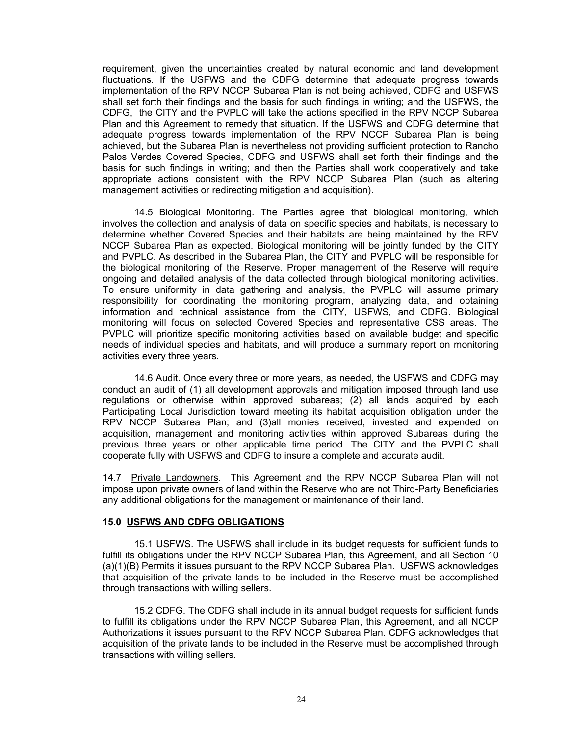requirement, given the uncertainties created by natural economic and land development fluctuations. If the USFWS and the CDFG determine that adequate progress towards implementation of the RPV NCCP Subarea Plan is not being achieved, CDFG and USFWS shall set forth their findings and the basis for such findings in writing; and the USFWS, the CDFG, the CITY and the PVPLC will take the actions specified in the RPV NCCP Subarea Plan and this Agreement to remedy that situation. If the USFWS and CDFG determine that adequate progress towards implementation of the RPV NCCP Subarea Plan is being achieved, but the Subarea Plan is nevertheless not providing sufficient protection to Rancho Palos Verdes Covered Species, CDFG and USFWS shall set forth their findings and the basis for such findings in writing; and then the Parties shall work cooperatively and take appropriate actions consistent with the RPV NCCP Subarea Plan (such as altering management activities or redirecting mitigation and acquisition).

14.5 Biological Monitoring. The Parties agree that biological monitoring, which involves the collection and analysis of data on specific species and habitats, is necessary to determine whether Covered Species and their habitats are being maintained by the RPV NCCP Subarea Plan as expected. Biological monitoring will be jointly funded by the CITY and PVPLC. As described in the Subarea Plan, the CITY and PVPLC will be responsible for the biological monitoring of the Reserve. Proper management of the Reserve will require ongoing and detailed analysis of the data collected through biological monitoring activities. To ensure uniformity in data gathering and analysis, the PVPLC will assume primary responsibility for coordinating the monitoring program, analyzing data, and obtaining information and technical assistance from the CITY, USFWS, and CDFG. Biological monitoring will focus on selected Covered Species and representative CSS areas. The PVPLC will prioritize specific monitoring activities based on available budget and specific needs of individual species and habitats, and will produce a summary report on monitoring activities every three years.

14.6 Audit. Once every three or more years, as needed, the USFWS and CDFG may conduct an audit of (1) all development approvals and mitigation imposed through land use regulations or otherwise within approved subareas; (2) all lands acquired by each Participating Local Jurisdiction toward meeting its habitat acquisition obligation under the RPV NCCP Subarea Plan; and (3)all monies received, invested and expended on acquisition, management and monitoring activities within approved Subareas during the previous three years or other applicable time period. The CITY and the PVPLC shall cooperate fully with USFWS and CDFG to insure a complete and accurate audit.

14.7 Private Landowners. This Agreement and the RPV NCCP Subarea Plan will not impose upon private owners of land within the Reserve who are not Third-Party Beneficiaries any additional obligations for the management or maintenance of their land.

## 15.0 USFWS AND CDFG OBLIGATIONS

15.1 USFWS. The USFWS shall include in its budget requests for sufficient funds to fulfill its obligations under the RPV NCCP Subarea Plan, this Agreement, and all Section 10 (a)(1)(B) Permits it issues pursuant to the RPV NCCP Subarea Plan. USFWS acknowledges that acquisition of the private lands to be included in the Reserve must be accomplished through transactions with willing sellers.

15.2 CDFG. The CDFG shall include in its annual budget requests for sufficient funds to fulfill its obligations under the RPV NCCP Subarea Plan, this Agreement, and all NCCP Authorizations it issues pursuant to the RPV NCCP Subarea Plan. CDFG acknowledges that acquisition of the private lands to be included in the Reserve must be accomplished through transactions with willing sellers.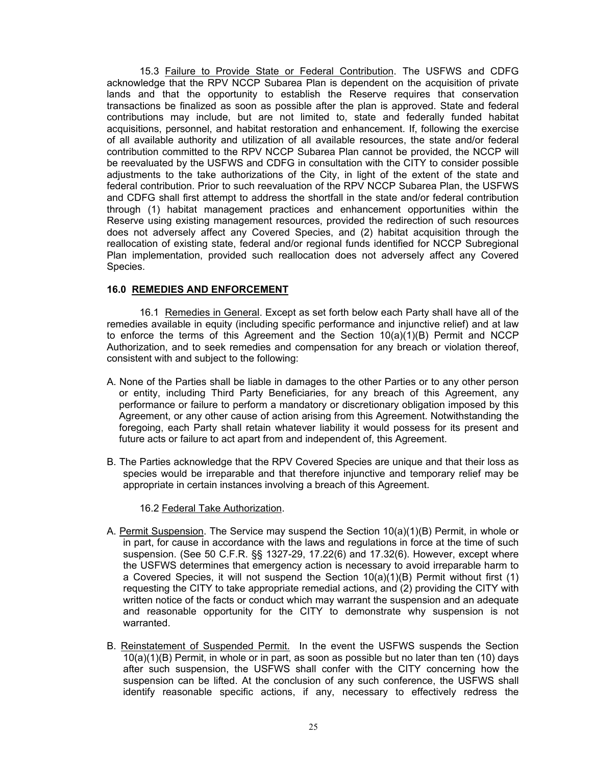15.3 Failure to Provide State or Federal Contribution. The USFWS and CDFG acknowledge that the RPV NCCP Subarea Plan is dependent on the acquisition of private lands and that the opportunity to establish the Reserve requires that conservation transactions be finalized as soon as possible after the plan is approved. State and federal contributions may include, but are not limited to, state and federally funded habitat acquisitions, personnel, and habitat restoration and enhancement. If, following the exercise of all available authority and utilization of all available resources, the state and/or federal contribution committed to the RPV NCCP Subarea Plan cannot be provided, the NCCP will be reevaluated by the USFWS and CDFG in consultation with the CITY to consider possible adjustments to the take authorizations of the City, in light of the extent of the state and federal contribution. Prior to such reevaluation of the RPV NCCP Subarea Plan, the USFWS and CDFG shall first attempt to address the shortfall in the state and/or federal contribution through (1) habitat management practices and enhancement opportunities within the Reserve using existing management resources, provided the redirection of such resources does not adversely affect any Covered Species, and (2) habitat acquisition through the reallocation of existing state, federal and/or regional funds identified for NCCP Subregional Plan implementation, provided such reallocation does not adversely affect any Covered Species.

## 16.0 REMEDIES AND ENFORCEMENT

16.1 Remedies in General. Except as set forth below each Party shall have all of the remedies available in equity (including specific performance and injunctive relief) and at law to enforce the terms of this Agreement and the Section 10(a)(1)(B) Permit and NCCP Authorization, and to seek remedies and compensation for any breach or violation thereof, consistent with and subject to the following:

A. None of the Parties shall be liable in damages to the other Parties or to any other person or entity, including Third Party Beneficiaries, for any breach of this Agreement, any performance or failure to perform a mandatory or discretionary obligation imposed by this Agreement, or any other cause of action arising from this Agreement. Notwithstanding the foregoing, each Party shall retain whatever liability it would possess for its present and future acts or failure to act apart from and independent of, this Agreement.

B. The Parties acknowledge that the RPV Covered Species are unique and that their loss as species would be irreparable and that therefore injunctive and temporary relief may be appropriate in certain instances involving a breach of this Agreement.

16.2 Federal Take Authorization.

A. Permit Suspension. The Service may suspend the Section 10(a)(1)(B) Permit, in whole or in part, for cause in accordance with the laws and regulations in force at the time of such suspension. (See 50 C.F.R. §§ 1327-29, 17.22(6) and 17.32(6). However, except where the USFWS determines that emergency action is necessary to avoid irreparable harm to a Covered Species, it will not suspend the Section 10(a)(1)(B) Permit without first (1) requesting the CITY to take appropriate remedial actions, and (2) providing the CITY with written notice of the facts or conduct which may warrant the suspension and an adequate and reasonable opportunity for the CITY to demonstrate why suspension is not warranted.

B. Reinstatement of Suspended Permit. In the event the USFWS suspends the Section 10(a)(1)(B) Permit, in whole or in part, as soon as possible but no later than ten (10) days after such suspension, the USFWS shall confer with the CITY concerning how the suspension can be lifted. At the conclusion of any such conference, the USFWS shall identify reasonable specific actions, if any, necessary to effectively redress the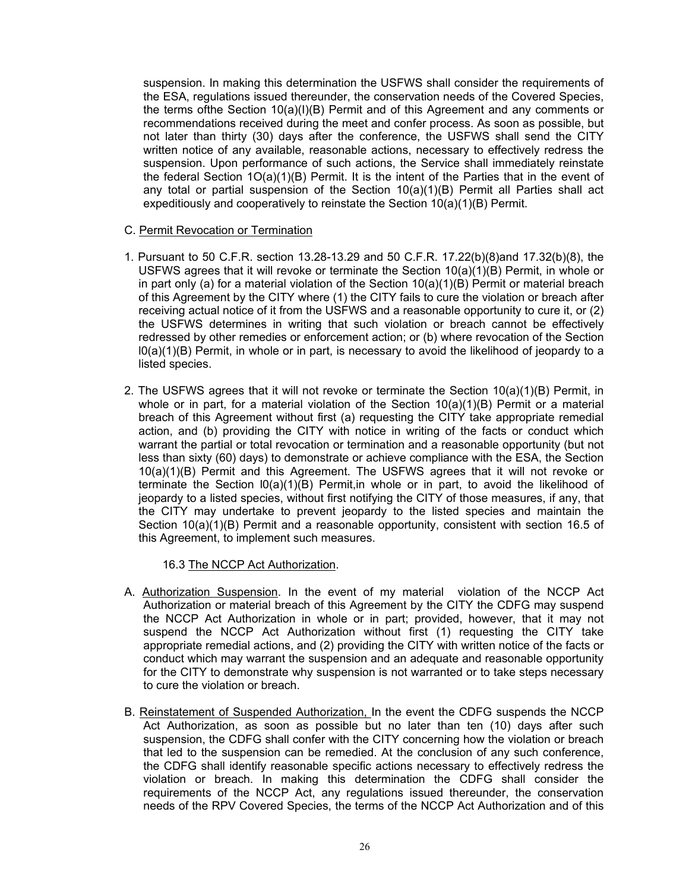suspension. In making this determination the USFWS shall consider the requirements of the ESA, regulations issued thereunder, the conservation needs of the Covered Species, the terms ofthe Section 10(a)(I)(B) Permit and of this Agreement and any comments or recommendations received during the meet and confer process. As soon as possible, but not later than thirty (30) days after the conference, the USFWS shall send the CITY written notice of any available, reasonable actions, necessary to effectively redress the suspension. Upon performance of such actions, the Service shall immediately reinstate the federal Section 1O(a)(1)(B) Permit. It is the intent of the Parties that in the event of any total or partial suspension of the Section 10(a)(1)(B) Permit all Parties shall act expeditiously and cooperatively to reinstate the Section 10(a)(1)(B) Permit.

C. Permit Revocation or Termination

1. Pursuant to 50 C.F.R. section 13.28-13.29 and 50 C.F.R. 17.22(b)(8)and 17.32(b)(8), the USFWS agrees that it will revoke or terminate the Section 10(a)(1)(B) Permit, in whole or in part only (a) for a material violation of the Section 10(a)(1)(B) Permit or material breach of this Agreement by the CITY where (1) the CITY fails to cure the violation or breach after receiving actual notice of it from the USFWS and a reasonable opportunity to cure it, or (2) the USFWS determines in writing that such violation or breach cannot be effectively redressed by other remedies or enforcement action; or (b) where revocation of the Section l0(a)(1)(B) Permit, in whole or in part, is necessary to avoid the likelihood of jeopardy to a listed species.

2. The USFWS agrees that it will not revoke or terminate the Section 10(a)(1)(B) Permit, in whole or in part, for a material violation of the Section 10(a)(1)(B) Permit or a material breach of this Agreement without first (a) requesting the CITY take appropriate remedial action, and (b) providing the CITY with notice in writing of the facts or conduct which warrant the partial or total revocation or termination and a reasonable opportunity (but not less than sixty (60) days) to demonstrate or achieve compliance with the ESA, the Section 10(a)(1)(B) Permit and this Agreement. The USFWS agrees that it will not revoke or terminate the Section l0(a)(1)(B) Permit,in whole or in part, to avoid the likelihood of jeopardy to a listed species, without first notifying the CITY of those measures, if any, that the CITY may undertake to prevent jeopardy to the listed species and maintain the Section 10(a)(1)(B) Permit and a reasonable opportunity, consistent with section 16.5 of this Agreement, to implement such measures.

16.3 The NCCP Act Authorization.

A. Authorization Suspension. In the event of my material violation of the NCCP Act Authorization or material breach of this Agreement by the CITY the CDFG may suspend the NCCP Act Authorization in whole or in part; provided, however, that it may not suspend the NCCP Act Authorization without first (1) requesting the CITY take appropriate remedial actions, and (2) providing the CITY with written notice of the facts or conduct which may warrant the suspension and an adequate and reasonable opportunity for the CITY to demonstrate why suspension is not warranted or to take steps necessary to cure the violation or breach.

B. Reinstatement of Suspended Authorization, In the event the CDFG suspends the NCCP Act Authorization, as soon as possible but no later than ten (10) days after such suspension, the CDFG shall confer with the CITY concerning how the violation or breach that led to the suspension can be remedied. At the conclusion of any such conference, the CDFG shall identify reasonable specific actions necessary to effectively redress the violation or breach. In making this determination the CDFG shall consider the requirements of the NCCP Act, any regulations issued thereunder, the conservation needs of the RPV Covered Species, the terms of the NCCP Act Authorization and of this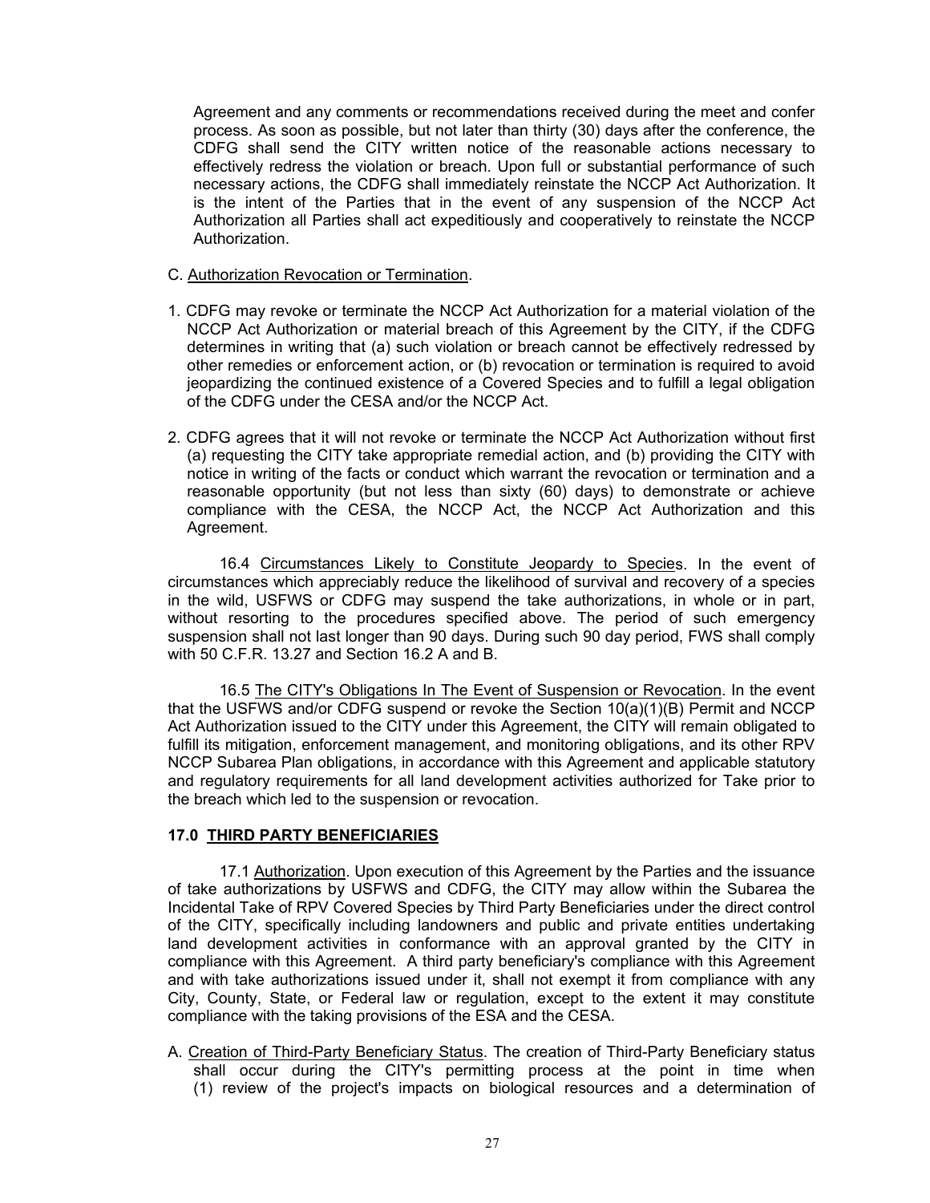Agreement and any comments or recommendations received during the meet and confer process. As soon as possible, but not later than thirty (30) days after the conference, the CDFG shall send the CITY written notice of the reasonable actions necessary to effectively redress the violation or breach. Upon full or substantial performance of such necessary actions, the CDFG shall immediately reinstate the NCCP Act Authorization. It is the intent of the Parties that in the event of any suspension of the NCCP Act Authorization all Parties shall act expeditiously and cooperatively to reinstate the NCCP Authorization.

C. Authorization Revocation or Termination.

1. CDFG may revoke or terminate the NCCP Act Authorization for a material violation of the NCCP Act Authorization or material breach of this Agreement by the CITY, if the CDFG determines in writing that (a) such violation or breach cannot be effectively redressed by other remedies or enforcement action, or (b) revocation or termination is required to avoid jeopardizing the continued existence of a Covered Species and to fulfill a legal obligation of the CDFG under the CESA and/or the NCCP Act.

2. CDFG agrees that it will not revoke or terminate the NCCP Act Authorization without first (a) requesting the CITY take appropriate remedial action, and (b) providing the CITY with notice in writing of the facts or conduct which warrant the revocation or termination and a reasonable opportunity (but not less than sixty (60) days) to demonstrate or achieve compliance with the CESA, the NCCP Act, the NCCP Act Authorization and this Agreement.

16.4 Circumstances Likely to Constitute Jeopardy to Species. In the event of circumstances which appreciably reduce the likelihood of survival and recovery of a species in the wild, USFWS or CDFG may suspend the take authorizations, in whole or in part, without resorting to the procedures specified above. The period of such emergency suspension shall not last longer than 90 days. During such 90 day period, FWS shall comply with 50 C.F.R. 13.27 and Section 16.2 A and B.

16.5 The CITY's Obligations In The Event of Suspension or Revocation. In the event that the USFWS and/or CDFG suspend or revoke the Section 10(a)(1)(B) Permit and NCCP Act Authorization issued to the CITY under this Agreement, the CITY will remain obligated to fulfill its mitigation, enforcement management, and monitoring obligations, and its other RPV NCCP Subarea Plan obligations, in accordance with this Agreement and applicable statutory and regulatory requirements for all land development activities authorized for Take prior to the breach which led to the suspension or revocation.

## 17.0 THIRD PARTY BENEFICIARIES

17.1 Authorization. Upon execution of this Agreement by the Parties and the issuance of take authorizations by USFWS and CDFG, the CITY may allow within the Subarea the Incidental Take of RPV Covered Species by Third Party Beneficiaries under the direct control of the CITY, specifically including landowners and public and private entities undertaking land development activities in conformance with an approval granted by the CITY in compliance with this Agreement. A third party beneficiary's compliance with this Agreement and with take authorizations issued under it, shall not exempt it from compliance with any City, County, State, or Federal law or regulation, except to the extent it may constitute compliance with the taking provisions of the ESA and the CESA.

A. Creation of Third-Party Beneficiary Status. The creation of Third-Party Beneficiary status shall occur during the CITY's permitting process at the point in time when (1) review of the project's impacts on biological resources and a determination of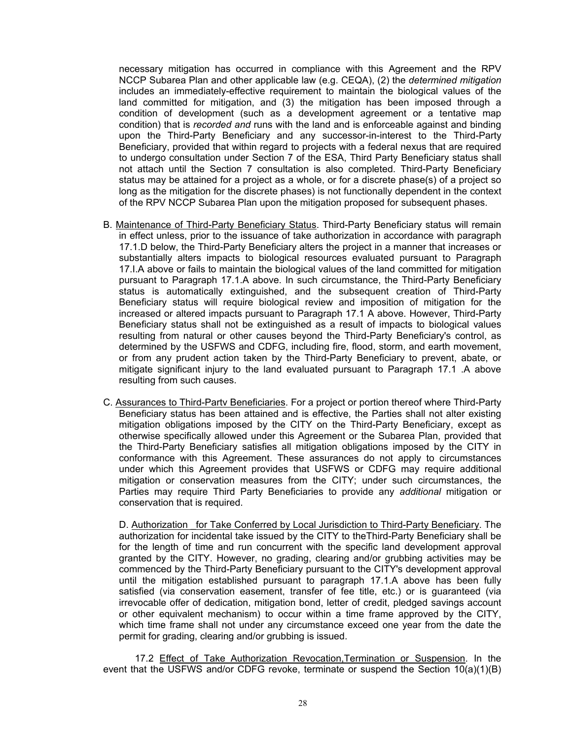necessary mitigation has occurred in compliance with this Agreement and the RPV NCCP Subarea Plan and other applicable law (e.g. CEQA), (2) the *determined mitigation* includes an immediately-effective requirement to maintain the biological values of the land committed for mitigation, and (3) the mitigation has been imposed through a condition of development (such as a development agreement or a tentative map condition) that is *recorded and* runs with the land and is enforceable against and binding upon the Third-Party Beneficiary and any successor-in-interest to the Third-Party Beneficiary, provided that within regard to projects with a federal nexus that are required to undergo consultation under Section 7 of the ESA, Third Party Beneficiary status shall not attach until the Section 7 consultation is also completed. Third-Party Beneficiary status may be attained for a project as a whole, or for a discrete phase(s) of a project so long as the mitigation for the discrete phases) is not functionally dependent in the context of the RPV NCCP Subarea Plan upon the mitigation proposed for subsequent phases.

B. Maintenance of Third-Party Beneficiary Status. Third-Party Beneficiary status will remain in effect unless, prior to the issuance of take authorization in accordance with paragraph 17.1.D below, the Third-Party Beneficiary alters the project in a manner that increases or substantially alters impacts to biological resources evaluated pursuant to Paragraph 17.I.A above or fails to maintain the biological values of the land committed for mitigation pursuant to Paragraph 17.1.A above. In such circumstance, the Third-Party Beneficiary status is automatically extinguished, and the subsequent creation of Third-Party Beneficiary status will require biological review and imposition of mitigation for the increased or altered impacts pursuant to Paragraph 17.1 A above. However, Third-Party Beneficiary status shall not be extinguished as a result of impacts to biological values resulting from natural or other causes beyond the Third-Party Beneficiary's control, as determined by the USFWS and CDFG, including fire, flood, storm, and earth movement, or from any prudent action taken by the Third-Party Beneficiary to prevent, abate, or mitigate significant injury to the land evaluated pursuant to Paragraph 17.1 .A above resulting from such causes.

C. Assurances to Third-Partv Beneficiaries. For a project or portion thereof where Third-Party Beneficiary status has been attained and is effective, the Parties shall not alter existing mitigation obligations imposed by the CITY on the Third-Party Beneficiary, except as otherwise specifically allowed under this Agreement or the Subarea Plan, provided that the Third-Party Beneficiary satisfies all mitigation obligations imposed by the CITY in conformance with this Agreement. These assurances do not apply to circumstances under which this Agreement provides that USFWS or CDFG may require additional mitigation or conservation measures from the CITY; under such circumstances, the Parties may require Third Party Beneficiaries to provide any *additional* mitigation or conservation that is required.

D. Authorization for Take Conferred by Local Jurisdiction to Third-Party Beneficiary. The authorization for incidental take issued by the CITY to theThird-Party Beneficiary shall be for the length of time and run concurrent with the specific land development approval granted by the CITY. However, no grading, clearing and/or grubbing activities may be commenced by the Third-Party Beneficiary pursuant to the CITY's development approval until the mitigation established pursuant to paragraph 17.1.A above has been fully satisfied (via conservation easement, transfer of fee title, etc.) or is guaranteed (via irrevocable offer of dedication, mitigation bond, letter of credit, pledged savings account or other equivalent mechanism) to occur within a time frame approved by the CITY, which time frame shall not under any circumstance exceed one year from the date the permit for grading, clearing and/or grubbing is issued.

17.2 Effect of Take Authorization Revocation,Termination or Suspension. In the event that the USFWS and/or CDFG revoke, terminate or suspend the Section 10(a)(1)(B)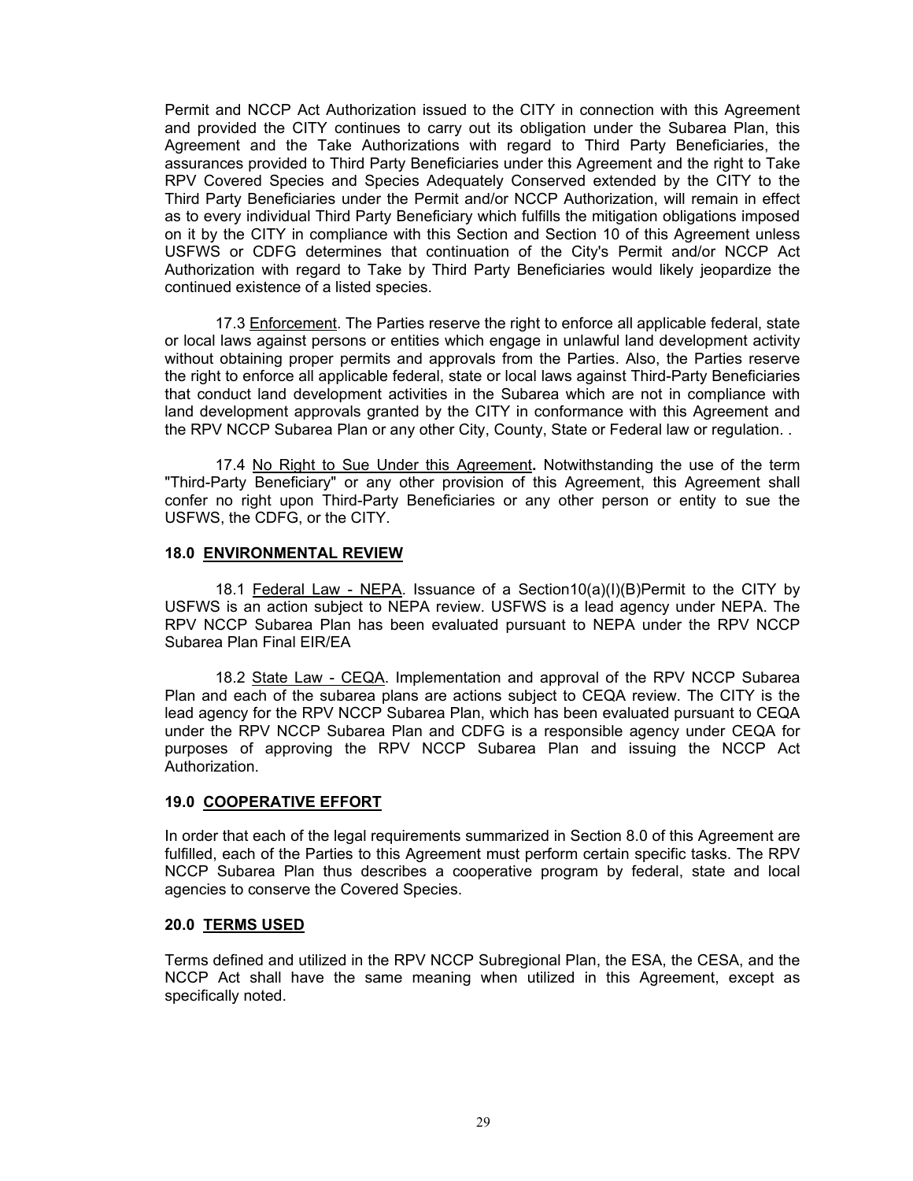Permit and NCCP Act Authorization issued to the CITY in connection with this Agreement and provided the CITY continues to carry out its obligation under the Subarea Plan, this Agreement and the Take Authorizations with regard to Third Party Beneficiaries, the assurances provided to Third Party Beneficiaries under this Agreement and the right to Take RPV Covered Species and Species Adequately Conserved extended by the CITY to the Third Party Beneficiaries under the Permit and/or NCCP Authorization, will remain in effect as to every individual Third Party Beneficiary which fulfills the mitigation obligations imposed on it by the CITY in compliance with this Section and Section 10 of this Agreement unless USFWS or CDFG determines that continuation of the City's Permit and/or NCCP Act Authorization with regard to Take by Third Party Beneficiaries would likely jeopardize the continued existence of a listed species.

17.3 Enforcement. The Parties reserve the right to enforce all applicable federal, state or local laws against persons or entities which engage in unlawful land development activity without obtaining proper permits and approvals from the Parties. Also, the Parties reserve the right to enforce all applicable federal, state or local laws against Third-Party Beneficiaries that conduct land development activities in the Subarea which are not in compliance with land development approvals granted by the CITY in conformance with this Agreement and the RPV NCCP Subarea Plan or any other City, County, State or Federal law or regulation. .

17.4 No Right to Sue Under this Agreement**.** Notwithstanding the use of the term "Third-Party Beneficiary" or any other provision of this Agreement, this Agreement shall confer no right upon Third-Party Beneficiaries or any other person or entity to sue the USFWS, the CDFG, or the CITY.

**18.0 ENVIRONMENTAL REVIEW**

18.1 Federal Law - NEPA. Issuance of a Section10(a)(I)(B)Permit to the CITY by USFWS is an action subject to NEPA review. USFWS is a lead agency under NEPA. The RPV NCCP Subarea Plan has been evaluated pursuant to NEPA under the RPV NCCP Subarea Plan Final EIR/EA

18.2 State Law - CEQA. Implementation and approval of the RPV NCCP Subarea Plan and each of the subarea plans are actions subject to CEQA review. The CITY is the lead agency for the RPV NCCP Subarea Plan, which has been evaluated pursuant to CEQA under the RPV NCCP Subarea Plan and CDFG is a responsible agency under CEQA for purposes of approving the RPV NCCP Subarea Plan and issuing the NCCP Act Authorization.

**19.0 COOPERATIVE EFFORT**

In order that each of the legal requirements summarized in Section 8.0 of this Agreement are fulfilled, each of the Parties to this Agreement must perform certain specific tasks. The RPV NCCP Subarea Plan thus describes a cooperative program by federal, state and local agencies to conserve the Covered Species.

**20.0 TERMS USED**

Terms defined and utilized in the RPV NCCP Subregional Plan, the ESA, the CESA, and the NCCP Act shall have the same meaning when utilized in this Agreement, except as specifically noted.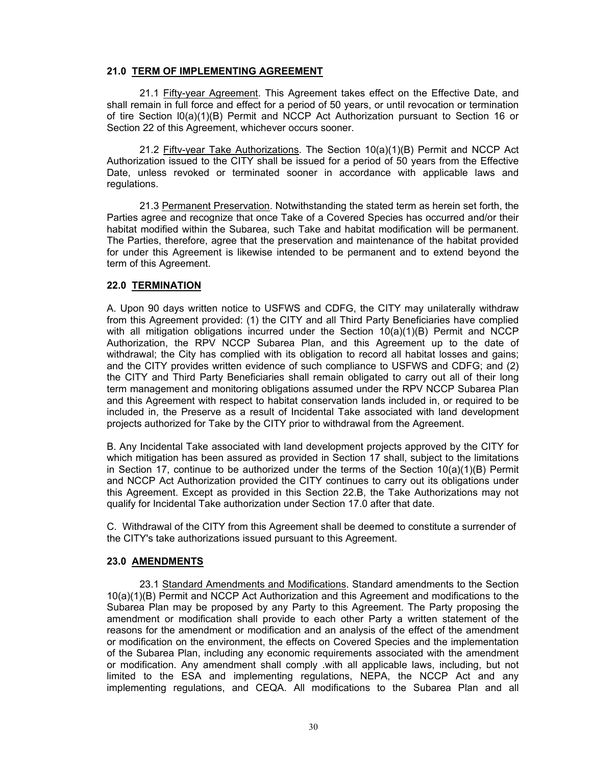### 21.0 TERM OF IMPLEMENTING AGREEMENT

21.1 Fifty-year Agreement. This Agreement takes effect on the Effective Date, and shall remain in full force and effect for a period of 50 years, or until revocation or termination of tire Section l0(a)(1)(B) Permit and NCCP Act Authorization pursuant to Section 16 or Section 22 of this Agreement, whichever occurs sooner.

21.2 Fiftv-year Take Authorizations. The Section 10(a)(1)(B) Permit and NCCP Act Authorization issued to the CITY shall be issued for a period of 50 years from the Effective Date, unless revoked or terminated sooner in accordance with applicable laws and regulations.

21.3 Permanent Preservation. Notwithstanding the stated term as herein set forth, the Parties agree and recognize that once Take of a Covered Species has occurred and/or their habitat modified within the Subarea, such Take and habitat modification will be permanent. The Parties, therefore, agree that the preservation and maintenance of the habitat provided for under this Agreement is likewise intended to be permanent and to extend beyond the term of this Agreement.

### 22.0 TERMINATION

A. Upon 90 days written notice to USFWS and CDFG, the CITY may unilaterally withdraw from this Agreement provided: (1) the CITY and all Third Party Beneficiaries have complied with all mitigation obligations incurred under the Section 10(a)(1)(B) Permit and NCCP Authorization, the RPV NCCP Subarea Plan, and this Agreement up to the date of withdrawal; the City has complied with its obligation to record all habitat losses and gains; and the CITY provides written evidence of such compliance to USFWS and CDFG; and (2) the CITY and Third Party Beneficiaries shall remain obligated to carry out all of their long term management and monitoring obligations assumed under the RPV NCCP Subarea Plan and this Agreement with respect to habitat conservation lands included in, or required to be included in, the Preserve as a result of Incidental Take associated with land development projects authorized for Take by the CITY prior to withdrawal from the Agreement.

B. Any Incidental Take associated with land development projects approved by the CITY for which mitigation has been assured as provided in Section 17 shall, subject to the limitations in Section 17, continue to be authorized under the terms of the Section 10(a)(1)(B) Permit and NCCP Act Authorization provided the CITY continues to carry out its obligations under this Agreement. Except as provided in this Section 22.B, the Take Authorizations may not qualify for Incidental Take authorization under Section 17.0 after that date.

C. Withdrawal of the CITY from this Agreement shall be deemed to constitute a surrender of the CITY's take authorizations issued pursuant to this Agreement.

### 23.0 AMENDMENTS

23.1 Standard Amendments and Modifications. Standard amendments to the Section 10(a)(1)(B) Permit and NCCP Act Authorization and this Agreement and modifications to the Subarea Plan may be proposed by any Party to this Agreement. The Party proposing the amendment or modification shall provide to each other Party a written statement of the reasons for the amendment or modification and an analysis of the effect of the amendment or modification on the environment, the effects on Covered Species and the implementation of the Subarea Plan, including any economic requirements associated with the amendment or modification. Any amendment shall comply .with all applicable laws, including, but not limited to the ESA and implementing regulations, NEPA, the NCCP Act and any implementing regulations, and CEQA. All modifications to the Subarea Plan and all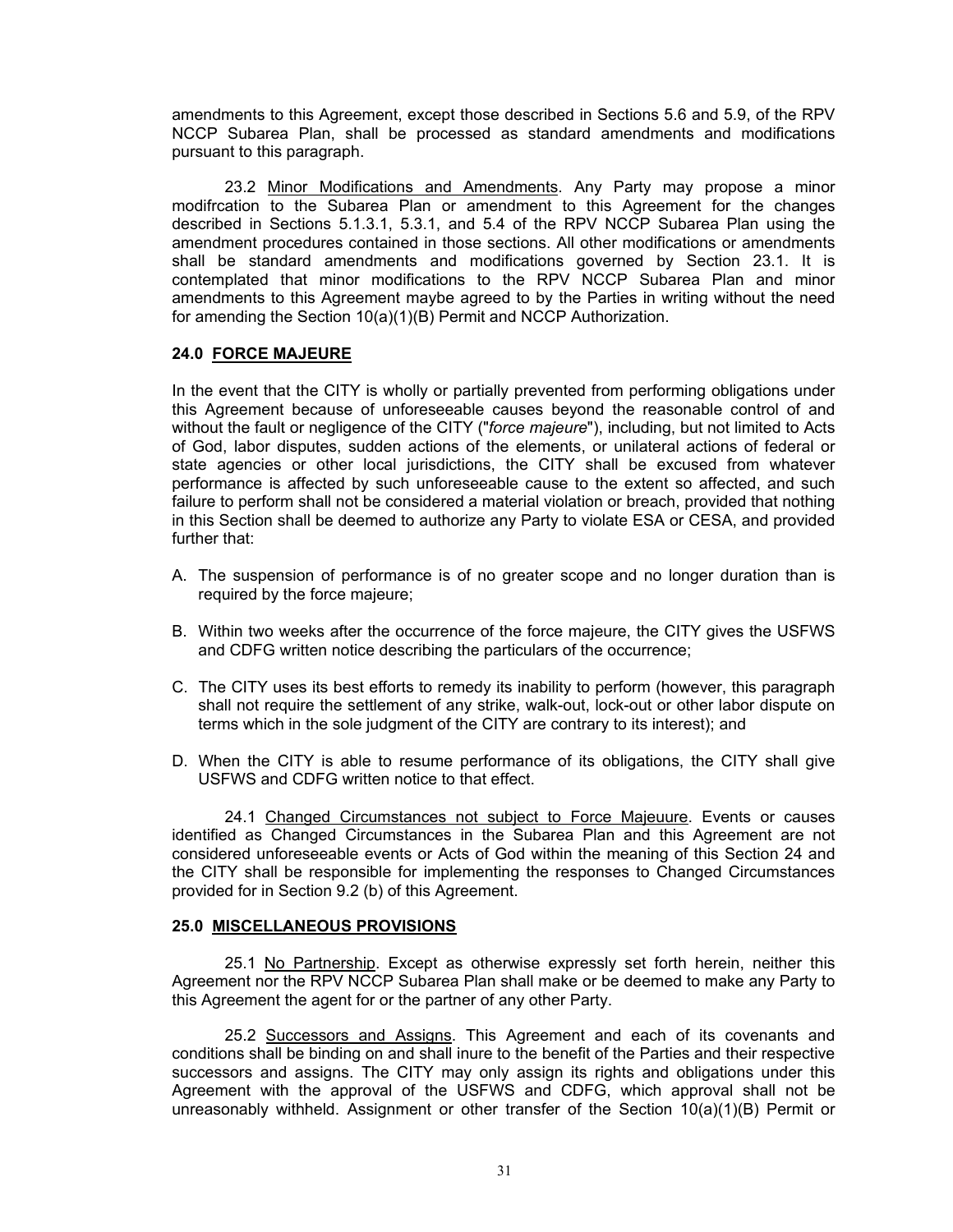amendments to this Agreement, except those described in Sections 5.6 and 5.9, of the RPV NCCP Subarea Plan, shall be processed as standard amendments and modifications pursuant to this paragraph.

23.2 <u>Minor Modifications and Amendments</u>. Any Party may propose a minor modifrcation to the Subarea Plan or amendment to this Agreement for the changes described in Sections 5.1.3.1, 5.3.1, and 5.4 of the RPV NCCP Subarea Plan using the amendment procedures contained in those sections. All other modifications or amendments shall be standard amendments and modifications governed by Section 23.1. It is contemplated that minor modifications to the RPV NCCP Subarea Plan and minor amendments to this Agreement maybe agreed to by the Parties in writing without the need for amending the Section 10(a)(1)(B) Permit and NCCP Authorization.

## 24.0 FORCE MAJEURE

In the event that the CITY is wholly or partially prevented from performing obligations under this Agreement because of unforeseeable causes beyond the reasonable control of and without the fault or negligence of the CITY ("*force majeure*"), including, but not limited to Acts of God, labor disputes, sudden actions of the elements, or unilateral actions of federal or state agencies or other local jurisdictions, the CITY shall be excused from whatever performance is affected by such unforeseeable cause to the extent so affected, and such failure to perform shall not be considered a material violation or breach, provided that nothing in this Section shall be deemed to authorize any Party to violate ESA or CESA, and provided further that:

A. The suspension of performance is of no greater scope and no longer duration than is required by the force majeure;

B. Within two weeks after the occurrence of the force majeure, the CITY gives the USFWS and CDFG written notice describing the particulars of the occurrence;

C. The CITY uses its best efforts to remedy its inability to perform (however, this paragraph shall not require the settlement of any strike, walk-out, lock-out or other labor dispute on terms which in the sole judgment of the CITY are contrary to its interest); and

D. When the CITY is able to resume performance of its obligations, the CITY shall give USFWS and CDFG written notice to that effect.

24.1 <u>Changed Circumstances not subject to Force Majeuure</u>. Events or causes identified as Changed Circumstances in the Subarea Plan and this Agreement are not considered unforeseeable events or Acts of God within the meaning of this Section 24 and the CITY shall be responsible for implementing the responses to Changed Circumstances provided for in Section 9.2 (b) of this Agreement.

## 25.0 MISCELLANEOUS PROVISIONS

25.1 <u>No Partnership</u>. Except as otherwise expressly set forth herein, neither this Agreement nor the RPV NCCP Subarea Plan shall make or be deemed to make any Party to this Agreement the agent for or the partner of any other Party.

25.2 <u>Successors and Assigns</u>. This Agreement and each of its covenants and conditions shall be binding on and shall inure to the benefit of the Parties and their respective successors and assigns. The CITY may only assign its rights and obligations under this Agreement with the approval of the USFWS and CDFG, which approval shall not be unreasonably withheld. Assignment or other transfer of the Section 10(a)(1)(B) Permit or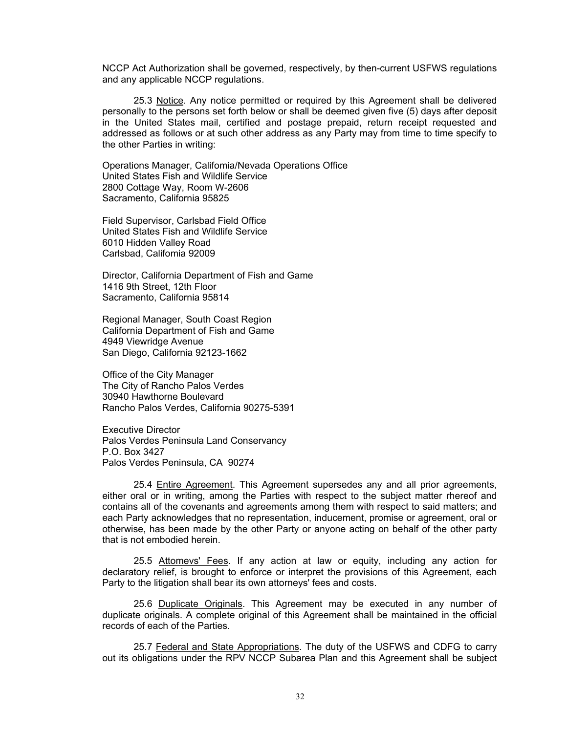NCCP Act Authorization shall be governed, respectively, by then-current USFWS regulations and any applicable NCCP regulations.

25.3 Notice. Any notice permitted or required by this Agreement shall be delivered personally to the persons set forth below or shall be deemed given five (5) days after deposit in the United States mail, certified and postage prepaid, return receipt requested and addressed as follows or at such other address as any Party may from time to time specify to the other Parties in writing:

Operations Manager, Califomia/Nevada Operations Office
United States Fish and Wildlife Service
2800 Cottage Way, Room W-2606
Sacramento, California 95825

Field Supervisor, Carlsbad Field Office
United States Fish and Wildlife Service
6010 Hidden Valley Road
Carlsbad, Califomia 92009

Director, California Department of Fish and Game
1416 9th Street, 12th Floor
Sacramento, California 95814

Regional Manager, South Coast Region
California Department of Fish and Game
4949 Viewridge Avenue
San Diego, California 92123-1662

Office of the City Manager
The City of Rancho Palos Verdes
30940 Hawthorne Boulevard
Rancho Palos Verdes, California 90275-5391

Executive Director
Palos Verdes Peninsula Land Conservancy
P.O. Box 3427
Palos Verdes Peninsula, CA 90274

25.4 Entire Agreement. This Agreement supersedes any and all prior agreements, either oral or in writing, among the Parties with respect to the subject matter rhereof and contains all of the covenants and agreements among them with respect to said matters; and each Party acknowledges that no representation, inducement, promise or agreement, oral or otherwise, has been made by the other Party or anyone acting on behalf of the other party that is not embodied herein.

25.5 Attomevs' Fees. If any action at law or equity, including any action for declaratory relief, is brought to enforce or interpret the provisions of this Agreement, each Party to the litigation shall bear its own attorneys' fees and costs.

25.6 Duplicate Originals. This Agreement may be executed in any number of duplicate originals. A complete original of this Agreement shall be maintained in the official records of each of the Parties.

25.7 Federal and State Appropriations. The duty of the USFWS and CDFG to carry out its obligations under the RPV NCCP Subarea Plan and this Agreement shall be subject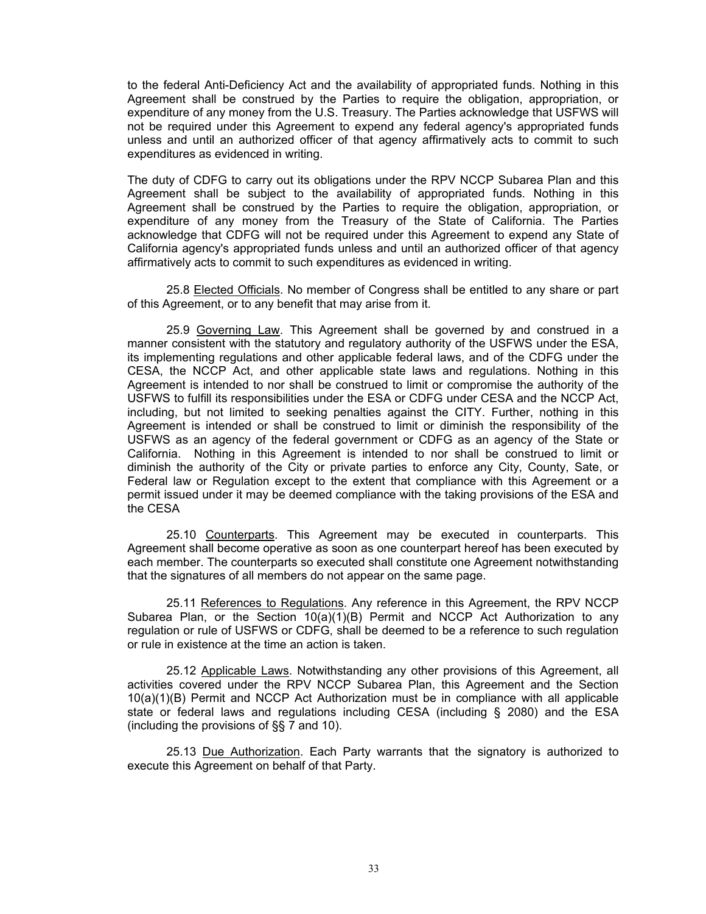to the federal Anti-Deficiency Act and the availability of appropriated funds. Nothing in this Agreement shall be construed by the Parties to require the obligation, appropriation, or expenditure of any money from the U.S. Treasury. The Parties acknowledge that USFWS will not be required under this Agreement to expend any federal agency's appropriated funds unless and until an authorized officer of that agency affirmatively acts to commit to such expenditures as evidenced in writing.

The duty of CDFG to carry out its obligations under the RPV NCCP Subarea Plan and this Agreement shall be subject to the availability of appropriated funds. Nothing in this Agreement shall be construed by the Parties to require the obligation, appropriation, or expenditure of any money from the Treasury of the State of California. The Parties acknowledge that CDFG will not be required under this Agreement to expend any State of California agency's appropriated funds unless and until an authorized officer of that agency affirmatively acts to commit to such expenditures as evidenced in writing.

25.8 Elected Officials. No member of Congress shall be entitled to any share or part of this Agreement, or to any benefit that may arise from it.

25.9 Governing Law. This Agreement shall be governed by and construed in a manner consistent with the statutory and regulatory authority of the USFWS under the ESA, its implementing regulations and other applicable federal laws, and of the CDFG under the CESA, the NCCP Act, and other applicable state laws and regulations. Nothing in this Agreement is intended to nor shall be construed to limit or compromise the authority of the USFWS to fulfill its responsibilities under the ESA or CDFG under CESA and the NCCP Act, including, but not limited to seeking penalties against the CITY. Further, nothing in this Agreement is intended or shall be construed to limit or diminish the responsibility of the USFWS as an agency of the federal government or CDFG as an agency of the State or California. Nothing in this Agreement is intended to nor shall be construed to limit or diminish the authority of the City or private parties to enforce any City, County, Sate, or Federal law or Regulation except to the extent that compliance with this Agreement or a permit issued under it may be deemed compliance with the taking provisions of the ESA and the CESA

25.10 Counterparts. This Agreement may be executed in counterparts. This Agreement shall become operative as soon as one counterpart hereof has been executed by each member. The counterparts so executed shall constitute one Agreement notwithstanding that the signatures of all members do not appear on the same page.

25.11 References to Regulations. Any reference in this Agreement, the RPV NCCP Subarea Plan, or the Section 10(a)(1)(B) Permit and NCCP Act Authorization to any regulation or rule of USFWS or CDFG, shall be deemed to be a reference to such regulation or rule in existence at the time an action is taken.

25.12 Applicable Laws. Notwithstanding any other provisions of this Agreement, all activities covered under the RPV NCCP Subarea Plan, this Agreement and the Section 10(a)(1)(B) Permit and NCCP Act Authorization must be in compliance with all applicable state or federal laws and regulations including CESA (including § 2080) and the ESA (including the provisions of §§ 7 and 10).

25.13 Due Authorization. Each Party warrants that the signatory is authorized to execute this Agreement on behalf of that Party.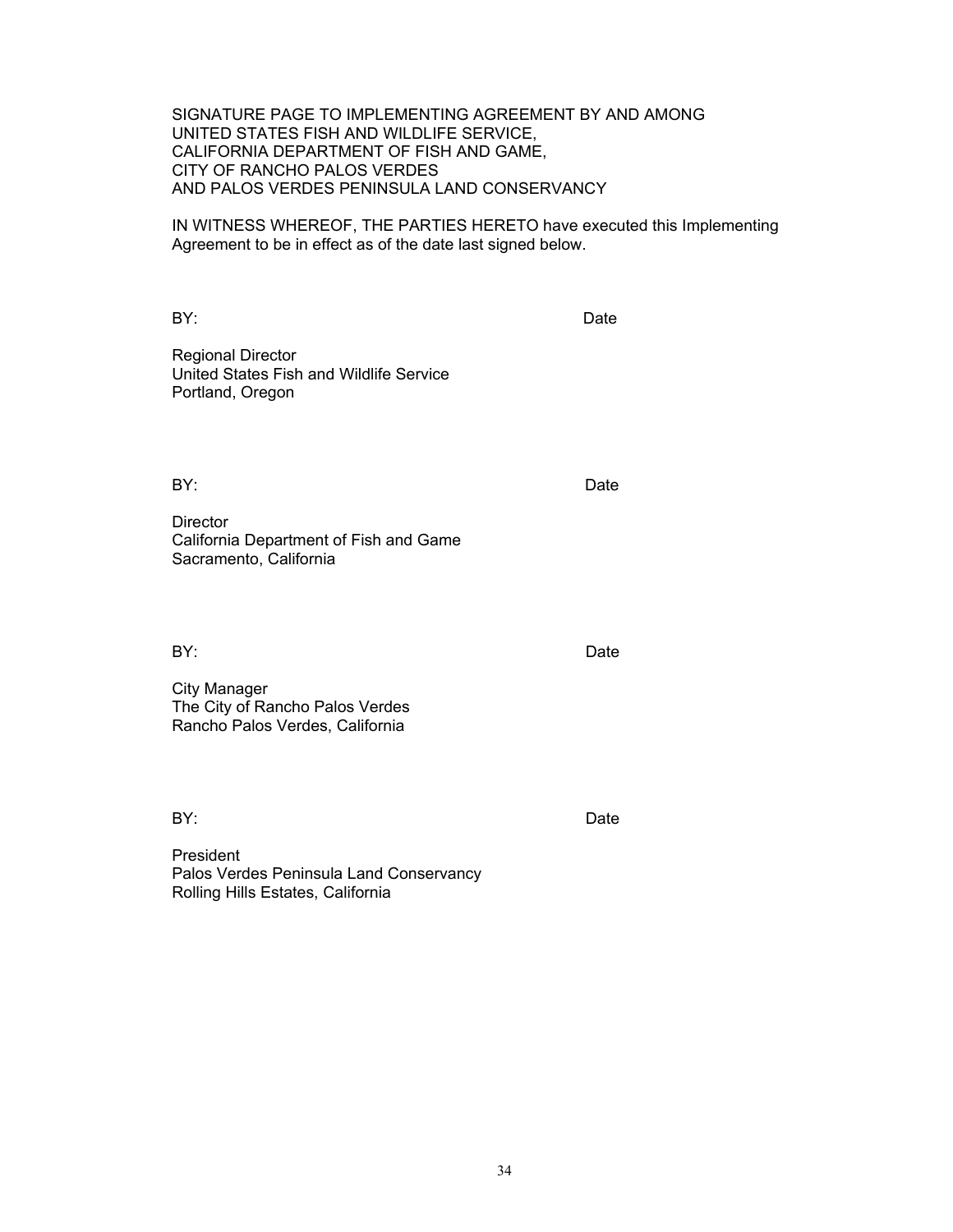SIGNATURE PAGE TO IMPLEMENTING AGREEMENT BY AND AMONG
UNITED STATES FISH AND WILDLIFE SERVICE,
CALIFORNIA DEPARTMENT OF FISH AND GAME,
CITY OF RANCHO PALOS VERDES
AND PALOS VERDES PENINSULA LAND CONSERVANCY

IN WITNESS WHEREOF, THE PARTIES HERETO have executed this Implementing Agreement to be in effect as of the date last signed below.

BY: Date

Regional Director
United States Fish and Wildlife Service
Portland, Oregon

BY: Date

Director
California Department of Fish and Game
Sacramento, California

BY: Date

City Manager
The City of Rancho Palos Verdes
Rancho Palos Verdes, California

BY: Date

President
Palos Verdes Peninsula Land Conservancy
Rolling Hills Estates, California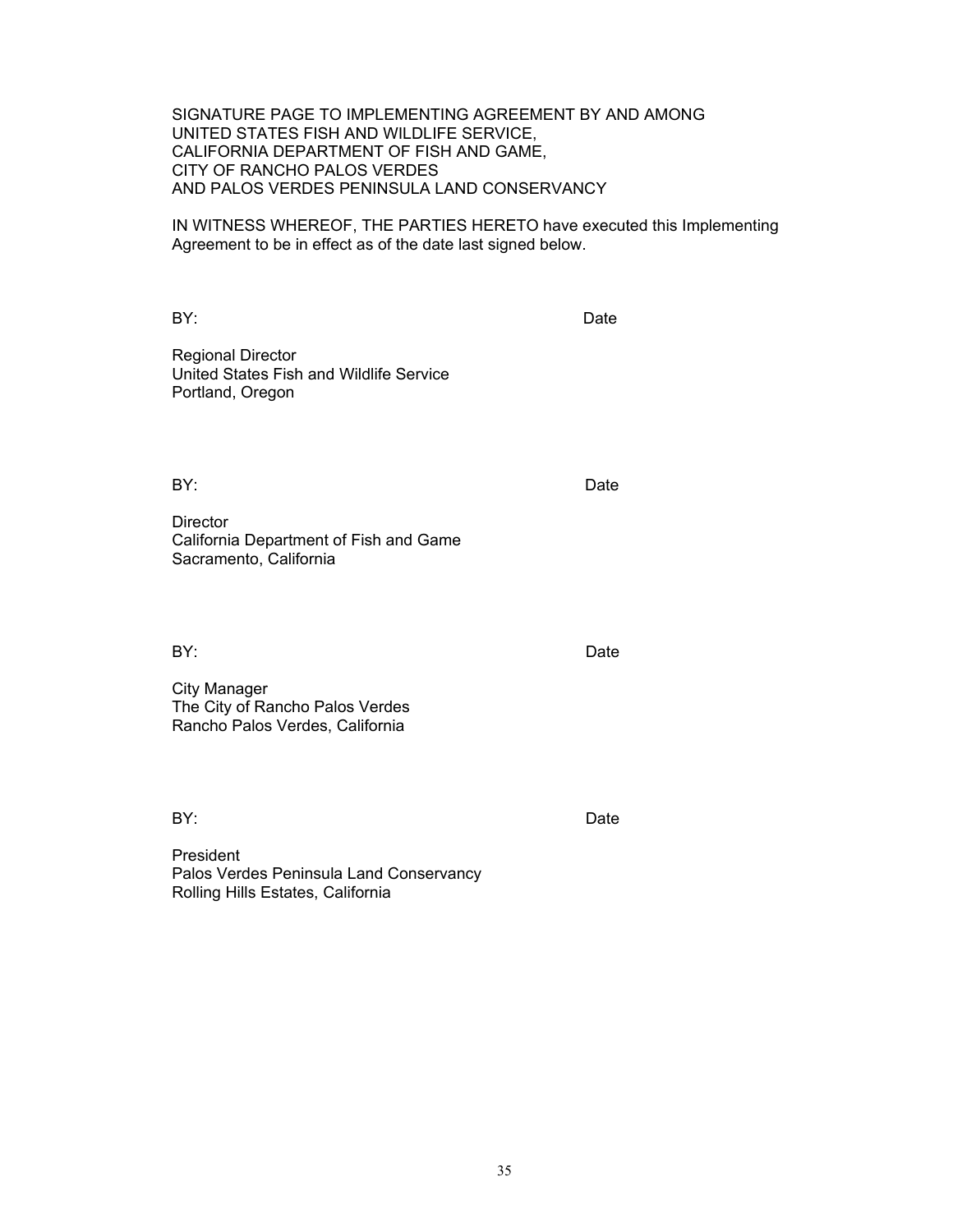SIGNATURE PAGE TO IMPLEMENTING AGREEMENT BY AND AMONG
UNITED STATES FISH AND WILDLIFE SERVICE,
CALIFORNIA DEPARTMENT OF FISH AND GAME,
CITY OF RANCHO PALOS VERDES
AND PALOS VERDES PENINSULA LAND CONSERVANCY

IN WITNESS WHEREOF, THE PARTIES HERETO have executed this Implementing Agreement to be in effect as of the date last signed below.

BY: Date

Regional Director
United States Fish and Wildlife Service
Portland, Oregon

BY: Date

Director
California Department of Fish and Game
Sacramento, California

BY: Date

City Manager
The City of Rancho Palos Verdes
Rancho Palos Verdes, California

BY: Date

President
Palos Verdes Peninsula Land Conservancy
Rolling Hills Estates, California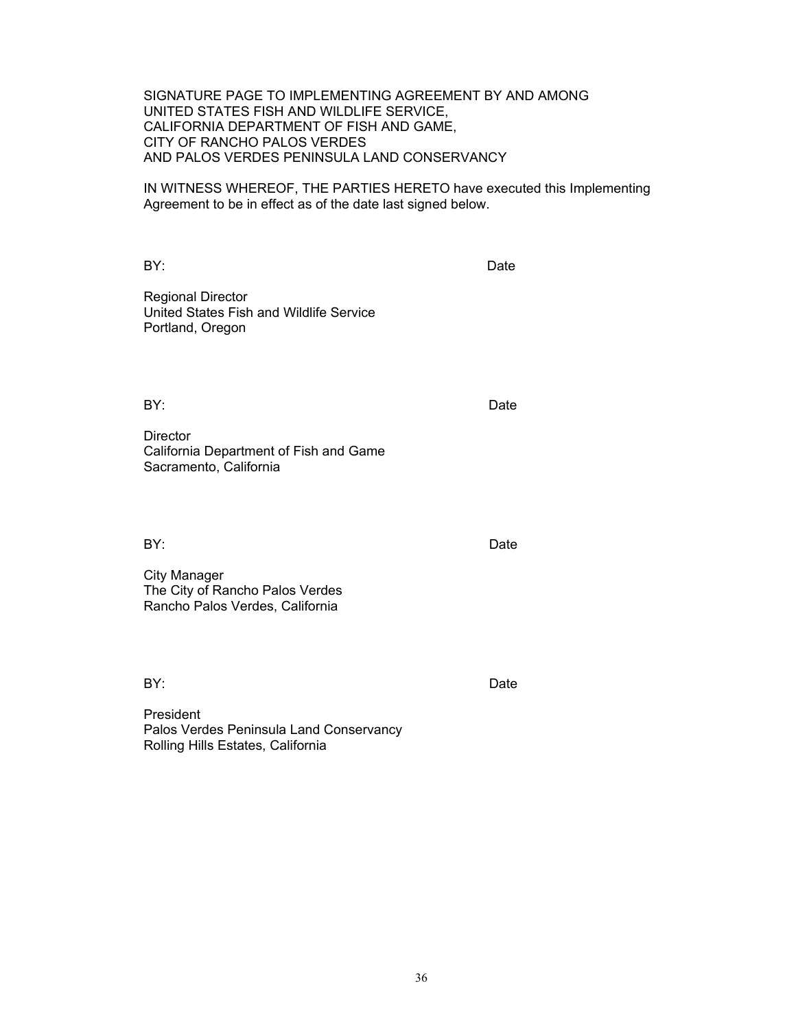SIGNATURE PAGE TO IMPLEMENTING AGREEMENT BY AND AMONG
UNITED STATES FISH AND WILDLIFE SERVICE,
CALIFORNIA DEPARTMENT OF FISH AND GAME,
CITY OF RANCHO PALOS VERDES
AND PALOS VERDES PENINSULA LAND CONSERVANCY

IN WITNESS WHEREOF, THE PARTIES HERETO have executed this Implementing Agreement to be in effect as of the date last signed below.

BY: Date

Regional Director
United States Fish and Wildlife Service
Portland, Oregon

BY: Date

Director
California Department of Fish and Game
Sacramento, California

BY: Date

City Manager
The City of Rancho Palos Verdes
Rancho Palos Verdes, California

BY: Date

President
Palos Verdes Peninsula Land Conservancy
Rolling Hills Estates, California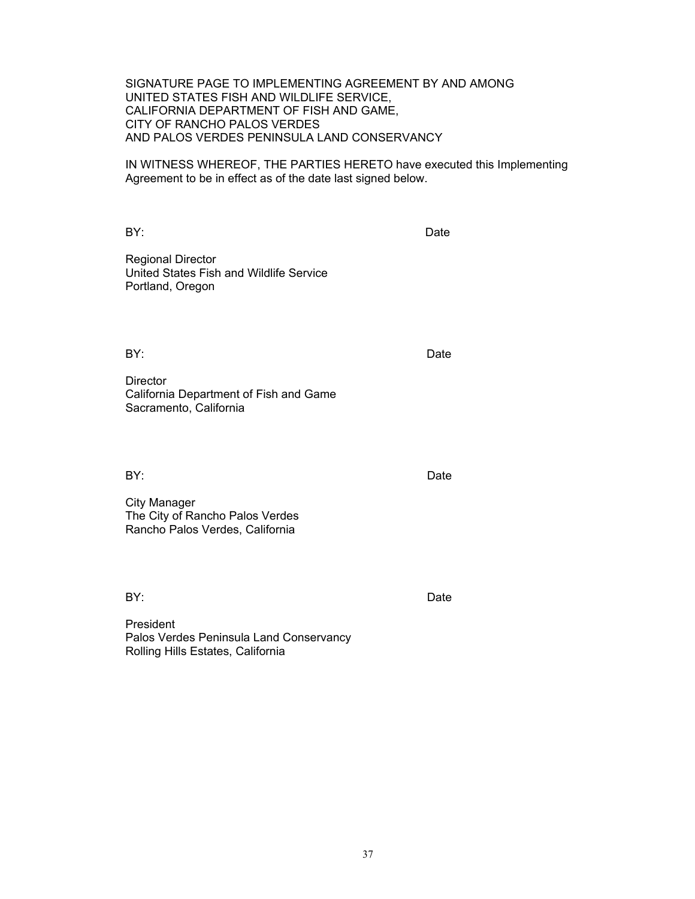SIGNATURE PAGE TO IMPLEMENTING AGREEMENT BY AND AMONG
UNITED STATES FISH AND WILDLIFE SERVICE,
CALIFORNIA DEPARTMENT OF FISH AND GAME,
CITY OF RANCHO PALOS VERDES
AND PALOS VERDES PENINSULA LAND CONSERVANCY

IN WITNESS WHEREOF, THE PARTIES HERETO have executed this Implementing Agreement to be in effect as of the date last signed below.

BY: Date

Regional Director
United States Fish and Wildlife Service
Portland, Oregon

BY: Date

Director
California Department of Fish and Game
Sacramento, California

BY: Date

City Manager
The City of Rancho Palos Verdes
Rancho Palos Verdes, California

BY: Date

President
Palos Verdes Peninsula Land Conservancy
Rolling Hills Estates, California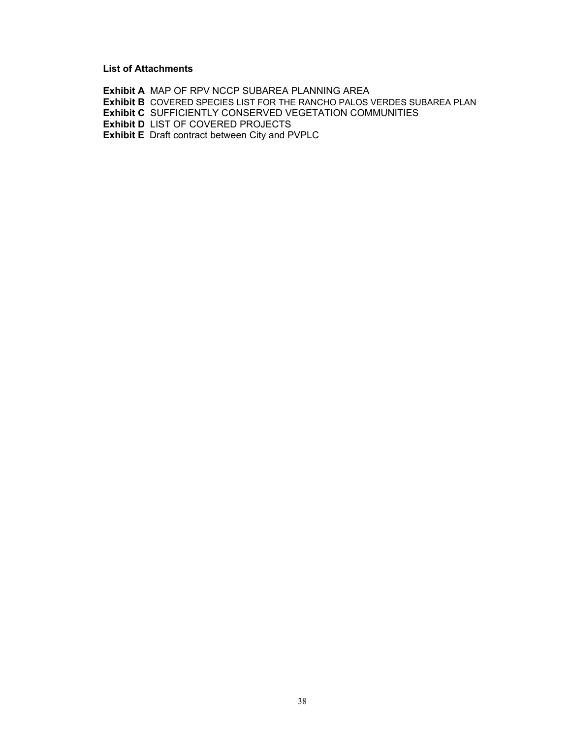**List of Attachments**

**Exhibit A** MAP OF RPV NCCP SUBAREA PLANNING AREA
**Exhibit B** COVERED SPECIES LIST FOR THE RANCHO PALOS VERDES SUBAREA PLAN
**Exhibit C** SUFFICIENTLY CONSERVED VEGETATION COMMUNITIES
**Exhibit D** LIST OF COVERED PROJECTS
**Exhibit E** Draft contract between City and PVPLC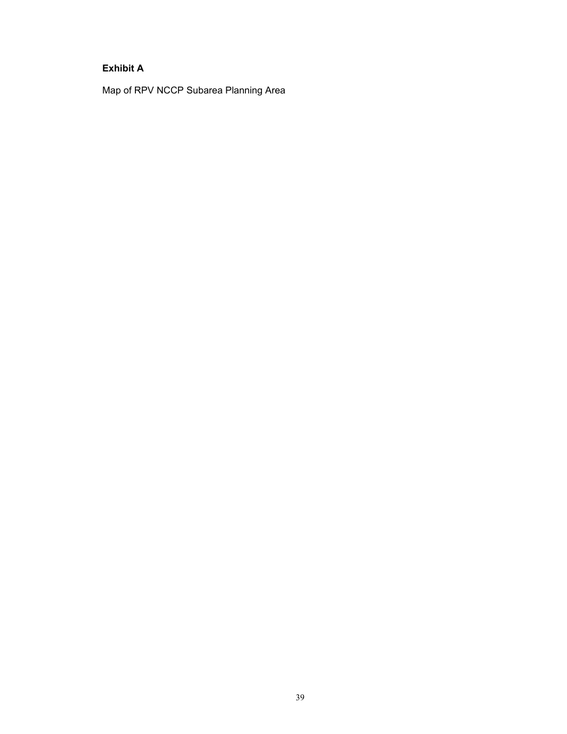**Exhibit A**

Map of RPV NCCP Subarea Planning Area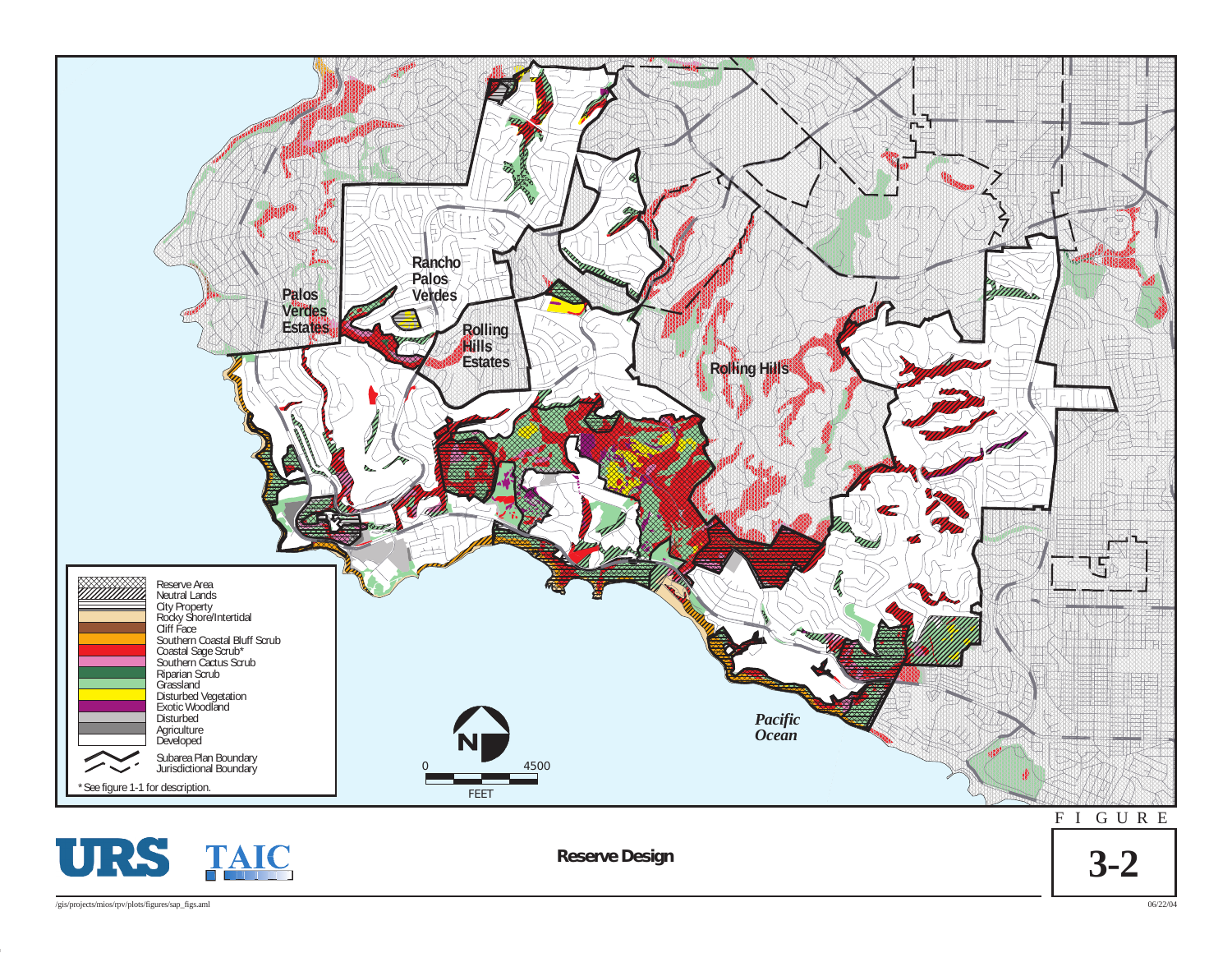Palos Verdes Estates

Rancho Palos Verdes

Rolling Hills Estates

Rolling Hills

Pacific Ocean

Reserve Area
Neutral Lands
City Property
Rocky Shore/Intertidal
Cliff Face
Southern Coastal Bluff Scrub
Coastal Sage Scrub*
Southern Cactus Scrub
Riparian Scrub
Grassland
Disturbed Vegetation
Exotic Woodland
Disturbed
Agriculture
Developed

Subarea Plan Boundary
Jurisdictional Boundary

*See figure 1-1 for description.

N

0 4500

FEET

FIGURE

3-2

URS TAIC

**Reserve Design**

/gis/projects/mios/rpv/plots/figures/sap_figs.aml

06/22/04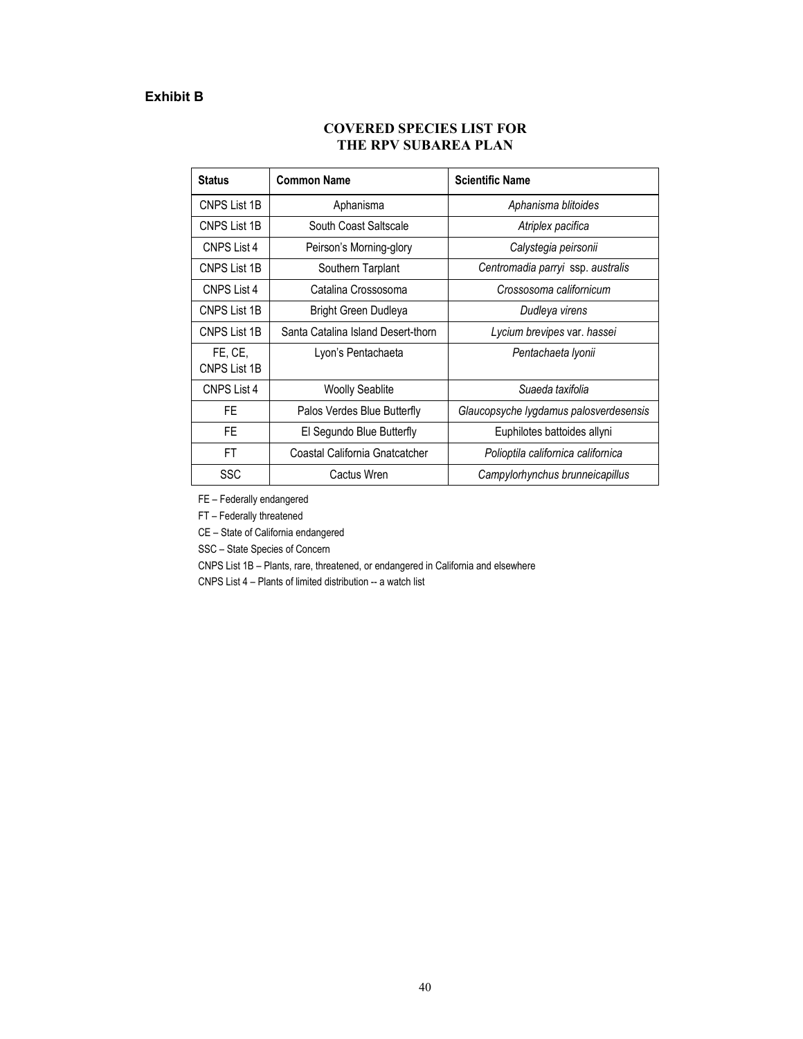**Exhibit B**

## COVERED SPECIES LIST FOR THE RPV SUBAREA PLAN

| Status | Common Name | Scientific Name |
|---|---|---|
| CNPS List 1B | Aphanisma | *Aphanisma blitoides* |
| CNPS List 1B | South Coast Saltscale | *Atriplex pacifica* |
| CNPS List 4 | Peirson's Morning-glory | *Calystegia peirsonii* |
| CNPS List 1B | Southern Tarplant | *Centromadia parryi* ssp. *australis* |
| CNPS List 4 | Catalina Crossosoma | *Crossosoma californicum* |
| CNPS List 1B | Bright Green Dudleya | *Dudleya virens* |
| CNPS List 1B | Santa Catalina Island Desert-thorn | *Lycium brevipes* var. *hassei* |
| FE, CE, CNPS List 1B | Lyon's Pentachaeta | *Pentachaeta lyonii* |
| CNPS List 4 | Woolly Seablite | *Suaeda taxifolia* |
| FE | Palos Verdes Blue Butterfly | *Glaucopsyche lygdamus palosverdesensis* |
| FE | El Segundo Blue Butterfly | Euphilotes battoides allyni |
| FT | Coastal California Gnatcatcher | *Polioptila californica californica* |
| SSC | Cactus Wren | *Campylorhynchus brunneicapillus* |

FE – Federally endangered

FT – Federally threatened

CE – State of California endangered

SSC – State Species of Concern

CNPS List 1B – Plants, rare, threatened, or endangered in California and elsewhere

CNPS List 4 – Plants of limited distribution -- a watch list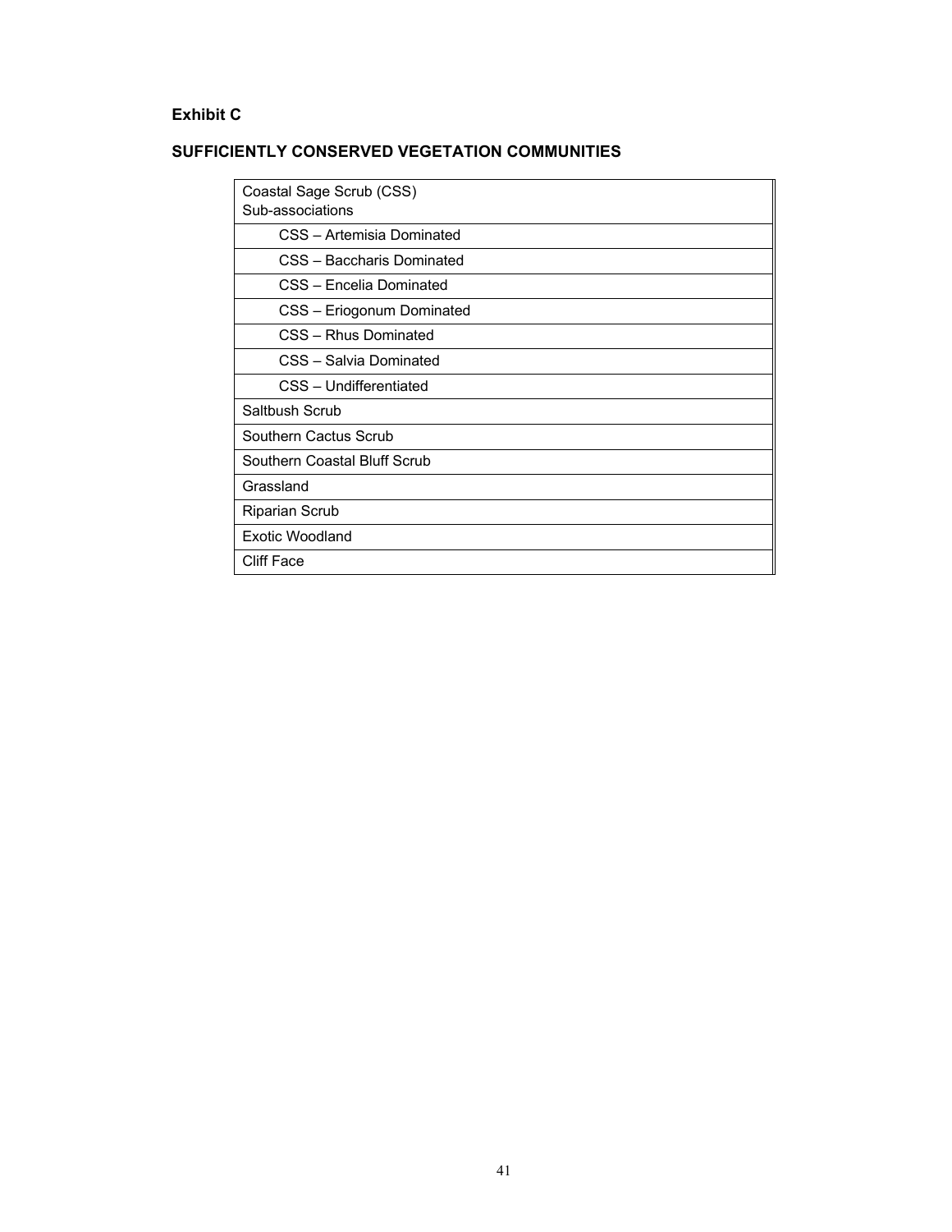**Exhibit C**

**SUFFICIENTLY CONSERVED VEGETATION COMMUNITIES**

| |
|---|
| Coastal Sage Scrub (CSS)<br>Sub-associations |
| CSS – Artemisia Dominated |
| CSS – Baccharis Dominated |
| CSS – Encelia Dominated |
| CSS – Eriogonum Dominated |
| CSS – Rhus Dominated |
| CSS – Salvia Dominated |
| CSS – Undifferentiated |
| Saltbush Scrub |
| Southern Cactus Scrub |
| Southern Coastal Bluff Scrub |
| Grassland |
| Riparian Scrub |
| Exotic Woodland |
| Cliff Face |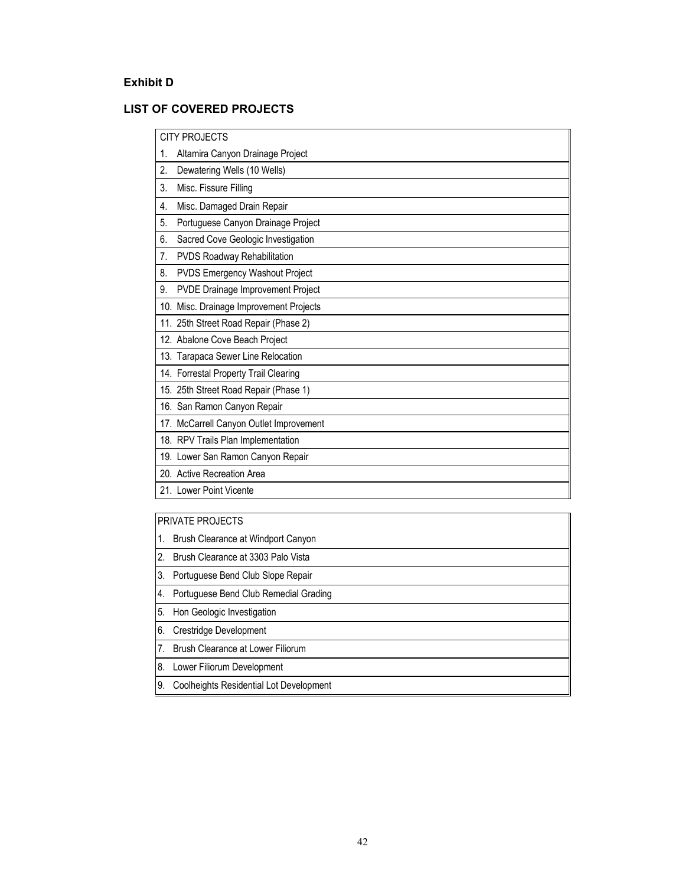**Exhibit D**

**LIST OF COVERED PROJECTS**

| CITY PROJECTS |
| --- |
| 1. Altamira Canyon Drainage Project |
| 2. Dewatering Wells (10 Wells) |
| 3. Misc. Fissure Filling |
| 4. Misc. Damaged Drain Repair |
| 5. Portuguese Canyon Drainage Project |
| 6. Sacred Cove Geologic Investigation |
| 7. PVDS Roadway Rehabilitation |
| 8. PVDS Emergency Washout Project |
| 9. PVDE Drainage Improvement Project |
| 10. Misc. Drainage Improvement Projects |
| 11. 25th Street Road Repair (Phase 2) |
| 12. Abalone Cove Beach Project |
| 13. Tarapaca Sewer Line Relocation |
| 14. Forrestal Property Trail Clearing |
| 15. 25th Street Road Repair (Phase 1) |
| 16. San Ramon Canyon Repair |
| 17. McCarrell Canyon Outlet Improvement |
| 18. RPV Trails Plan Implementation |
| 19. Lower San Ramon Canyon Repair |
| 20. Active Recreation Area |
| 21. Lower Point Vicente |

| PRIVATE PROJECTS |
| --- |
| 1. Brush Clearance at Windport Canyon |
| 2. Brush Clearance at 3303 Palo Vista |
| 3. Portuguese Bend Club Slope Repair |
| 4. Portuguese Bend Club Remedial Grading |
| 5. Hon Geologic Investigation |
| 6. Crestridge Development |
| 7. Brush Clearance at Lower Filiorum |
| 8. Lower Filiorum Development |
| 9. Coolheights Residential Lot Development |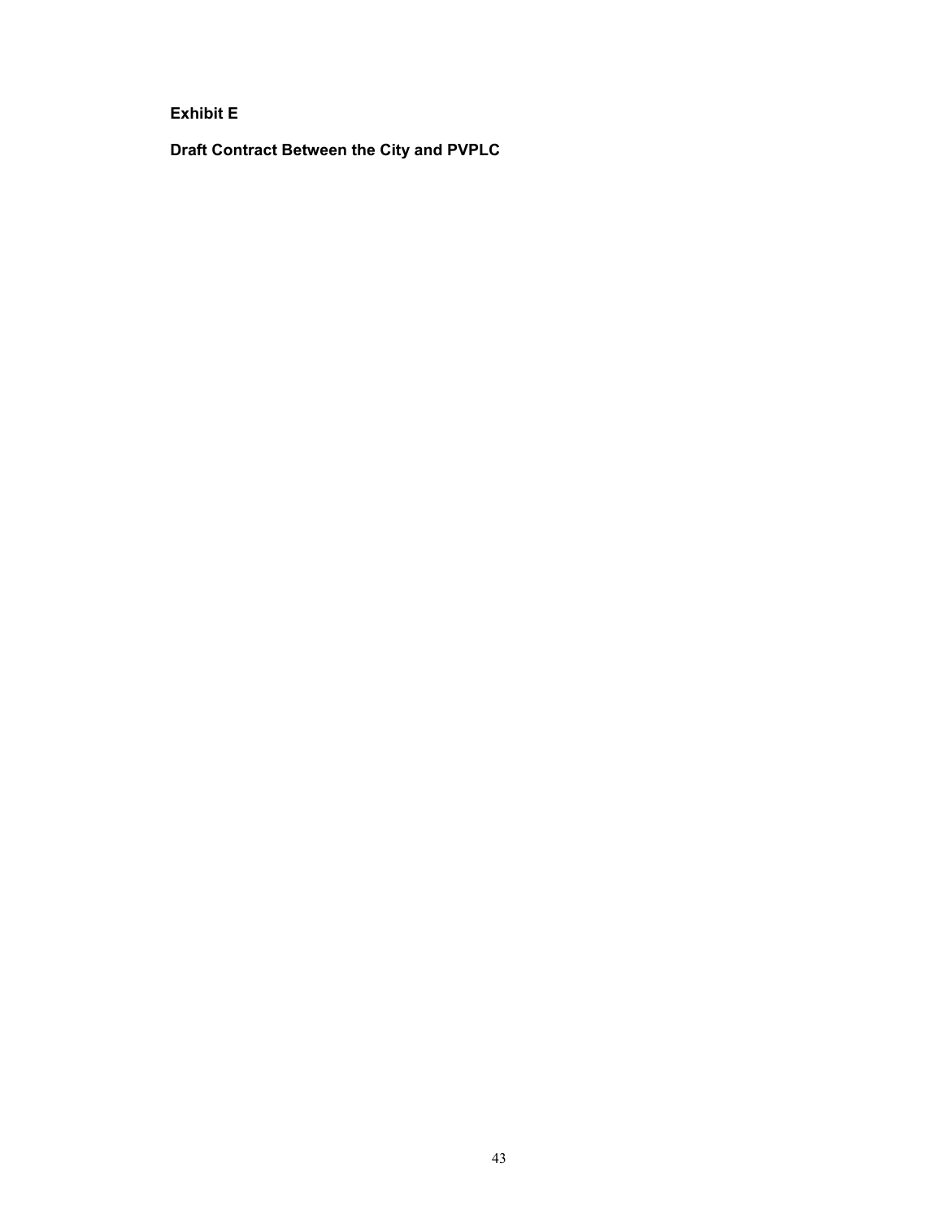**Exhibit E**

**Draft Contract Between the City and PVPLC**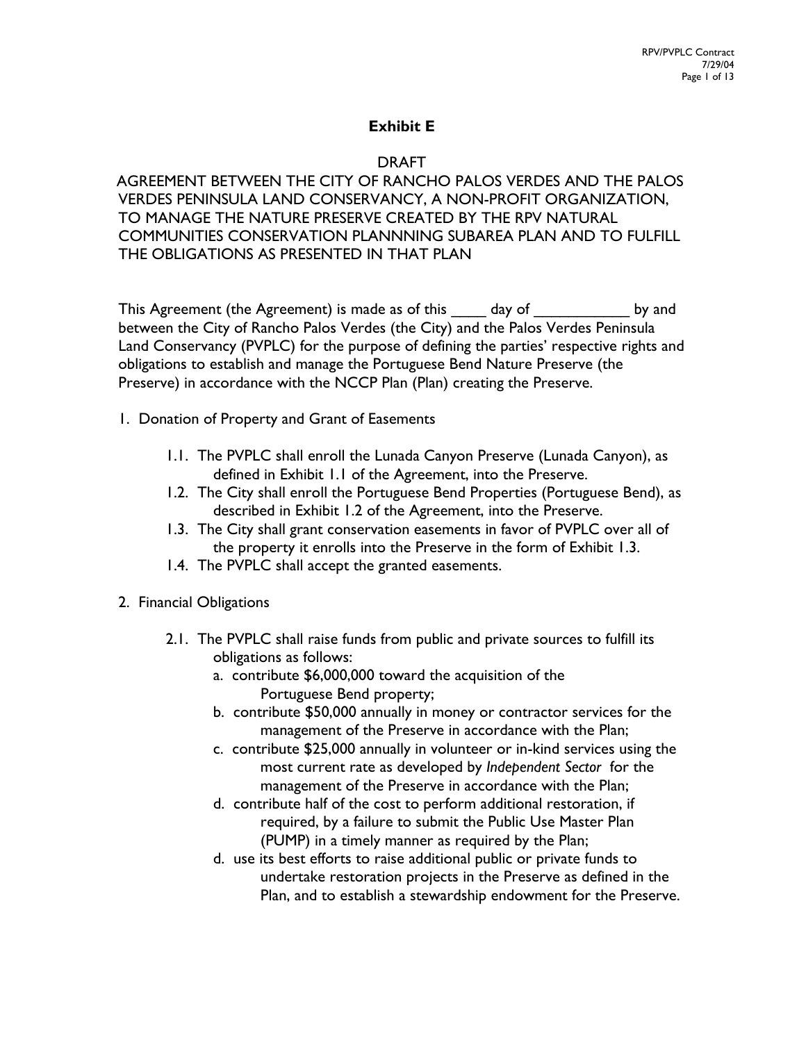# Exhibit E

DRAFT

AGREEMENT BETWEEN THE CITY OF RANCHO PALOS VERDES AND THE PALOS VERDES PENINSULA LAND CONSERVANCY, A NON-PROFIT ORGANIZATION, TO MANAGE THE NATURE PRESERVE CREATED BY THE RPV NATURAL COMMUNITIES CONSERVATION PLANNNING SUBAREA PLAN AND TO FULFILL THE OBLIGATIONS AS PRESENTED IN THAT PLAN

This Agreement (the Agreement) is made as of this ____ day of ___________ by and between the City of Rancho Palos Verdes (the City) and the Palos Verdes Peninsula Land Conservancy (PVPLC) for the purpose of defining the parties' respective rights and obligations to establish and manage the Portuguese Bend Nature Preserve (the Preserve) in accordance with the NCCP Plan (Plan) creating the Preserve.

1. Donation of Property and Grant of Easements

   1.1. The PVPLC shall enroll the Lunada Canyon Preserve (Lunada Canyon), as defined in Exhibit 1.1 of the Agreement, into the Preserve.

   1.2. The City shall enroll the Portuguese Bend Properties (Portuguese Bend), as described in Exhibit 1.2 of the Agreement, into the Preserve.

   1.3. The City shall grant conservation easements in favor of PVPLC over all of the property it enrolls into the Preserve in the form of Exhibit 1.3.

   1.4. The PVPLC shall accept the granted easements.

2. Financial Obligations

   2.1. The PVPLC shall raise funds from public and private sources to fulfill its obligations as follows:

      a. contribute $6,000,000 toward the acquisition of the Portuguese Bend property;

      b. contribute $50,000 annually in money or contractor services for the management of the Preserve in accordance with the Plan;

      c. contribute $25,000 annually in volunteer or in-kind services using the most current rate as developed by *Independent Sector* for the management of the Preserve in accordance with the Plan;

      d. contribute half of the cost to perform additional restoration, if required, by a failure to submit the Public Use Master Plan (PUMP) in a timely manner as required by the Plan;

      d. use its best efforts to raise additional public or private funds to undertake restoration projects in the Preserve as defined in the Plan, and to establish a stewardship endowment for the Preserve.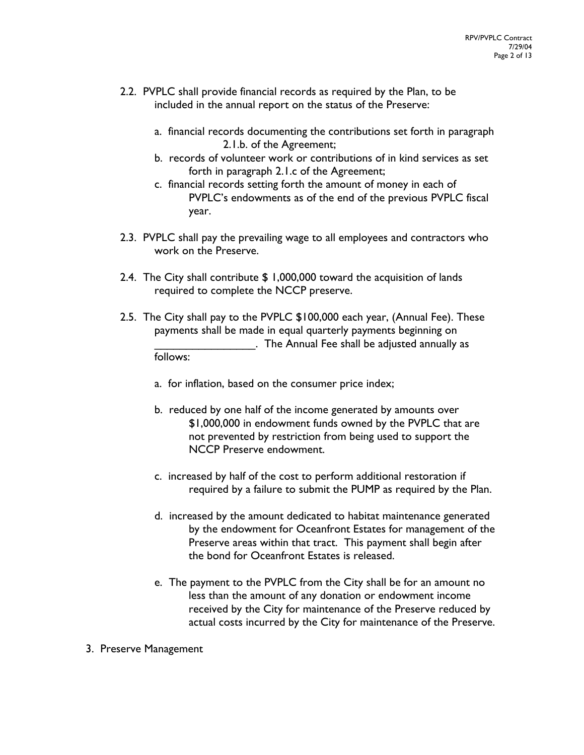2.2. PVPLC shall provide financial records as required by the Plan, to be included in the annual report on the status of the Preserve:

a. financial records documenting the contributions set forth in paragraph 2.1.b. of the Agreement;
b. records of volunteer work or contributions of in kind services as set forth in paragraph 2.1.c of the Agreement;
c. financial records setting forth the amount of money in each of PVPLC's endowments as of the end of the previous PVPLC fiscal year.

2.3. PVPLC shall pay the prevailing wage to all employees and contractors who work on the Preserve.

2.4. The City shall contribute $ 1,000,000 toward the acquisition of lands required to complete the NCCP preserve.

2.5. The City shall pay to the PVPLC $100,000 each year, (Annual Fee). These payments shall be made in equal quarterly payments beginning on ________________. The Annual Fee shall be adjusted annually as follows:

a. for inflation, based on the consumer price index;

b. reduced by one half of the income generated by amounts over $1,000,000 in endowment funds owned by the PVPLC that are not prevented by restriction from being used to support the NCCP Preserve endowment.

c. increased by half of the cost to perform additional restoration if required by a failure to submit the PUMP as required by the Plan.

d. increased by the amount dedicated to habitat maintenance generated by the endowment for Oceanfront Estates for management of the Preserve areas within that tract. This payment shall begin after the bond for Oceanfront Estates is released.

e. The payment to the PVPLC from the City shall be for an amount no less than the amount of any donation or endowment income received by the City for maintenance of the Preserve reduced by actual costs incurred by the City for maintenance of the Preserve.

3. Preserve Management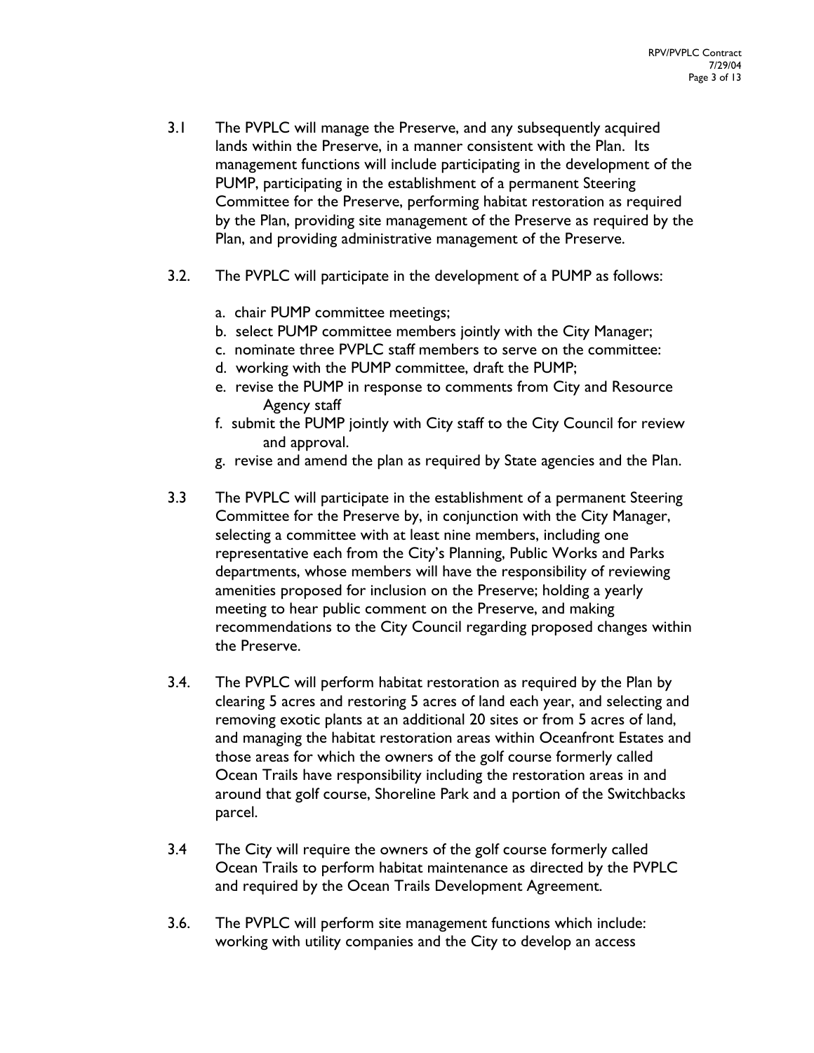3.1 The PVPLC will manage the Preserve, and any subsequently acquired lands within the Preserve, in a manner consistent with the Plan. Its management functions will include participating in the development of the PUMP, participating in the establishment of a permanent Steering Committee for the Preserve, performing habitat restoration as required by the Plan, providing site management of the Preserve as required by the Plan, and providing administrative management of the Preserve.

3.2. The PVPLC will participate in the development of a PUMP as follows:

a. chair PUMP committee meetings;
b. select PUMP committee members jointly with the City Manager;
c. nominate three PVPLC staff members to serve on the committee:
d. working with the PUMP committee, draft the PUMP;
e. revise the PUMP in response to comments from City and Resource Agency staff
f. submit the PUMP jointly with City staff to the City Council for review and approval.
g. revise and amend the plan as required by State agencies and the Plan.

3.3 The PVPLC will participate in the establishment of a permanent Steering Committee for the Preserve by, in conjunction with the City Manager, selecting a committee with at least nine members, including one representative each from the City's Planning, Public Works and Parks departments, whose members will have the responsibility of reviewing amenities proposed for inclusion on the Preserve; holding a yearly meeting to hear public comment on the Preserve, and making recommendations to the City Council regarding proposed changes within the Preserve.

3.4. The PVPLC will perform habitat restoration as required by the Plan by clearing 5 acres and restoring 5 acres of land each year, and selecting and removing exotic plants at an additional 20 sites or from 5 acres of land, and managing the habitat restoration areas within Oceanfront Estates and those areas for which the owners of the golf course formerly called Ocean Trails have responsibility including the restoration areas in and around that golf course, Shoreline Park and a portion of the Switchbacks parcel.

3.4 The City will require the owners of the golf course formerly called Ocean Trails to perform habitat maintenance as directed by the PVPLC and required by the Ocean Trails Development Agreement.

3.6. The PVPLC will perform site management functions which include: working with utility companies and the City to develop an access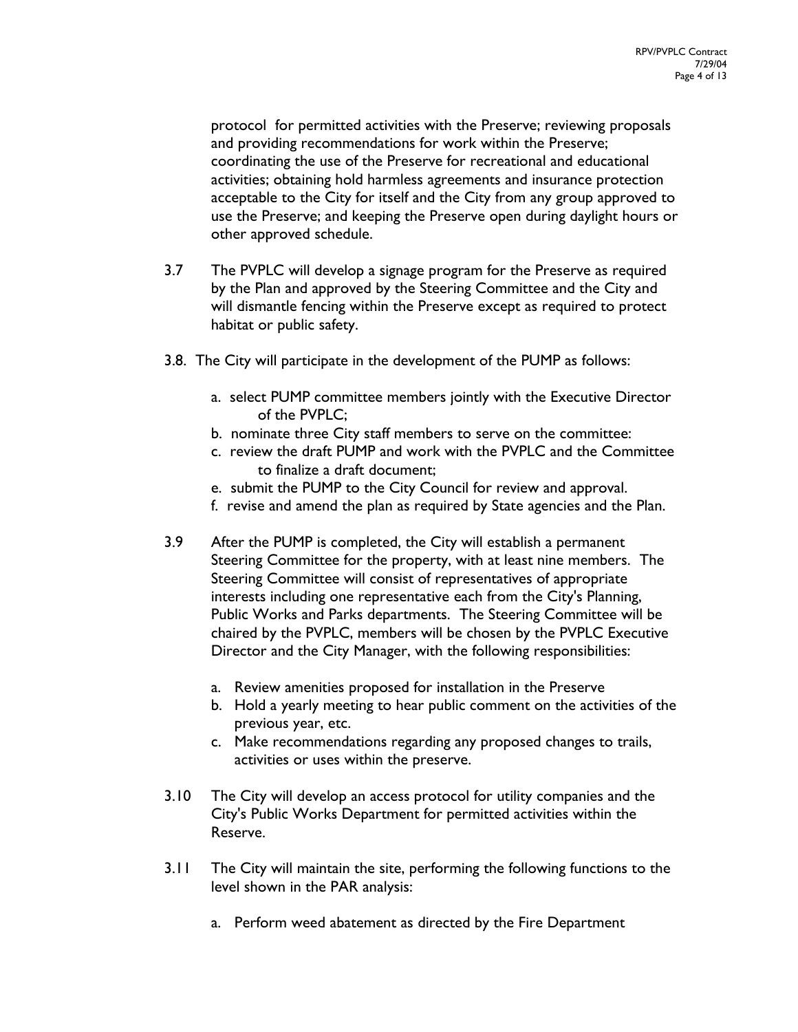protocol for permitted activities with the Preserve; reviewing proposals and providing recommendations for work within the Preserve; coordinating the use of the Preserve for recreational and educational activities; obtaining hold harmless agreements and insurance protection acceptable to the City for itself and the City from any group approved to use the Preserve; and keeping the Preserve open during daylight hours or other approved schedule.

3.7 The PVPLC will develop a signage program for the Preserve as required by the Plan and approved by the Steering Committee and the City and will dismantle fencing within the Preserve except as required to protect habitat or public safety.

3.8. The City will participate in the development of the PUMP as follows:

a. select PUMP committee members jointly with the Executive Director of the PVPLC;
b. nominate three City staff members to serve on the committee:
c. review the draft PUMP and work with the PVPLC and the Committee to finalize a draft document;
e. submit the PUMP to the City Council for review and approval.
f. revise and amend the plan as required by State agencies and the Plan.

3.9 After the PUMP is completed, the City will establish a permanent Steering Committee for the property, with at least nine members. The Steering Committee will consist of representatives of appropriate interests including one representative each from the City's Planning, Public Works and Parks departments. The Steering Committee will be chaired by the PVPLC, members will be chosen by the PVPLC Executive Director and the City Manager, with the following responsibilities:

a. Review amenities proposed for installation in the Preserve
b. Hold a yearly meeting to hear public comment on the activities of the previous year, etc.
c. Make recommendations regarding any proposed changes to trails, activities or uses within the preserve.

3.10 The City will develop an access protocol for utility companies and the City's Public Works Department for permitted activities within the Reserve.

3.11 The City will maintain the site, performing the following functions to the level shown in the PAR analysis:

a. Perform weed abatement as directed by the Fire Department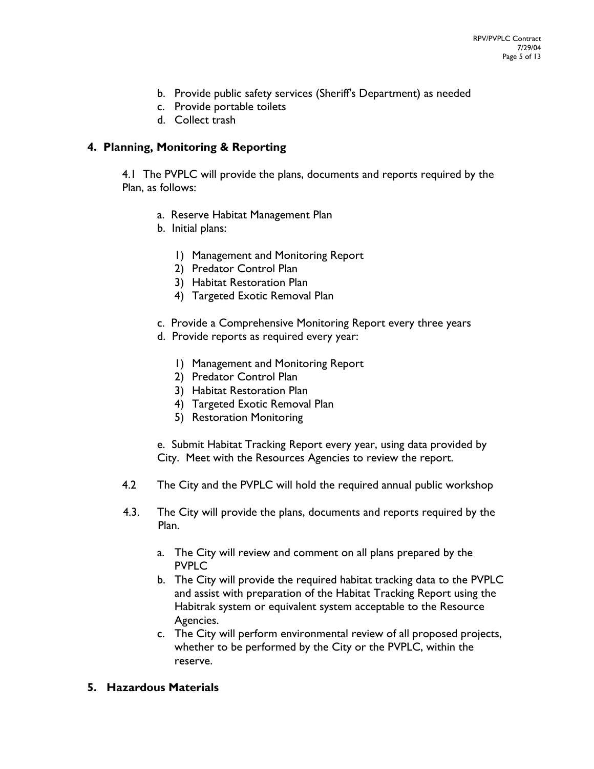b. Provide public safety services (Sheriff's Department) as needed
c. Provide portable toilets
d. Collect trash

**4. Planning, Monitoring & Reporting**

4.1 The PVPLC will provide the plans, documents and reports required by the Plan, as follows:

a. Reserve Habitat Management Plan
b. Initial plans:

    1) Management and Monitoring Report
    2) Predator Control Plan
    3) Habitat Restoration Plan
    4) Targeted Exotic Removal Plan

c. Provide a Comprehensive Monitoring Report every three years
d. Provide reports as required every year:

    1) Management and Monitoring Report
    2) Predator Control Plan
    3) Habitat Restoration Plan
    4) Targeted Exotic Removal Plan
    5) Restoration Monitoring

e. Submit Habitat Tracking Report every year, using data provided by City. Meet with the Resources Agencies to review the report.

4.2 The City and the PVPLC will hold the required annual public workshop

4.3. The City will provide the plans, documents and reports required by the Plan.

a. The City will review and comment on all plans prepared by the PVPLC
b. The City will provide the required habitat tracking data to the PVPLC and assist with preparation of the Habitat Tracking Report using the Habitrak system or equivalent system acceptable to the Resource Agencies.
c. The City will perform environmental review of all proposed projects, whether to be performed by the City or the PVPLC, within the reserve.

**5. Hazardous Materials**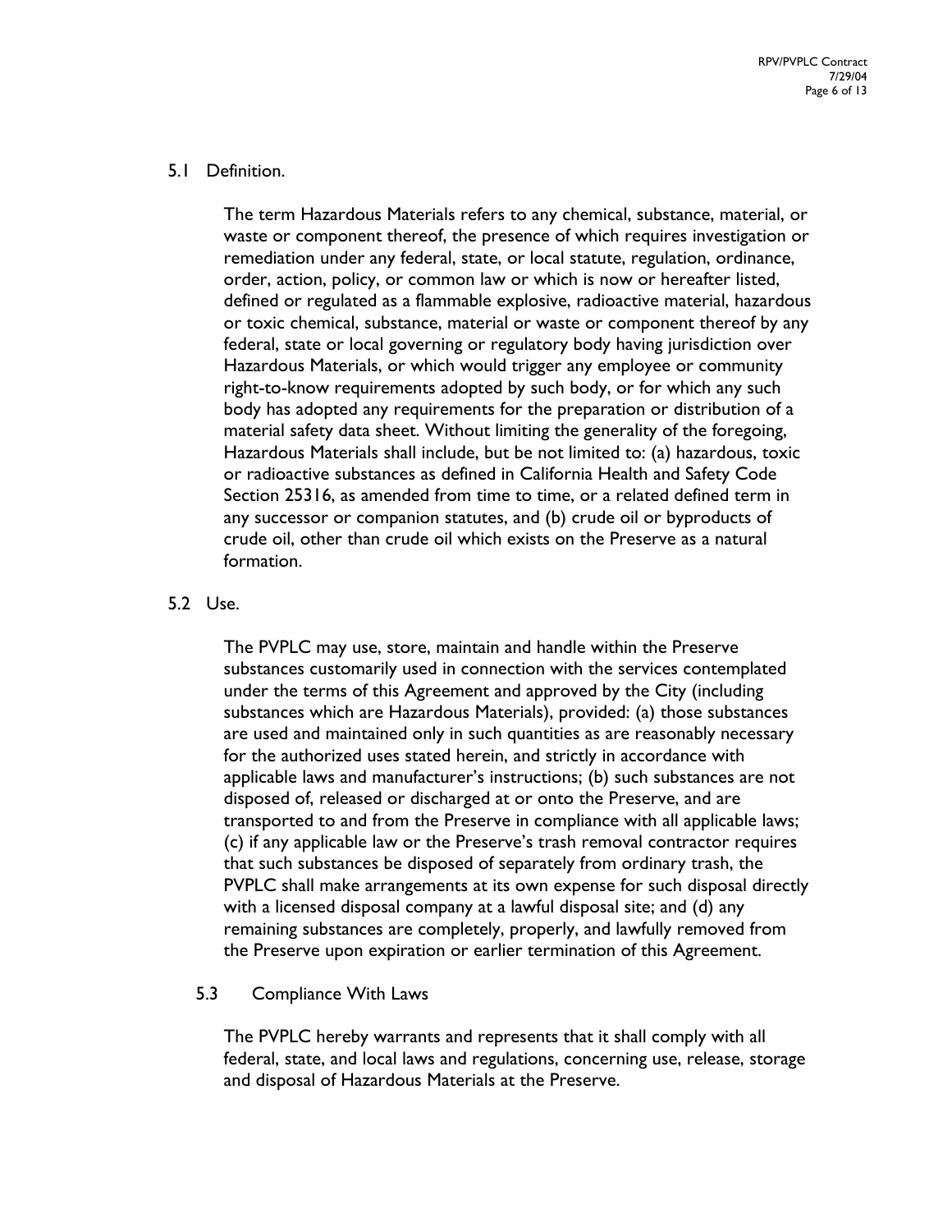### 5.1 Definition.

The term Hazardous Materials refers to any chemical, substance, material, or waste or component thereof, the presence of which requires investigation or remediation under any federal, state, or local statute, regulation, ordinance, order, action, policy, or common law or which is now or hereafter listed, defined or regulated as a flammable explosive, radioactive material, hazardous or toxic chemical, substance, material or waste or component thereof by any federal, state or local governing or regulatory body having jurisdiction over Hazardous Materials, or which would trigger any employee or community right-to-know requirements adopted by such body, or for which any such body has adopted any requirements for the preparation or distribution of a material safety data sheet. Without limiting the generality of the foregoing, Hazardous Materials shall include, but be not limited to: (a) hazardous, toxic or radioactive substances as defined in California Health and Safety Code Section 25316, as amended from time to time, or a related defined term in any successor or companion statutes, and (b) crude oil or byproducts of crude oil, other than crude oil which exists on the Preserve as a natural formation.

### 5.2 Use.

The PVPLC may use, store, maintain and handle within the Preserve substances customarily used in connection with the services contemplated under the terms of this Agreement and approved by the City (including substances which are Hazardous Materials), provided: (a) those substances are used and maintained only in such quantities as are reasonably necessary for the authorized uses stated herein, and strictly in accordance with applicable laws and manufacturer's instructions; (b) such substances are not disposed of, released or discharged at or onto the Preserve, and are transported to and from the Preserve in compliance with all applicable laws; (c) if any applicable law or the Preserve's trash removal contractor requires that such substances be disposed of separately from ordinary trash, the PVPLC shall make arrangements at its own expense for such disposal directly with a licensed disposal company at a lawful disposal site; and (d) any remaining substances are completely, properly, and lawfully removed from the Preserve upon expiration or earlier termination of this Agreement.

### 5.3 Compliance With Laws

The PVPLC hereby warrants and represents that it shall comply with all federal, state, and local laws and regulations, concerning use, release, storage and disposal of Hazardous Materials at the Preserve.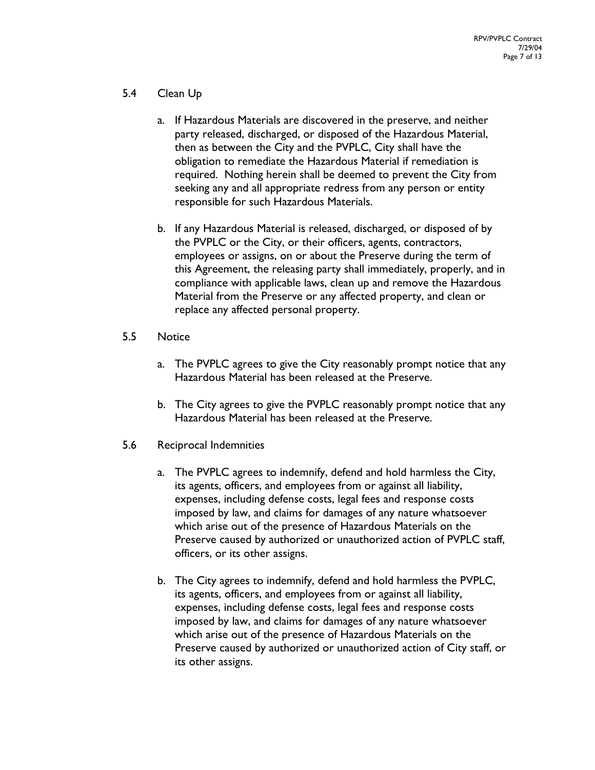5.4 Clean Up

a. If Hazardous Materials are discovered in the preserve, and neither party released, discharged, or disposed of the Hazardous Material, then as between the City and the PVPLC, City shall have the obligation to remediate the Hazardous Material if remediation is required. Nothing herein shall be deemed to prevent the City from seeking any and all appropriate redress from any person or entity responsible for such Hazardous Materials.

b. If any Hazardous Material is released, discharged, or disposed of by the PVPLC or the City, or their officers, agents, contractors, employees or assigns, on or about the Preserve during the term of this Agreement, the releasing party shall immediately, properly, and in compliance with applicable laws, clean up and remove the Hazardous Material from the Preserve or any affected property, and clean or replace any affected personal property.

5.5 Notice

a. The PVPLC agrees to give the City reasonably prompt notice that any Hazardous Material has been released at the Preserve.

b. The City agrees to give the PVPLC reasonably prompt notice that any Hazardous Material has been released at the Preserve.

5.6 Reciprocal Indemnities

a. The PVPLC agrees to indemnify, defend and hold harmless the City, its agents, officers, and employees from or against all liability, expenses, including defense costs, legal fees and response costs imposed by law, and claims for damages of any nature whatsoever which arise out of the presence of Hazardous Materials on the Preserve caused by authorized or unauthorized action of PVPLC staff, officers, or its other assigns.

b. The City agrees to indemnify, defend and hold harmless the PVPLC, its agents, officers, and employees from or against all liability, expenses, including defense costs, legal fees and response costs imposed by law, and claims for damages of any nature whatsoever which arise out of the presence of Hazardous Materials on the Preserve caused by authorized or unauthorized action of City staff, or its other assigns.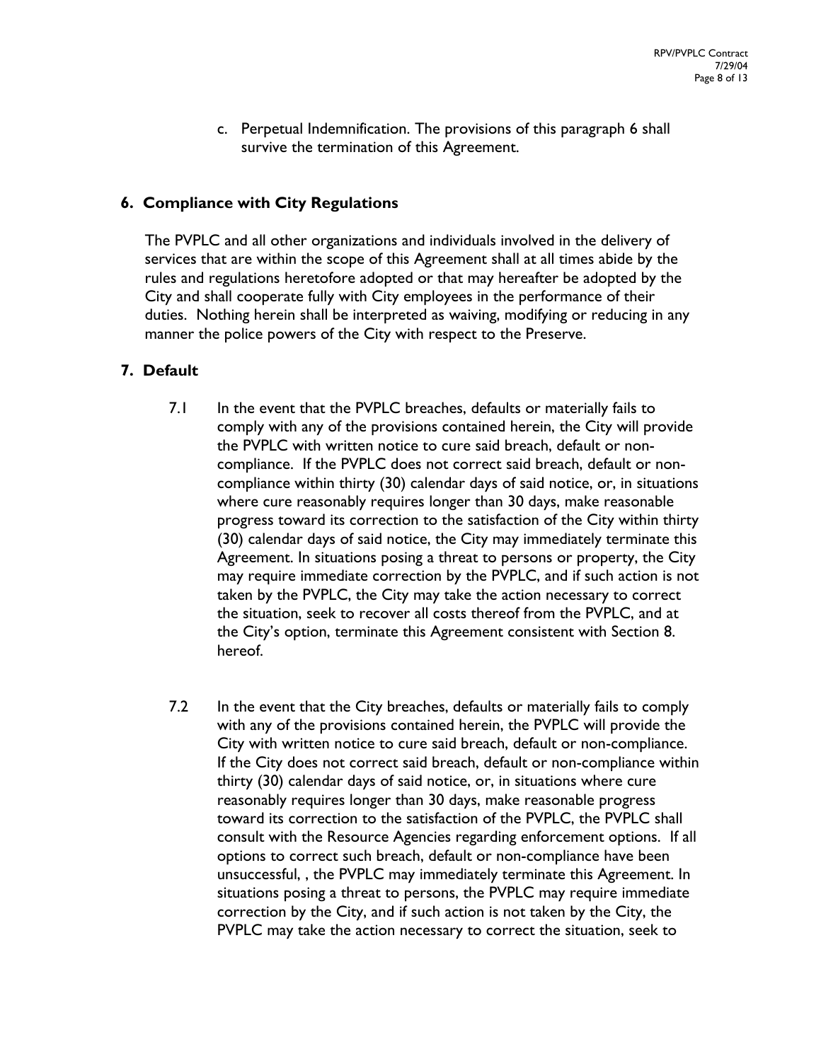c. Perpetual Indemnification. The provisions of this paragraph 6 shall survive the termination of this Agreement.

## 6. Compliance with City Regulations

The PVPLC and all other organizations and individuals involved in the delivery of services that are within the scope of this Agreement shall at all times abide by the rules and regulations heretofore adopted or that may hereafter be adopted by the City and shall cooperate fully with City employees in the performance of their duties. Nothing herein shall be interpreted as waiving, modifying or reducing in any manner the police powers of the City with respect to the Preserve.

## 7. Default

7.1 In the event that the PVPLC breaches, defaults or materially fails to comply with any of the provisions contained herein, the City will provide the PVPLC with written notice to cure said breach, default or non-compliance. If the PVPLC does not correct said breach, default or non-compliance within thirty (30) calendar days of said notice, or, in situations where cure reasonably requires longer than 30 days, make reasonable progress toward its correction to the satisfaction of the City within thirty (30) calendar days of said notice, the City may immediately terminate this Agreement. In situations posing a threat to persons or property, the City may require immediate correction by the PVPLC, and if such action is not taken by the PVPLC, the City may take the action necessary to correct the situation, seek to recover all costs thereof from the PVPLC, and at the City's option, terminate this Agreement consistent with Section 8. hereof.

7.2 In the event that the City breaches, defaults or materially fails to comply with any of the provisions contained herein, the PVPLC will provide the City with written notice to cure said breach, default or non-compliance. If the City does not correct said breach, default or non-compliance within thirty (30) calendar days of said notice, or, in situations where cure reasonably requires longer than 30 days, make reasonable progress toward its correction to the satisfaction of the PVPLC, the PVPLC shall consult with the Resource Agencies regarding enforcement options. If all options to correct such breach, default or non-compliance have been unsuccessful, , the PVPLC may immediately terminate this Agreement. In situations posing a threat to persons, the PVPLC may require immediate correction by the City, and if such action is not taken by the City, the PVPLC may take the action necessary to correct the situation, seek to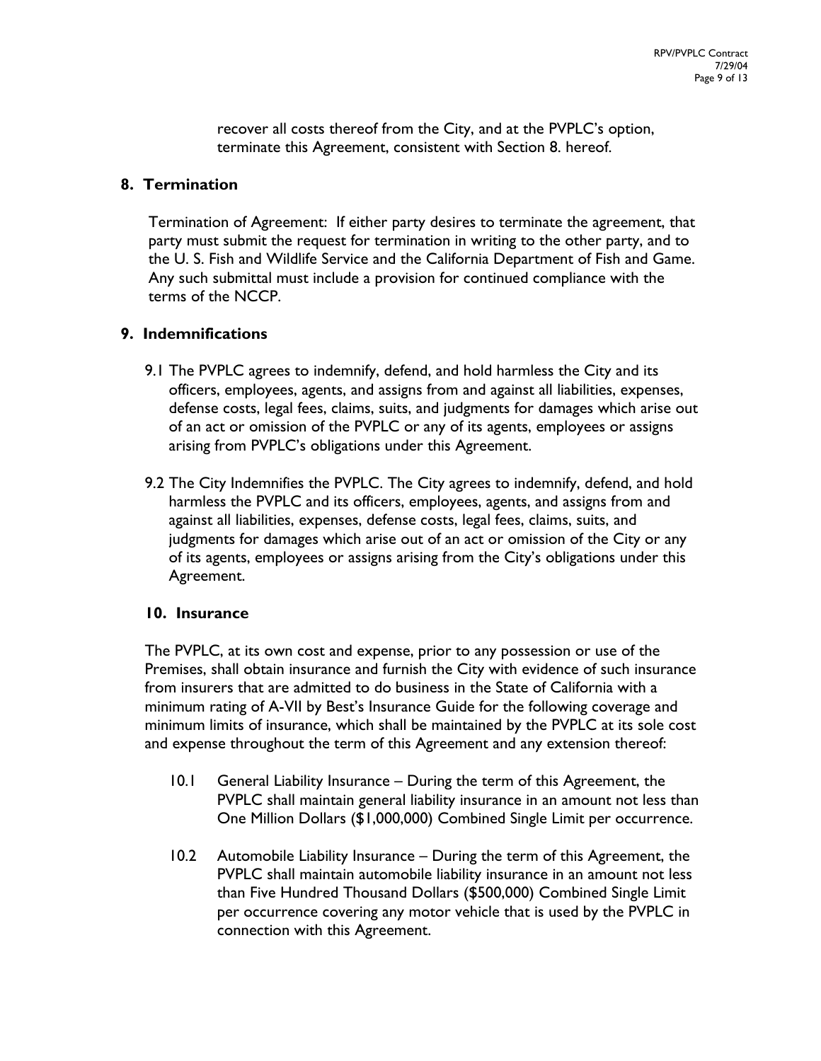recover all costs thereof from the City, and at the PVPLC's option, terminate this Agreement, consistent with Section 8. hereof.

## 8. Termination

Termination of Agreement: If either party desires to terminate the agreement, that party must submit the request for termination in writing to the other party, and to the U. S. Fish and Wildlife Service and the California Department of Fish and Game. Any such submittal must include a provision for continued compliance with the terms of the NCCP.

## 9. Indemnifications

9.1 The PVPLC agrees to indemnify, defend, and hold harmless the City and its officers, employees, agents, and assigns from and against all liabilities, expenses, defense costs, legal fees, claims, suits, and judgments for damages which arise out of an act or omission of the PVPLC or any of its agents, employees or assigns arising from PVPLC's obligations under this Agreement.

9.2 The City Indemnifies the PVPLC. The City agrees to indemnify, defend, and hold harmless the PVPLC and its officers, employees, agents, and assigns from and against all liabilities, expenses, defense costs, legal fees, claims, suits, and judgments for damages which arise out of an act or omission of the City or any of its agents, employees or assigns arising from the City's obligations under this Agreement.

## 10. Insurance

The PVPLC, at its own cost and expense, prior to any possession or use of the Premises, shall obtain insurance and furnish the City with evidence of such insurance from insurers that are admitted to do business in the State of California with a minimum rating of A-VII by Best's Insurance Guide for the following coverage and minimum limits of insurance, which shall be maintained by the PVPLC at its sole cost and expense throughout the term of this Agreement and any extension thereof:

10.1 General Liability Insurance – During the term of this Agreement, the PVPLC shall maintain general liability insurance in an amount not less than One Million Dollars ($1,000,000) Combined Single Limit per occurrence.

10.2 Automobile Liability Insurance – During the term of this Agreement, the PVPLC shall maintain automobile liability insurance in an amount not less than Five Hundred Thousand Dollars ($500,000) Combined Single Limit per occurrence covering any motor vehicle that is used by the PVPLC in connection with this Agreement.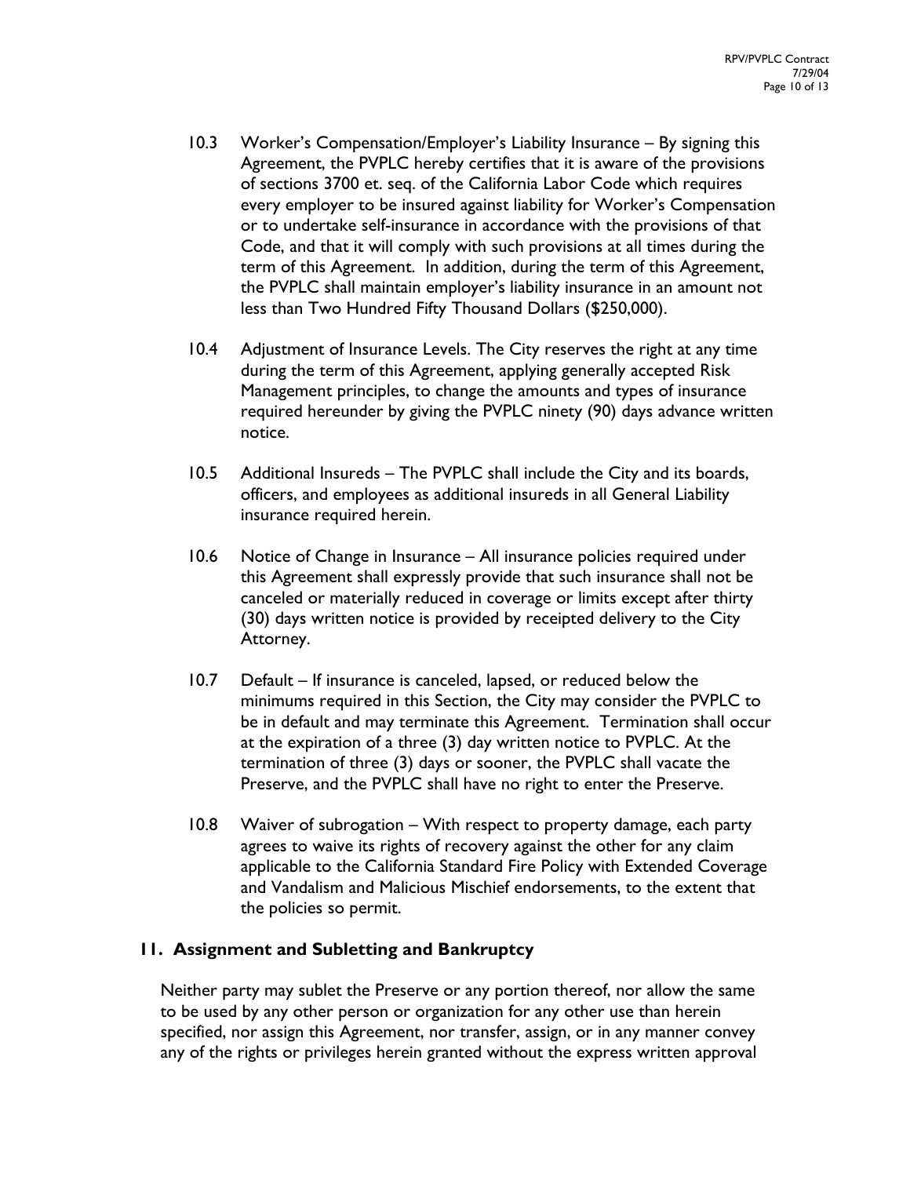10.3 Worker's Compensation/Employer's Liability Insurance – By signing this Agreement, the PVPLC hereby certifies that it is aware of the provisions of sections 3700 et. seq. of the California Labor Code which requires every employer to be insured against liability for Worker's Compensation or to undertake self-insurance in accordance with the provisions of that Code, and that it will comply with such provisions at all times during the term of this Agreement. In addition, during the term of this Agreement, the PVPLC shall maintain employer's liability insurance in an amount not less than Two Hundred Fifty Thousand Dollars ($250,000).

10.4 Adjustment of Insurance Levels. The City reserves the right at any time during the term of this Agreement, applying generally accepted Risk Management principles, to change the amounts and types of insurance required hereunder by giving the PVPLC ninety (90) days advance written notice.

10.5 Additional Insureds – The PVPLC shall include the City and its boards, officers, and employees as additional insureds in all General Liability insurance required herein.

10.6 Notice of Change in Insurance – All insurance policies required under this Agreement shall expressly provide that such insurance shall not be canceled or materially reduced in coverage or limits except after thirty (30) days written notice is provided by receipted delivery to the City Attorney.

10.7 Default – If insurance is canceled, lapsed, or reduced below the minimums required in this Section, the City may consider the PVPLC to be in default and may terminate this Agreement. Termination shall occur at the expiration of a three (3) day written notice to PVPLC. At the termination of three (3) days or sooner, the PVPLC shall vacate the Preserve, and the PVPLC shall have no right to enter the Preserve.

10.8 Waiver of subrogation – With respect to property damage, each party agrees to waive its rights of recovery against the other for any claim applicable to the California Standard Fire Policy with Extended Coverage and Vandalism and Malicious Mischief endorsements, to the extent that the policies so permit.

## 11. Assignment and Subletting and Bankruptcy

Neither party may sublet the Preserve or any portion thereof, nor allow the same to be used by any other person or organization for any other use than herein specified, nor assign this Agreement, nor transfer, assign, or in any manner convey any of the rights or privileges herein granted without the express written approval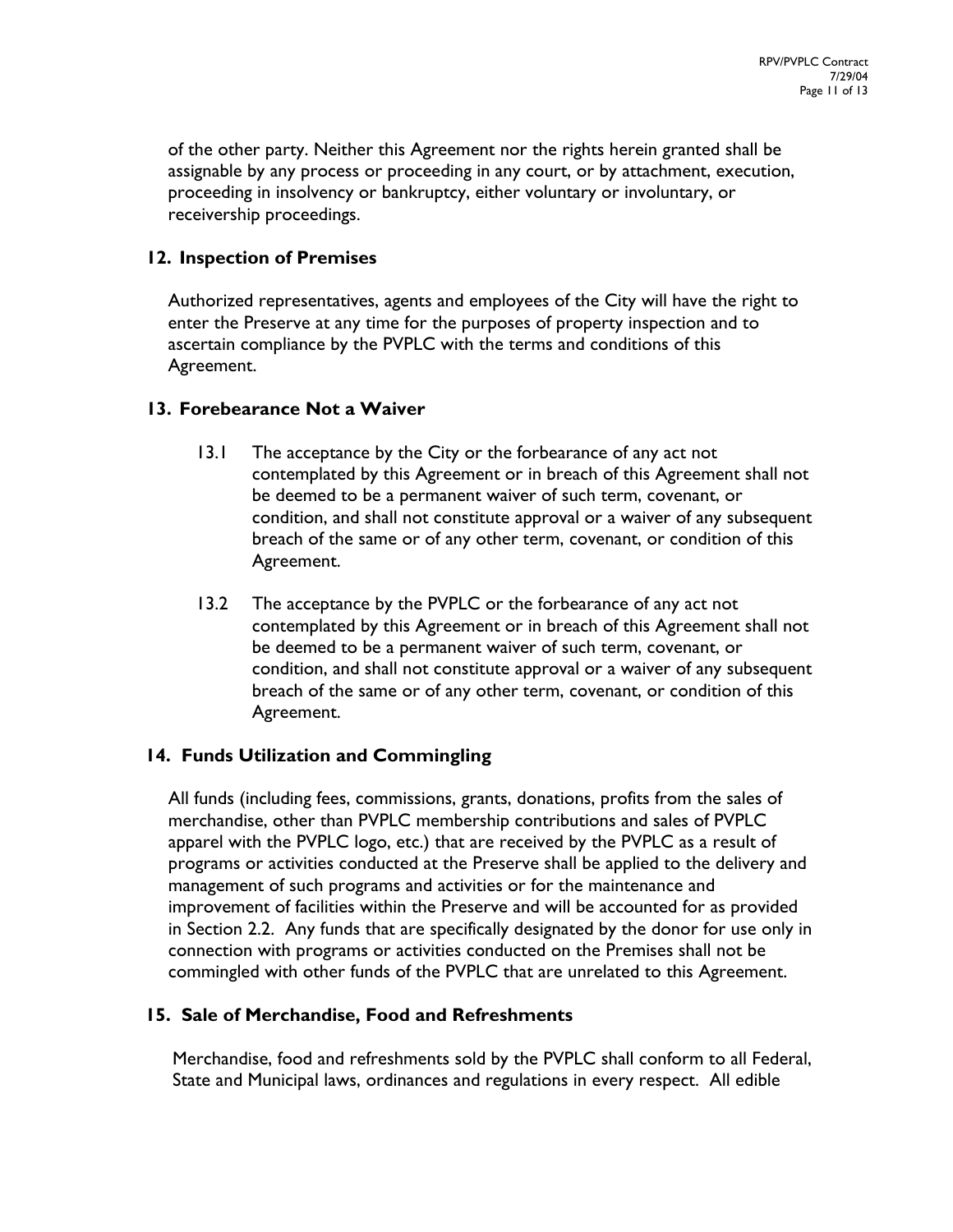of the other party. Neither this Agreement nor the rights herein granted shall be assignable by any process or proceeding in any court, or by attachment, execution, proceeding in insolvency or bankruptcy, either voluntary or involuntary, or receivership proceedings.

## 12. Inspection of Premises

Authorized representatives, agents and employees of the City will have the right to enter the Preserve at any time for the purposes of property inspection and to ascertain compliance by the PVPLC with the terms and conditions of this Agreement.

## 13. Forebearance Not a Waiver

13.1 The acceptance by the City or the forbearance of any act not contemplated by this Agreement or in breach of this Agreement shall not be deemed to be a permanent waiver of such term, covenant, or condition, and shall not constitute approval or a waiver of any subsequent breach of the same or of any other term, covenant, or condition of this Agreement.

13.2 The acceptance by the PVPLC or the forbearance of any act not contemplated by this Agreement or in breach of this Agreement shall not be deemed to be a permanent waiver of such term, covenant, or condition, and shall not constitute approval or a waiver of any subsequent breach of the same or of any other term, covenant, or condition of this Agreement.

## 14. Funds Utilization and Commingling

All funds (including fees, commissions, grants, donations, profits from the sales of merchandise, other than PVPLC membership contributions and sales of PVPLC apparel with the PVPLC logo, etc.) that are received by the PVPLC as a result of programs or activities conducted at the Preserve shall be applied to the delivery and management of such programs and activities or for the maintenance and improvement of facilities within the Preserve and will be accounted for as provided in Section 2.2. Any funds that are specifically designated by the donor for use only in connection with programs or activities conducted on the Premises shall not be commingled with other funds of the PVPLC that are unrelated to this Agreement.

## 15. Sale of Merchandise, Food and Refreshments

Merchandise, food and refreshments sold by the PVPLC shall conform to all Federal, State and Municipal laws, ordinances and regulations in every respect. All edible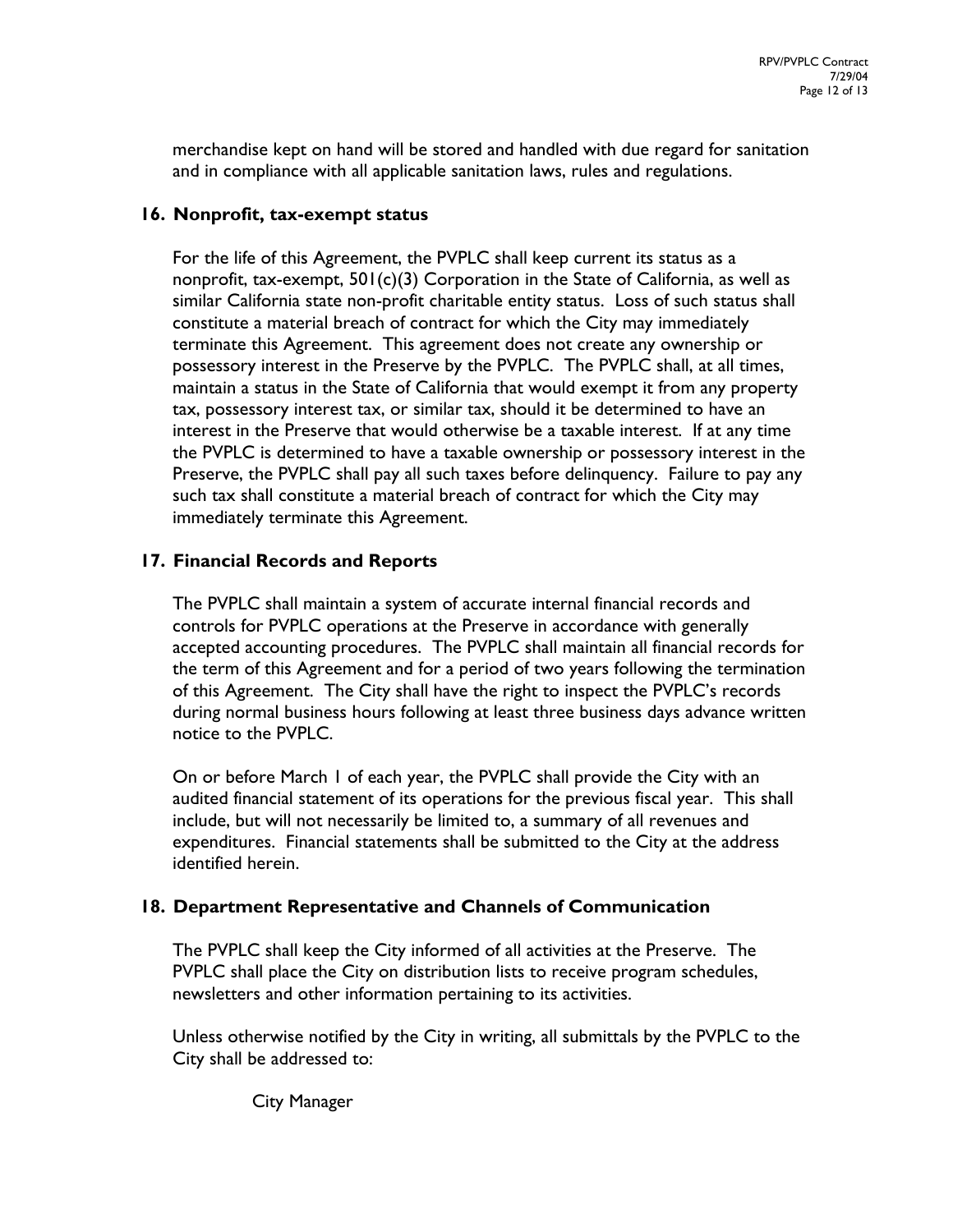merchandise kept on hand will be stored and handled with due regard for sanitation and in compliance with all applicable sanitation laws, rules and regulations.

### 16. Nonprofit, tax-exempt status

For the life of this Agreement, the PVPLC shall keep current its status as a nonprofit, tax-exempt, 501(c)(3) Corporation in the State of California, as well as similar California state non-profit charitable entity status. Loss of such status shall constitute a material breach of contract for which the City may immediately terminate this Agreement. This agreement does not create any ownership or possessory interest in the Preserve by the PVPLC. The PVPLC shall, at all times, maintain a status in the State of California that would exempt it from any property tax, possessory interest tax, or similar tax, should it be determined to have an interest in the Preserve that would otherwise be a taxable interest. If at any time the PVPLC is determined to have a taxable ownership or possessory interest in the Preserve, the PVPLC shall pay all such taxes before delinquency. Failure to pay any such tax shall constitute a material breach of contract for which the City may immediately terminate this Agreement.

### 17. Financial Records and Reports

The PVPLC shall maintain a system of accurate internal financial records and controls for PVPLC operations at the Preserve in accordance with generally accepted accounting procedures. The PVPLC shall maintain all financial records for the term of this Agreement and for a period of two years following the termination of this Agreement. The City shall have the right to inspect the PVPLC's records during normal business hours following at least three business days advance written notice to the PVPLC.

On or before March 1 of each year, the PVPLC shall provide the City with an audited financial statement of its operations for the previous fiscal year. This shall include, but will not necessarily be limited to, a summary of all revenues and expenditures. Financial statements shall be submitted to the City at the address identified herein.

### 18. Department Representative and Channels of Communication

The PVPLC shall keep the City informed of all activities at the Preserve. The PVPLC shall place the City on distribution lists to receive program schedules, newsletters and other information pertaining to its activities.

Unless otherwise notified by the City in writing, all submittals by the PVPLC to the City shall be addressed to:

City Manager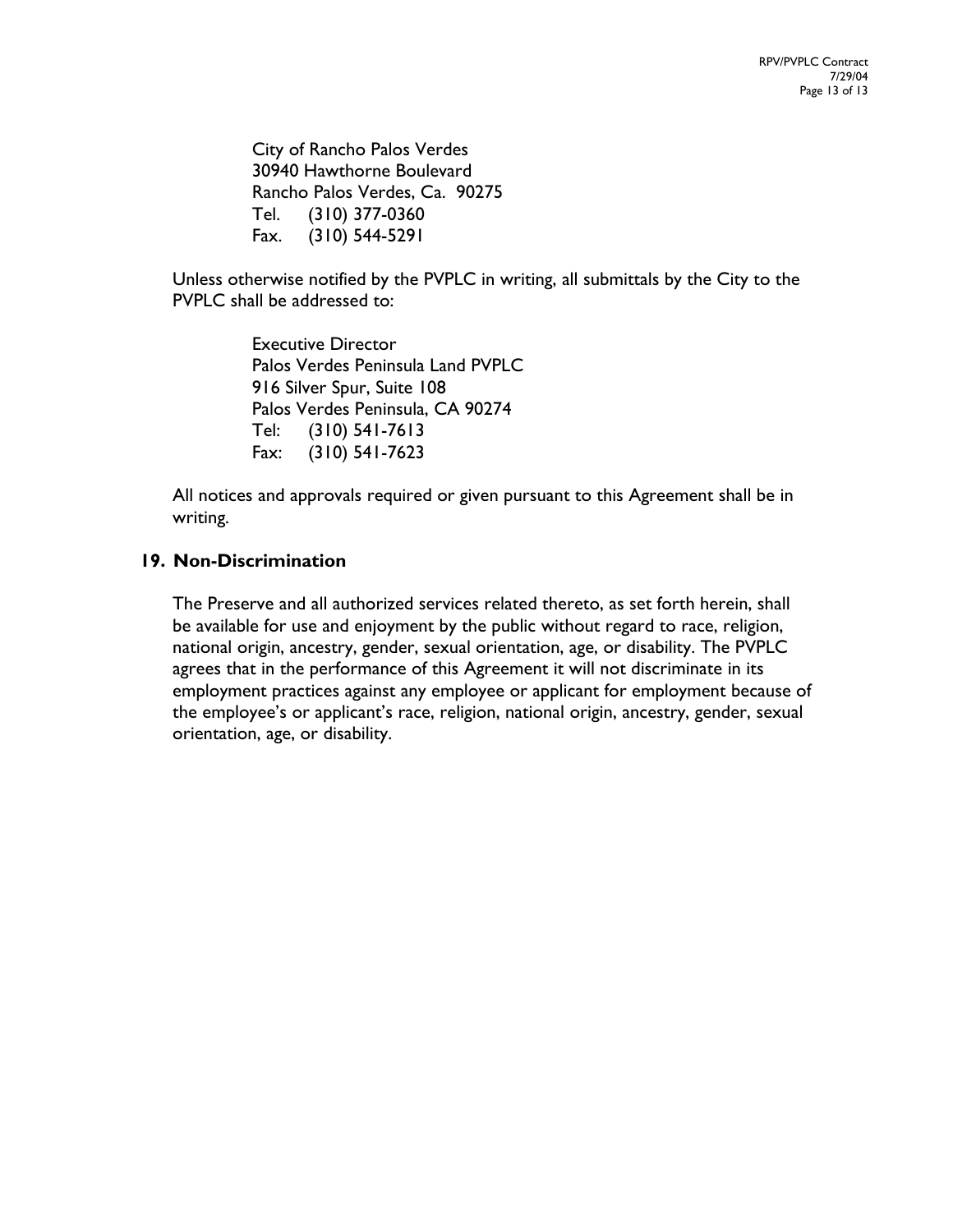City of Rancho Palos Verdes
30940 Hawthorne Boulevard
Rancho Palos Verdes, Ca. 90275
Tel. (310) 377-0360
Fax. (310) 544-5291

Unless otherwise notified by the PVPLC in writing, all submittals by the City to the PVPLC shall be addressed to:

Executive Director
Palos Verdes Peninsula Land PVPLC
916 Silver Spur, Suite 108
Palos Verdes Peninsula, CA 90274
Tel: (310) 541-7613
Fax: (310) 541-7623

All notices and approvals required or given pursuant to this Agreement shall be in writing.

## 19. Non-Discrimination

The Preserve and all authorized services related thereto, as set forth herein, shall be available for use and enjoyment by the public without regard to race, religion, national origin, ancestry, gender, sexual orientation, age, or disability. The PVPLC agrees that in the performance of this Agreement it will not discriminate in its employment practices against any employee or applicant for employment because of the employee's or applicant's race, religion, national origin, ancestry, gender, sexual orientation, age, or disability.